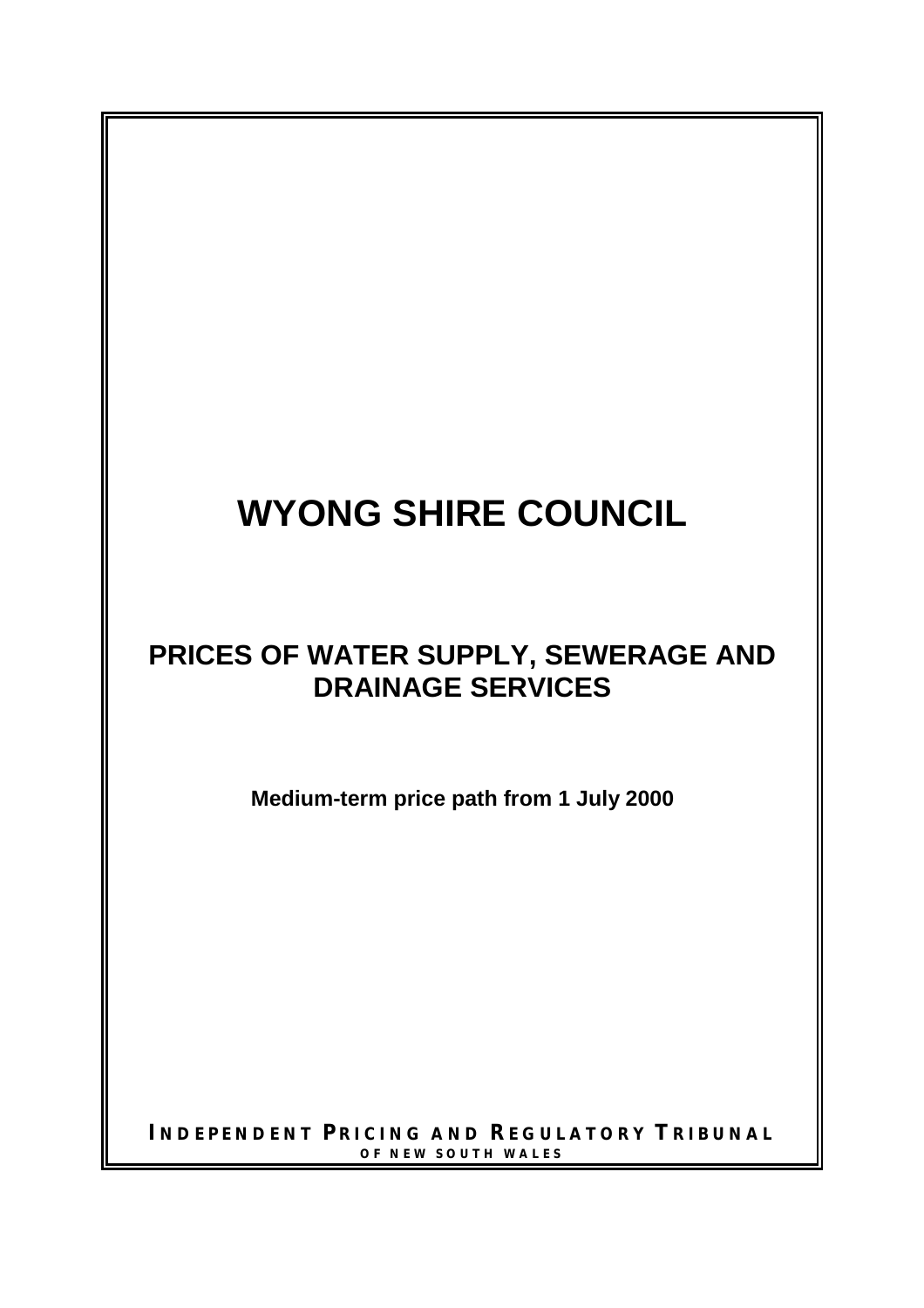# WYONG SHIRE COUNCIL

## PRICES OF WATER SUPPLY, SEWERAGE AND DRAINAGE SERVICES

**Medium-term price path from 1 July 2000**

**INDEPENDENT PRICING AND REGULATORY TRIBUNAL**
**OF NEW SOUTH WALES**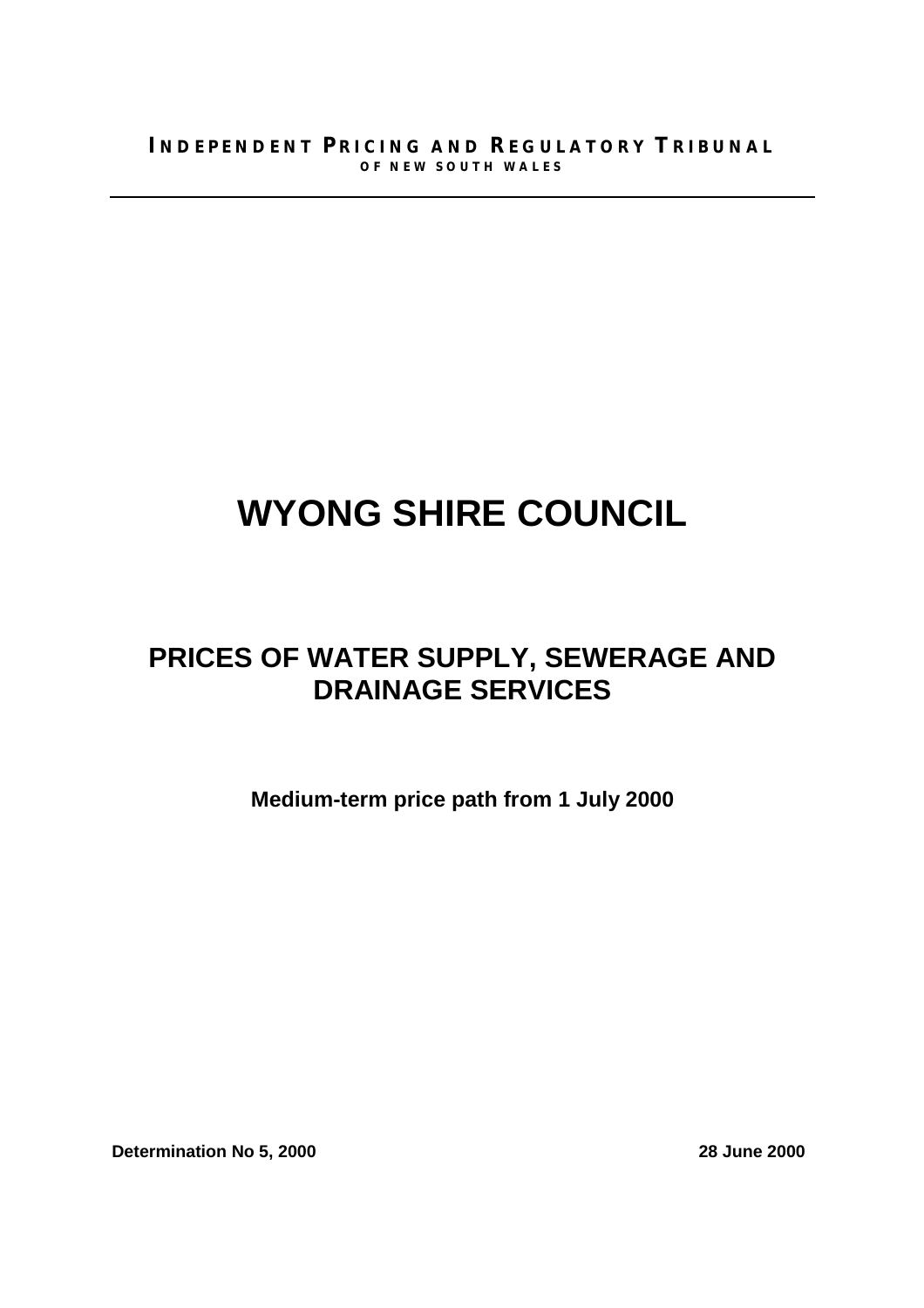**INDEPENDENT PRICING AND REGULATORY TRIBUNAL**
**OF NEW SOUTH WALES**

---

# WYONG SHIRE COUNCIL

## PRICES OF WATER SUPPLY, SEWERAGE AND DRAINAGE SERVICES

**Medium-term price path from 1 July 2000**

**Determination No 5, 2000** **28 June 2000**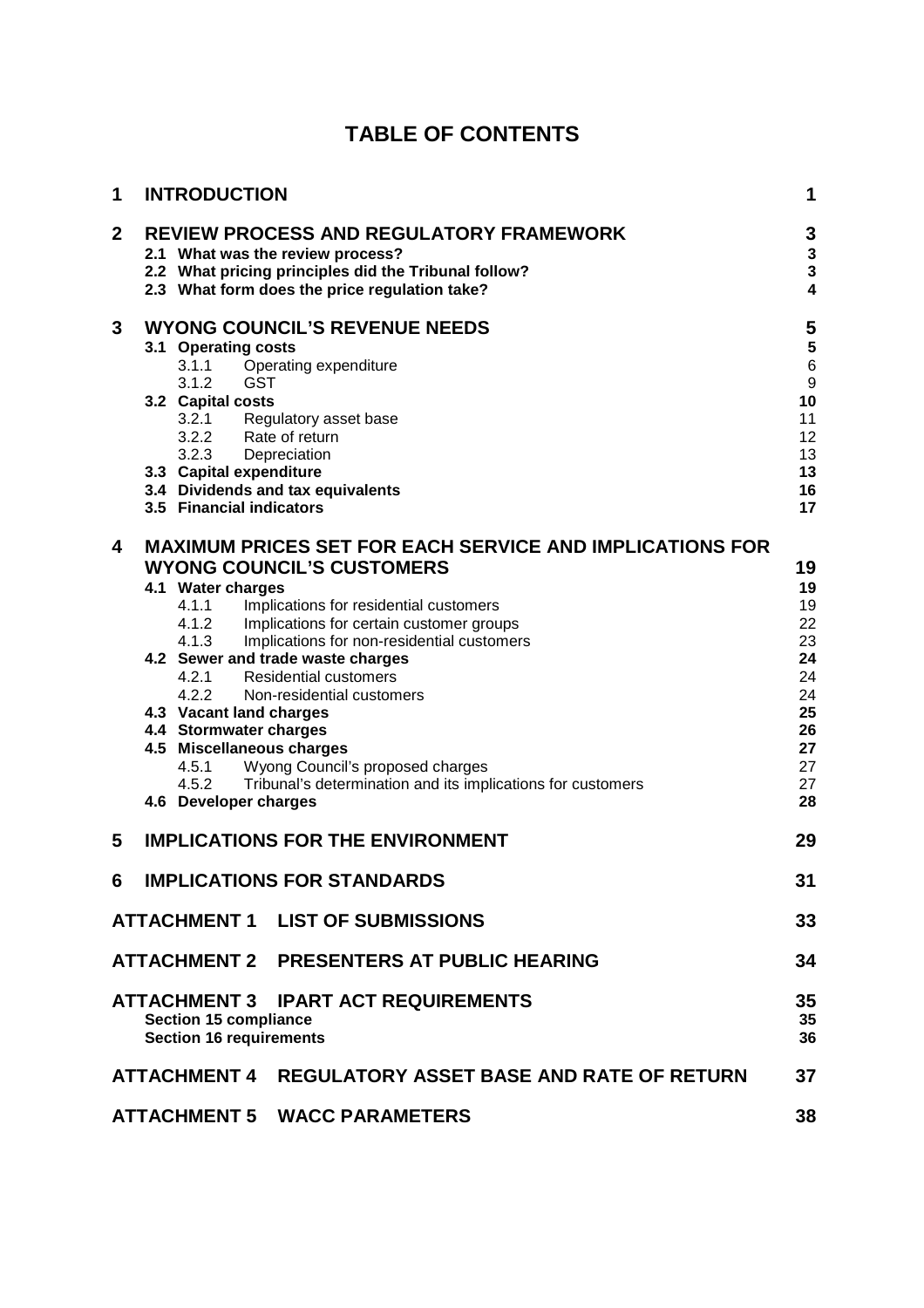# TABLE OF CONTENTS

| | | |
|---|---|---|
| **1** | **INTRODUCTION** | **1** |
| **2** | **REVIEW PROCESS AND REGULATORY FRAMEWORK** | **3** |
| | **2.1 What was the review process?** | **3** |
| | **2.2 What pricing principles did the Tribunal follow?** | **3** |
| | **2.3 What form does the price regulation take?** | **4** |
| **3** | **WYONG COUNCIL'S REVENUE NEEDS** | **5** |
| | **3.1 Operating costs** | **5** |
| | 3.1.1 Operating expenditure | 6 |
| | 3.1.2 GST | 9 |
| | **3.2 Capital costs** | **10** |
| | 3.2.1 Regulatory asset base | 11 |
| | 3.2.2 Rate of return | 12 |
| | 3.2.3 Depreciation | 13 |
| | **3.3 Capital expenditure** | **13** |
| | **3.4 Dividends and tax equivalents** | **16** |
| | **3.5 Financial indicators** | **17** |
| **4** | **MAXIMUM PRICES SET FOR EACH SERVICE AND IMPLICATIONS FOR WYONG COUNCIL'S CUSTOMERS** | **19** |
| | **4.1 Water charges** | **19** |
| | 4.1.1 Implications for residential customers | 19 |
| | 4.1.2 Implications for certain customer groups | 22 |
| | 4.1.3 Implications for non-residential customers | 23 |
| | **4.2 Sewer and trade waste charges** | **24** |
| | 4.2.1 Residential customers | 24 |
| | 4.2.2 Non-residential customers | 24 |
| | **4.3 Vacant land charges** | **25** |
| | **4.4 Stormwater charges** | **26** |
| | **4.5 Miscellaneous charges** | **27** |
| | 4.5.1 Wyong Council's proposed charges | 27 |
| | 4.5.2 Tribunal's determination and its implications for customers | 27 |
| | **4.6 Developer charges** | **28** |
| **5** | **IMPLICATIONS FOR THE ENVIRONMENT** | **29** |
| **6** | **IMPLICATIONS FOR STANDARDS** | **31** |
| | **ATTACHMENT 1 LIST OF SUBMISSIONS** | **33** |
| | **ATTACHMENT 2 PRESENTERS AT PUBLIC HEARING** | **34** |
| | **ATTACHMENT 3 IPART ACT REQUIREMENTS** | **35** |
| | **Section 15 compliance** | **35** |
| | **Section 16 requirements** | **36** |
| | **ATTACHMENT 4 REGULATORY ASSET BASE AND RATE OF RETURN** | **37** |
| | **ATTACHMENT 5 WACC PARAMETERS** | **38** |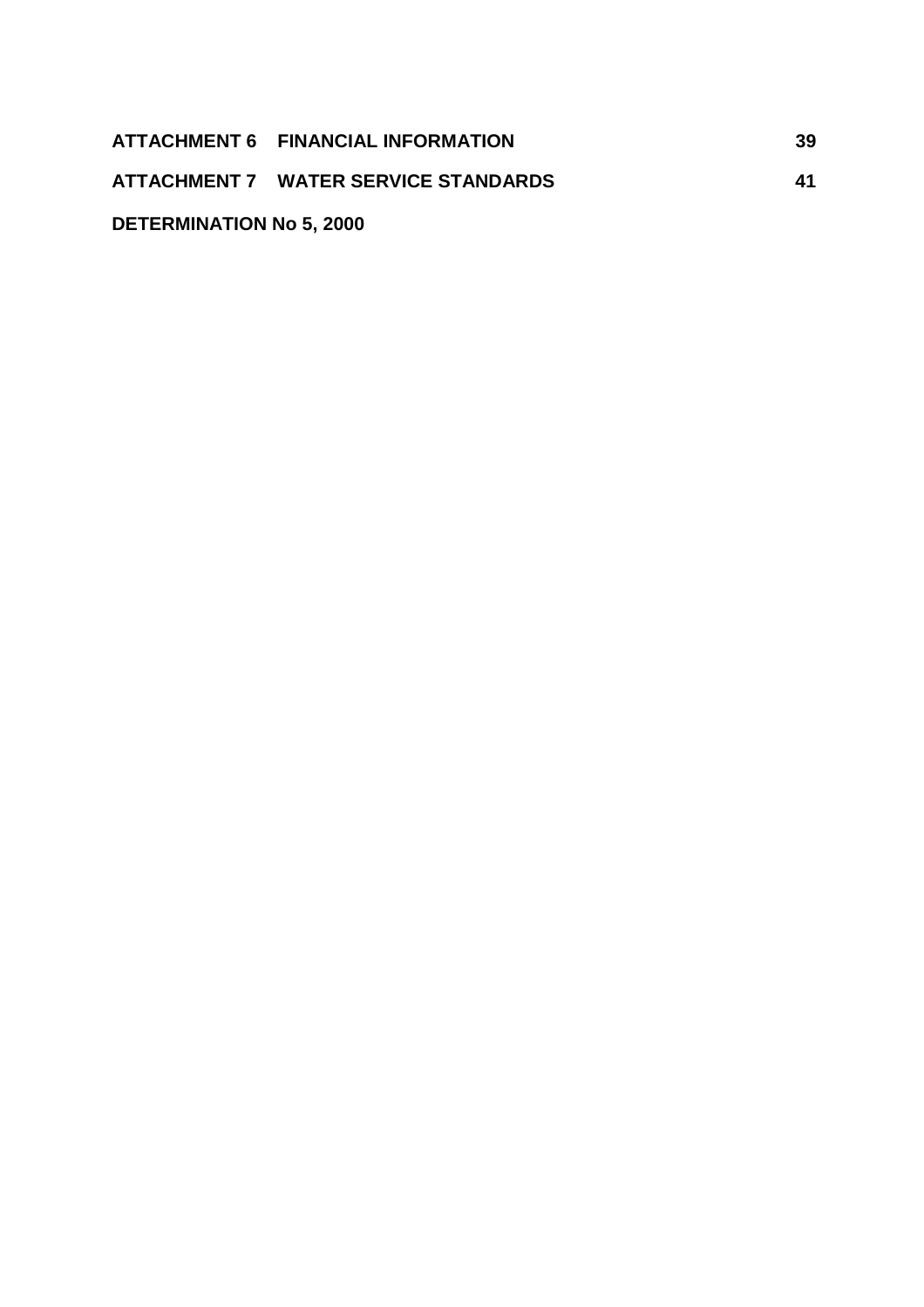**ATTACHMENT 6 FINANCIAL INFORMATION** 39

**ATTACHMENT 7 WATER SERVICE STANDARDS** 41

**DETERMINATION No 5, 2000**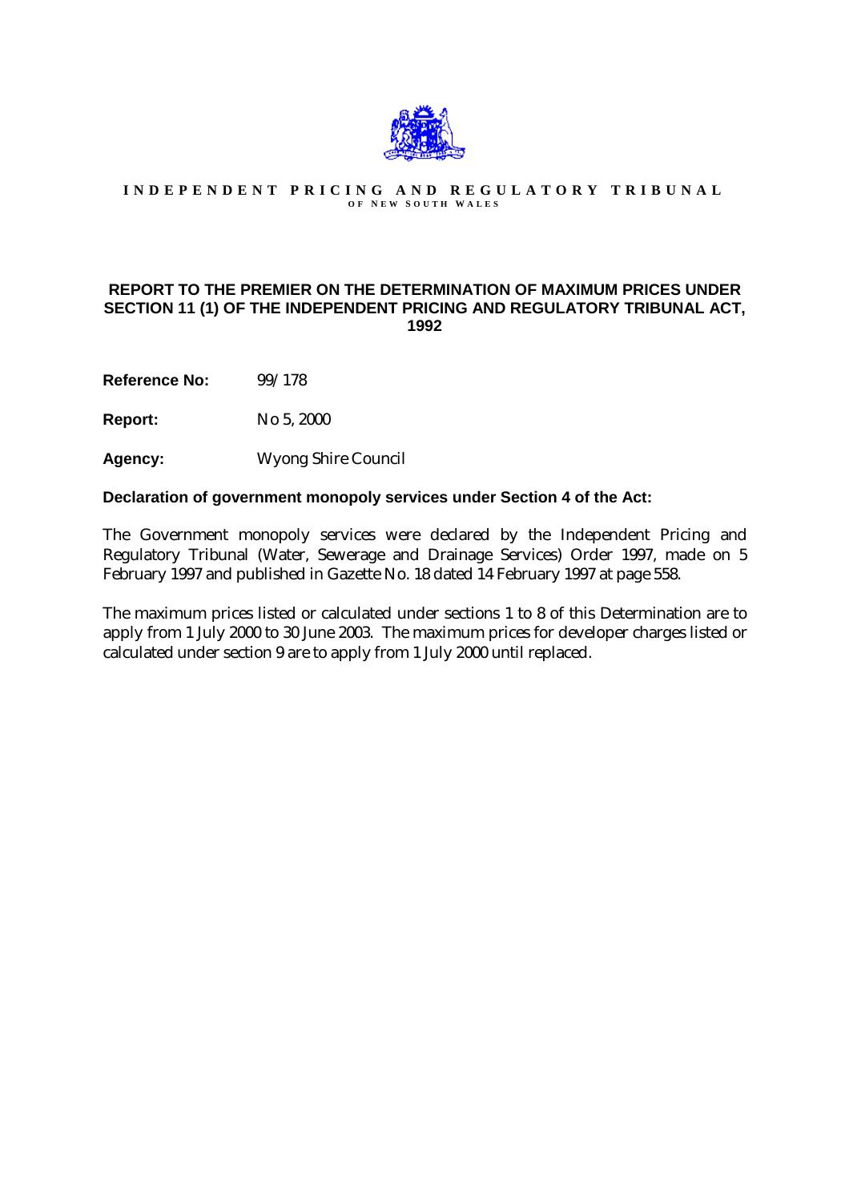**INDEPENDENT PRICING AND REGULATORY TRIBUNAL**
**OF NEW SOUTH WALES**

## REPORT TO THE PREMIER ON THE DETERMINATION OF MAXIMUM PRICES UNDER SECTION 11 (1) OF THE INDEPENDENT PRICING AND REGULATORY TRIBUNAL ACT, 1992

**Reference No:** 99/178

**Report:** No 5, 2000

**Agency:** Wyong Shire Council

**Declaration of government monopoly services under Section 4 of the Act:**

The Government monopoly services were declared by the Independent Pricing and Regulatory Tribunal (Water, Sewerage and Drainage Services) Order 1997, made on 5 February 1997 and published in Gazette No. 18 dated 14 February 1997 at page 558.

The maximum prices listed or calculated under sections 1 to 8 of this Determination are to apply from 1 July 2000 to 30 June 2003. The maximum prices for developer charges listed or calculated under section 9 are to apply from 1 July 2000 until replaced.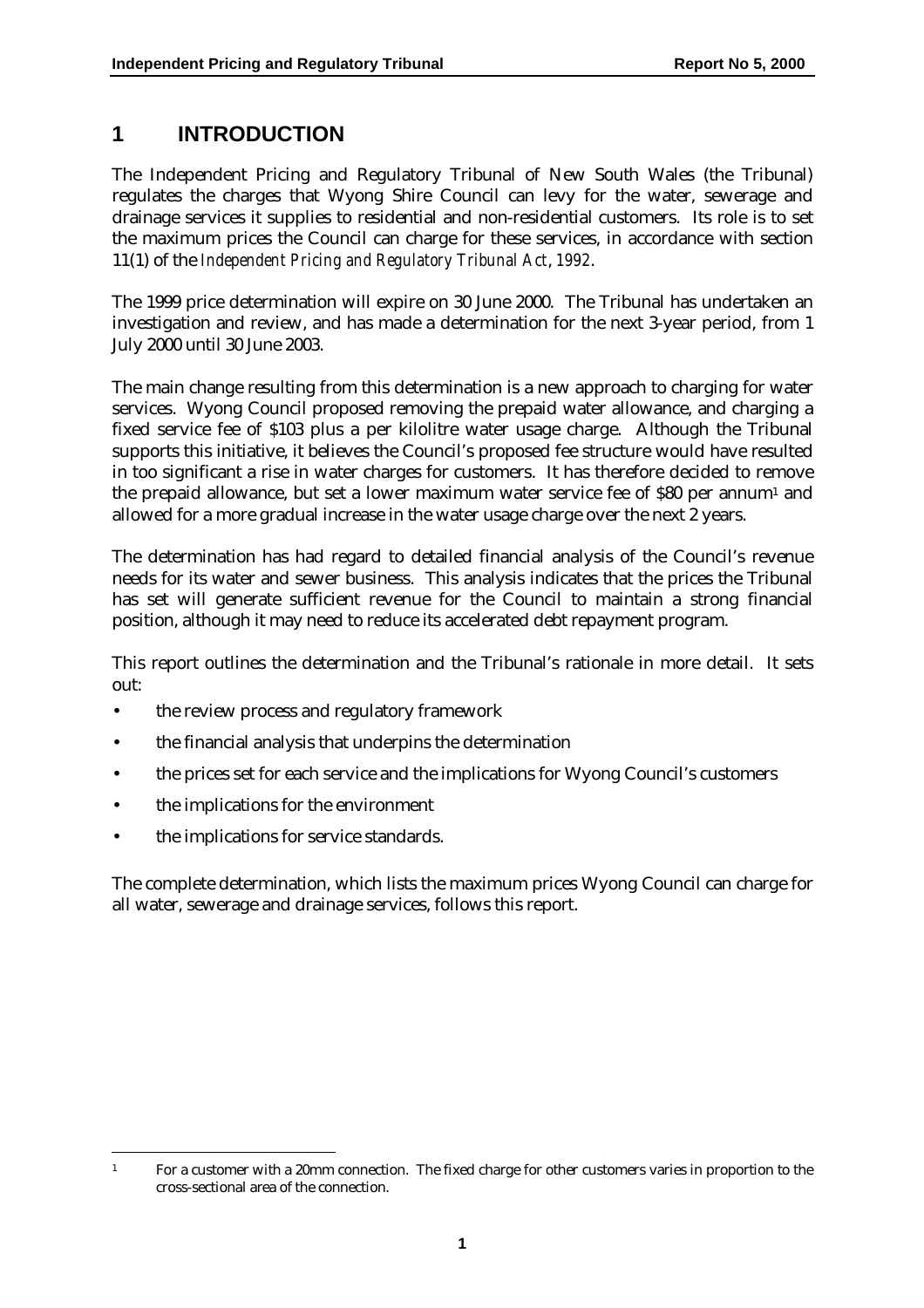# 1 INTRODUCTION

The Independent Pricing and Regulatory Tribunal of New South Wales (the Tribunal) regulates the charges that Wyong Shire Council can levy for the water, sewerage and drainage services it supplies to residential and non-residential customers. Its role is to set the maximum prices the Council can charge for these services, in accordance with section 11(1) of the *Independent Pricing and Regulatory Tribunal Act, 1992*.

The 1999 price determination will expire on 30 June 2000. The Tribunal has undertaken an investigation and review, and has made a determination for the next 3-year period, from 1 July 2000 until 30 June 2003.

The main change resulting from this determination is a new approach to charging for water services. Wyong Council proposed removing the prepaid water allowance, and charging a fixed service fee of $103 plus a per kilolitre water usage charge. Although the Tribunal supports this initiative, it believes the Council's proposed fee structure would have resulted in too significant a rise in water charges for customers. It has therefore decided to remove the prepaid allowance, but set a lower maximum water service fee of $80 per annum[1] and allowed for a more gradual increase in the water usage charge over the next 2 years.

The determination has had regard to detailed financial analysis of the Council's revenue needs for its water and sewer business. This analysis indicates that the prices the Tribunal has set will generate sufficient revenue for the Council to maintain a strong financial position, although it may need to reduce its accelerated debt repayment program.

This report outlines the determination and the Tribunal's rationale in more detail. It sets out:

- the review process and regulatory framework
- the financial analysis that underpins the determination
- the prices set for each service and the implications for Wyong Council's customers
- the implications for the environment
- the implications for service standards.

The complete determination, which lists the maximum prices Wyong Council can charge for all water, sewerage and drainage services, follows this report.

[1] For a customer with a 20mm connection. The fixed charge for other customers varies in proportion to the cross-sectional area of the connection.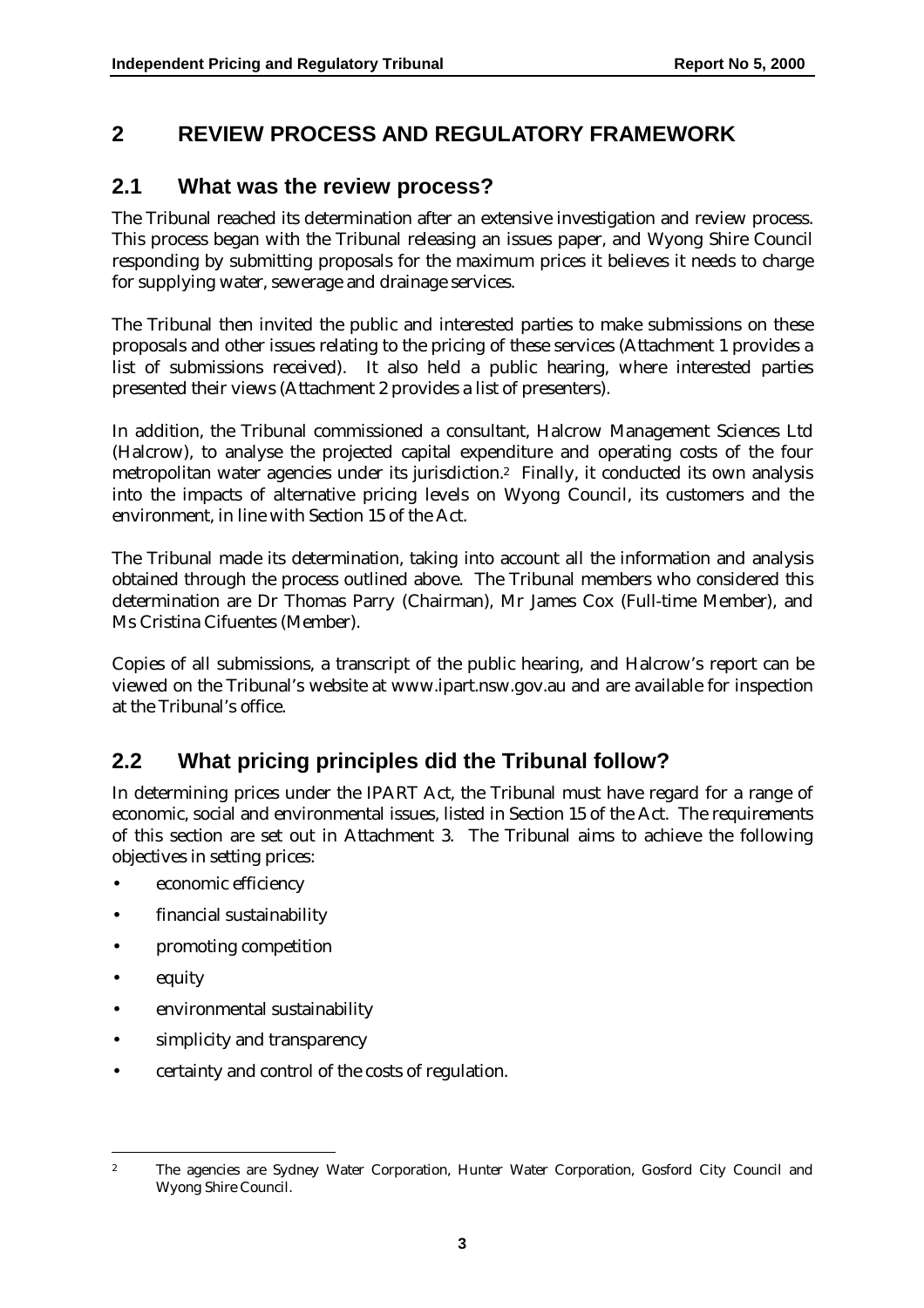# 2 REVIEW PROCESS AND REGULATORY FRAMEWORK

## 2.1 What was the review process?

The Tribunal reached its determination after an extensive investigation and review process. This process began with the Tribunal releasing an issues paper, and Wyong Shire Council responding by submitting proposals for the maximum prices it believes it needs to charge for supplying water, sewerage and drainage services.

The Tribunal then invited the public and interested parties to make submissions on these proposals and other issues relating to the pricing of these services (Attachment 1 provides a list of submissions received). It also held a public hearing, where interested parties presented their views (Attachment 2 provides a list of presenters).

In addition, the Tribunal commissioned a consultant, Halcrow Management Sciences Ltd (Halcrow), to analyse the projected capital expenditure and operating costs of the four metropolitan water agencies under its jurisdiction.[2] Finally, it conducted its own analysis into the impacts of alternative pricing levels on Wyong Council, its customers and the environment, in line with Section 15 of the Act.

The Tribunal made its determination, taking into account all the information and analysis obtained through the process outlined above. The Tribunal members who considered this determination are Dr Thomas Parry (Chairman), Mr James Cox (Full-time Member), and Ms Cristina Cifuentes (Member).

Copies of all submissions, a transcript of the public hearing, and Halcrow's report can be viewed on the Tribunal's website at www.ipart.nsw.gov.au and are available for inspection at the Tribunal's office.

## 2.2 What pricing principles did the Tribunal follow?

In determining prices under the IPART Act, the Tribunal must have regard for a range of economic, social and environmental issues, listed in Section 15 of the Act. The requirements of this section are set out in Attachment 3. The Tribunal aims to achieve the following objectives in setting prices:

- economic efficiency
- financial sustainability
- promoting competition
- equity
- environmental sustainability
- simplicity and transparency
- certainty and control of the costs of regulation.

---

[2] The agencies are Sydney Water Corporation, Hunter Water Corporation, Gosford City Council and Wyong Shire Council.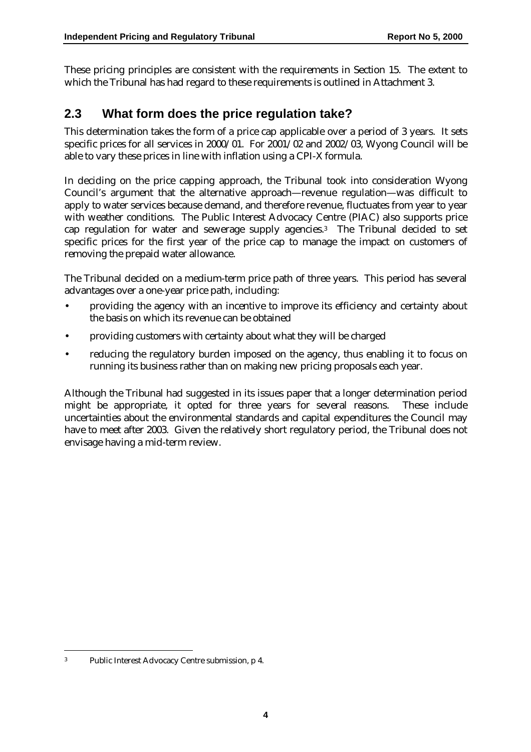These pricing principles are consistent with the requirements in Section 15. The extent to which the Tribunal has had regard to these requirements is outlined in Attachment 3.

## 2.3 What form does the price regulation take?

This determination takes the form of a price cap applicable over a period of 3 years. It sets specific prices for all services in 2000/01. For 2001/02 and 2002/03, Wyong Council will be able to vary these prices in line with inflation using a CPI-X formula.

In deciding on the price capping approach, the Tribunal took into consideration Wyong Council's argument that the alternative approach—revenue regulation—was difficult to apply to water services because demand, and therefore revenue, fluctuates from year to year with weather conditions. The Public Interest Advocacy Centre (PIAC) also supports price cap regulation for water and sewerage supply agencies.[3] The Tribunal decided to set specific prices for the first year of the price cap to manage the impact on customers of removing the prepaid water allowance.

The Tribunal decided on a medium-term price path of three years. This period has several advantages over a one-year price path, including:

- providing the agency with an incentive to improve its efficiency and certainty about the basis on which its revenue can be obtained
- providing customers with certainty about what they will be charged
- reducing the regulatory burden imposed on the agency, thus enabling it to focus on running its business rather than on making new pricing proposals each year.

Although the Tribunal had suggested in its issues paper that a longer determination period might be appropriate, it opted for three years for several reasons. These include uncertainties about the environmental standards and capital expenditures the Council may have to meet after 2003. Given the relatively short regulatory period, the Tribunal does not envisage having a mid-term review.

---

[3] Public Interest Advocacy Centre submission, p 4.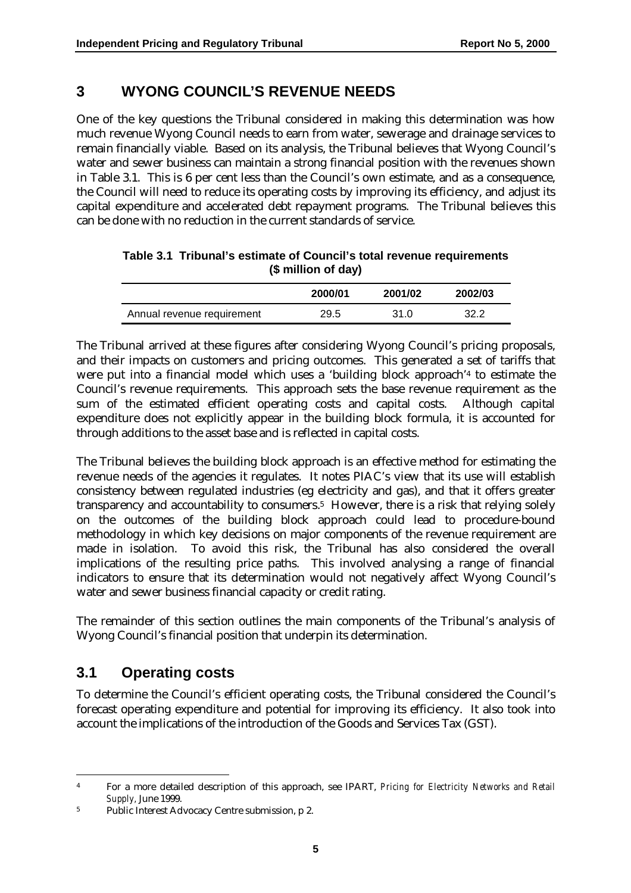# 3 WYONG COUNCIL'S REVENUE NEEDS

One of the key questions the Tribunal considered in making this determination was how much revenue Wyong Council needs to earn from water, sewerage and drainage services to remain financially viable. Based on its analysis, the Tribunal believes that Wyong Council's water and sewer business can maintain a strong financial position with the revenues shown in Table 3.1. This is 6 per cent less than the Council's own estimate, and as a consequence, the Council will need to reduce its operating costs by improving its efficiency, and adjust its capital expenditure and accelerated debt repayment programs. The Tribunal believes this can be done with no reduction in the current standards of service.

**Table 3.1 Tribunal's estimate of Council's total revenue requirements ($ million of day)**

| | 2000/01 | 2001/02 | 2002/03 |
|---|---|---|---|
| Annual revenue requirement | 29.5 | 31.0 | 32.2 |

The Tribunal arrived at these figures after considering Wyong Council's pricing proposals, and their impacts on customers and pricing outcomes. This generated a set of tariffs that were put into a financial model which uses a 'building block approach'[4] to estimate the Council's revenue requirements. This approach sets the base revenue requirement as the sum of the estimated efficient operating costs and capital costs. Although capital expenditure does not explicitly appear in the building block formula, it is accounted for through additions to the asset base and is reflected in capital costs.

The Tribunal believes the building block approach is an effective method for estimating the revenue needs of the agencies it regulates. It notes PIAC's view that its use will establish consistency between regulated industries (eg electricity and gas), and that it offers greater transparency and accountability to consumers.[5] However, there is a risk that relying solely on the outcomes of the building block approach could lead to procedure-bound methodology in which key decisions on major components of the revenue requirement are made in isolation. To avoid this risk, the Tribunal has also considered the overall implications of the resulting price paths. This involved analysing a range of financial indicators to ensure that its determination would not negatively affect Wyong Council's water and sewer business financial capacity or credit rating.

The remainder of this section outlines the main components of the Tribunal's analysis of Wyong Council's financial position that underpin its determination.

## 3.1 Operating costs

To determine the Council's efficient operating costs, the Tribunal considered the Council's forecast operating expenditure and potential for improving its efficiency. It also took into account the implications of the introduction of the Goods and Services Tax (GST).

---

[4] For a more detailed description of this approach, see IPART, *Pricing for Electricity Networks and Retail Supply*, June 1999.

[5] Public Interest Advocacy Centre submission, p 2.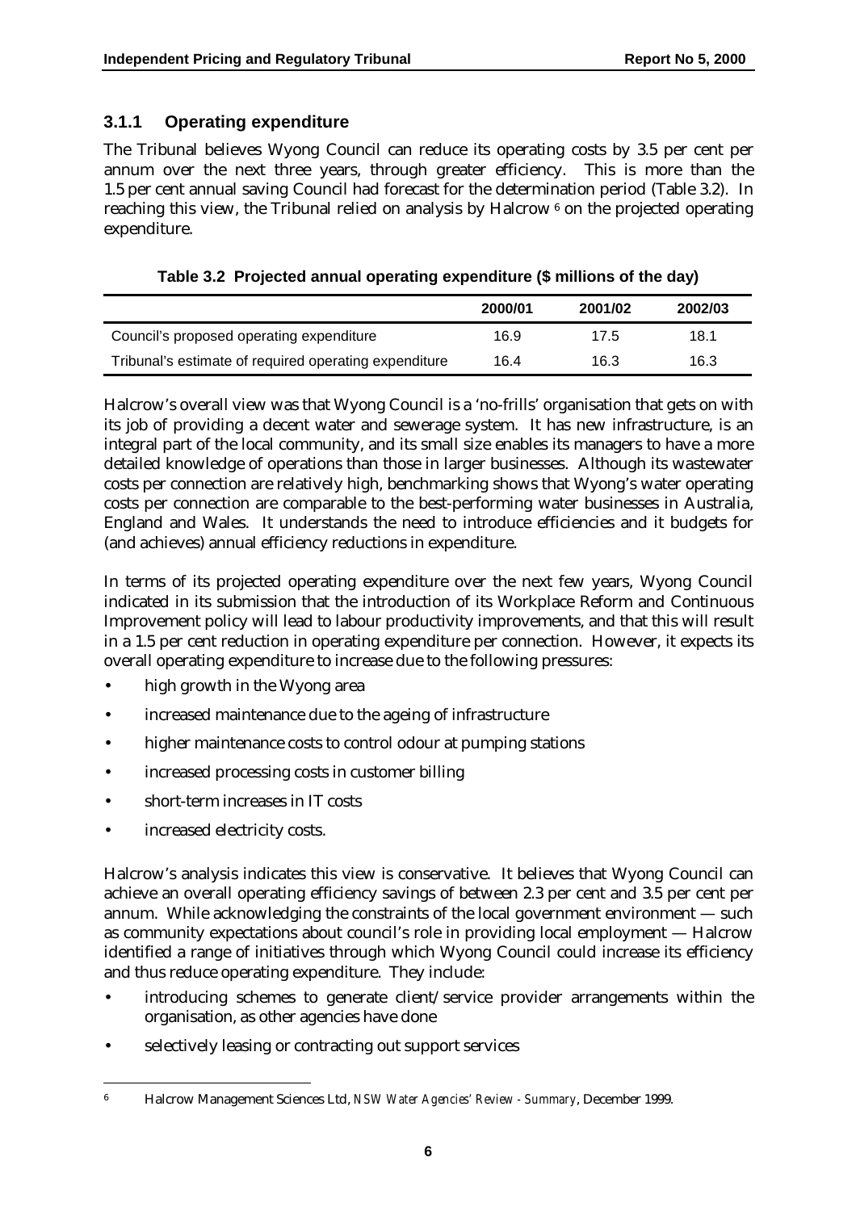### 3.1.1 Operating expenditure

The Tribunal believes Wyong Council can reduce its operating costs by 3.5 per cent per annum over the next three years, through greater efficiency. This is more than the 1.5 per cent annual saving Council had forecast for the determination period (Table 3.2). In reaching this view, the Tribunal relied on analysis by Halcrow [6] on the projected operating expenditure.

**Table 3.2 Projected annual operating expenditure ($ millions of the day)**

| | 2000/01 | 2001/02 | 2002/03 |
|---|---|---|---|
| Council's proposed operating expenditure | 16.9 | 17.5 | 18.1 |
| Tribunal's estimate of required operating expenditure | 16.4 | 16.3 | 16.3 |

Halcrow's overall view was that Wyong Council is a 'no-frills' organisation that gets on with its job of providing a decent water and sewerage system. It has new infrastructure, is an integral part of the local community, and its small size enables its managers to have a more detailed knowledge of operations than those in larger businesses. Although its wastewater costs per connection are relatively high, benchmarking shows that Wyong's water operating costs per connection are comparable to the best-performing water businesses in Australia, England and Wales. It understands the need to introduce efficiencies and it budgets for (and achieves) annual efficiency reductions in expenditure.

In terms of its projected operating expenditure over the next few years, Wyong Council indicated in its submission that the introduction of its Workplace Reform and Continuous Improvement policy will lead to labour productivity improvements, and that this will result in a 1.5 per cent reduction in operating expenditure per connection. However, it expects its overall operating expenditure to increase due to the following pressures:

- high growth in the Wyong area
- increased maintenance due to the ageing of infrastructure
- higher maintenance costs to control odour at pumping stations
- increased processing costs in customer billing
- short-term increases in IT costs
- increased electricity costs.

Halcrow's analysis indicates this view is conservative. It believes that Wyong Council can achieve an overall operating efficiency savings of between 2.3 per cent and 3.5 per cent per annum. While acknowledging the constraints of the local government environment — such as community expectations about council's role in providing local employment — Halcrow identified a range of initiatives through which Wyong Council could increase its efficiency and thus reduce operating expenditure. They include:

- introducing schemes to generate client/service provider arrangements within the organisation, as other agencies have done
- selectively leasing or contracting out support services

[6] Halcrow Management Sciences Ltd, *NSW Water Agencies' Review - Summary*, December 1999.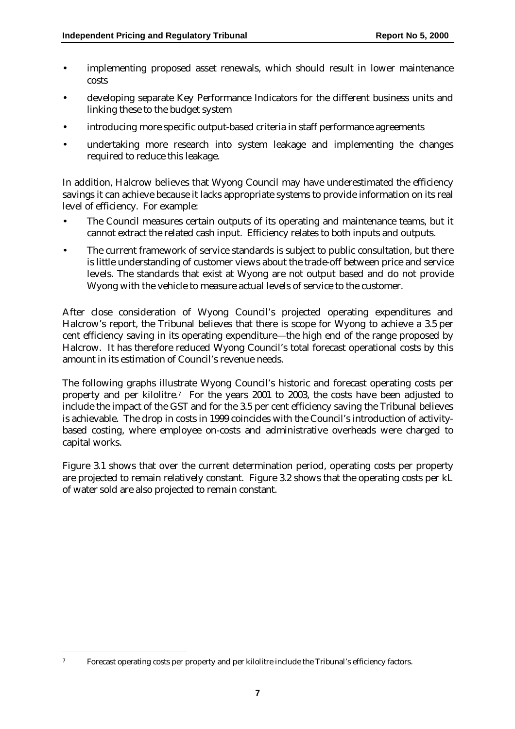- implementing proposed asset renewals, which should result in lower maintenance costs
- developing separate Key Performance Indicators for the different business units and linking these to the budget system
- introducing more specific output-based criteria in staff performance agreements
- undertaking more research into system leakage and implementing the changes required to reduce this leakage.

In addition, Halcrow believes that Wyong Council may have underestimated the efficiency savings it can achieve because it lacks appropriate systems to provide information on its real level of efficiency. For example:

- The Council measures certain outputs of its operating and maintenance teams, but it cannot extract the related cash input. Efficiency relates to both inputs and outputs.
- The current framework of service standards is subject to public consultation, but there is little understanding of customer views about the trade-off between price and service levels. The standards that exist at Wyong are not output based and do not provide Wyong with the vehicle to measure actual levels of service to the customer.

After close consideration of Wyong Council's projected operating expenditures and Halcrow's report, the Tribunal believes that there is scope for Wyong to achieve a 3.5 per cent efficiency saving in its operating expenditure—the high end of the range proposed by Halcrow. It has therefore reduced Wyong Council's total forecast operational costs by this amount in its estimation of Council's revenue needs.

The following graphs illustrate Wyong Council's historic and forecast operating costs per property and per kilolitre.[7] For the years 2001 to 2003, the costs have been adjusted to include the impact of the GST and for the 3.5 per cent efficiency saving the Tribunal believes is achievable. The drop in costs in 1999 coincides with the Council's introduction of activity-based costing, where employee on-costs and administrative overheads were charged to capital works.

Figure 3.1 shows that over the current determination period, operating costs per property are projected to remain relatively constant. Figure 3.2 shows that the operating costs per kL of water sold are also projected to remain constant.

[7] Forecast operating costs per property and per kilolitre include the Tribunal's efficiency factors.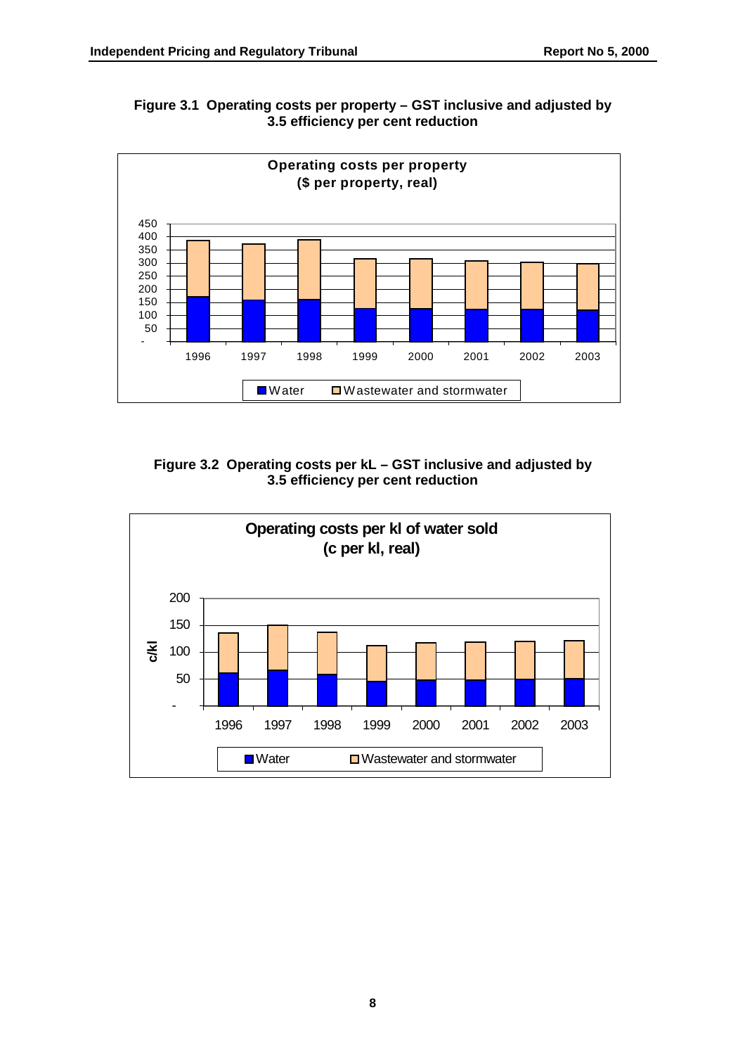**Figure 3.1 Operating costs per property – GST inclusive and adjusted by 3.5 efficiency per cent reduction**

**Figure 3.2 Operating costs per kL – GST inclusive and adjusted by 3.5 efficiency per cent reduction**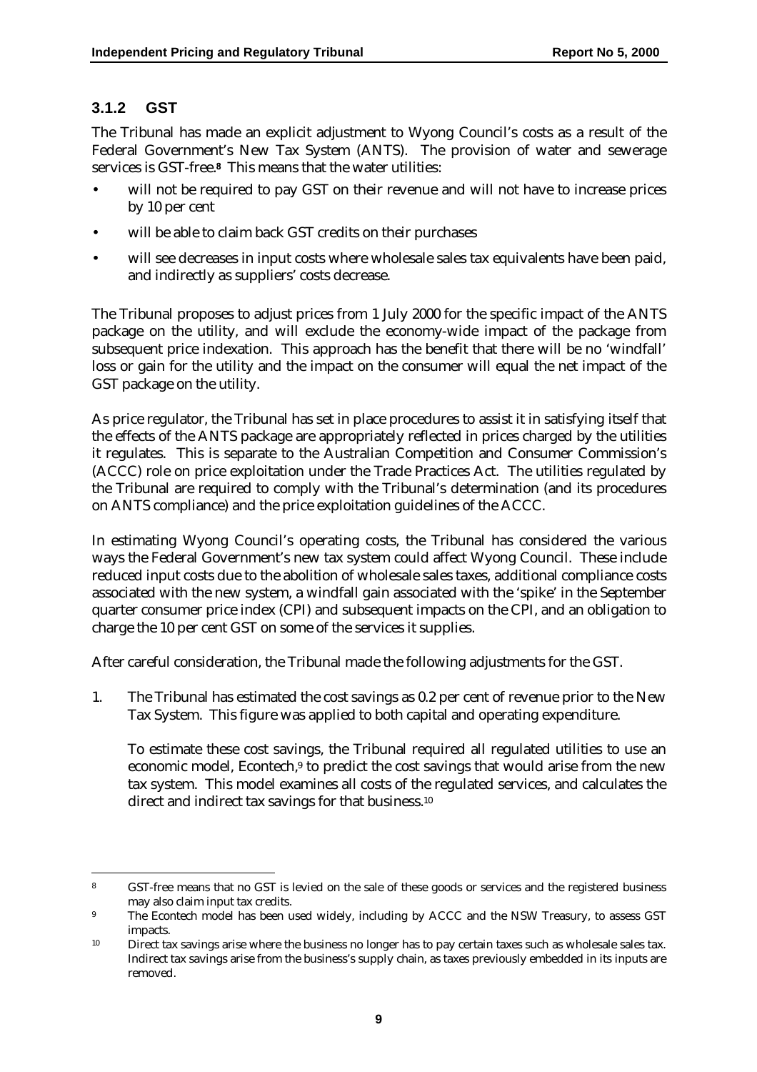### 3.1.2 GST

The Tribunal has made an explicit adjustment to Wyong Council's costs as a result of the Federal Government's New Tax System (ANTS). The provision of water and sewerage services is GST-free.[8] This means that the water utilities:

- will not be required to pay GST on their revenue and will not have to increase prices by 10 per cent
- will be able to claim back GST credits on their purchases
- will see decreases in input costs where wholesale sales tax equivalents have been paid, and indirectly as suppliers' costs decrease.

The Tribunal proposes to adjust prices from 1 July 2000 for the specific impact of the ANTS package on the utility, and will exclude the economy-wide impact of the package from subsequent price indexation. This approach has the benefit that there will be no 'windfall' loss or gain for the utility and the impact on the consumer will equal the net impact of the GST package on the utility.

As price regulator, the Tribunal has set in place procedures to assist it in satisfying itself that the effects of the ANTS package are appropriately reflected in prices charged by the utilities it regulates. This is separate to the Australian Competition and Consumer Commission's (ACCC) role on price exploitation under the Trade Practices Act. The utilities regulated by the Tribunal are required to comply with the Tribunal's determination (and its procedures on ANTS compliance) and the price exploitation guidelines of the ACCC.

In estimating Wyong Council's operating costs, the Tribunal has considered the various ways the Federal Government's new tax system could affect Wyong Council. These include reduced input costs due to the abolition of wholesale sales taxes, additional compliance costs associated with the new system, a windfall gain associated with the 'spike' in the September quarter consumer price index (CPI) and subsequent impacts on the CPI, and an obligation to charge the 10 per cent GST on some of the services it supplies.

After careful consideration, the Tribunal made the following adjustments for the GST.

1. The Tribunal has estimated the cost savings as 0.2 per cent of revenue prior to the New Tax System. This figure was applied to both capital and operating expenditure.

   To estimate these cost savings, the Tribunal required all regulated utilities to use an economic model, Econtech,[9] to predict the cost savings that would arise from the new tax system. This model examines all costs of the regulated services, and calculates the direct and indirect tax savings for that business.[10]

---

[8] GST-free means that no GST is levied on the sale of these goods or services and the registered business may also claim input tax credits.

[9] The Econtech model has been used widely, including by ACCC and the NSW Treasury, to assess GST impacts.

[10] Direct tax savings arise where the business no longer has to pay certain taxes such as wholesale sales tax. Indirect tax savings arise from the business's supply chain, as taxes previously embedded in its inputs are removed.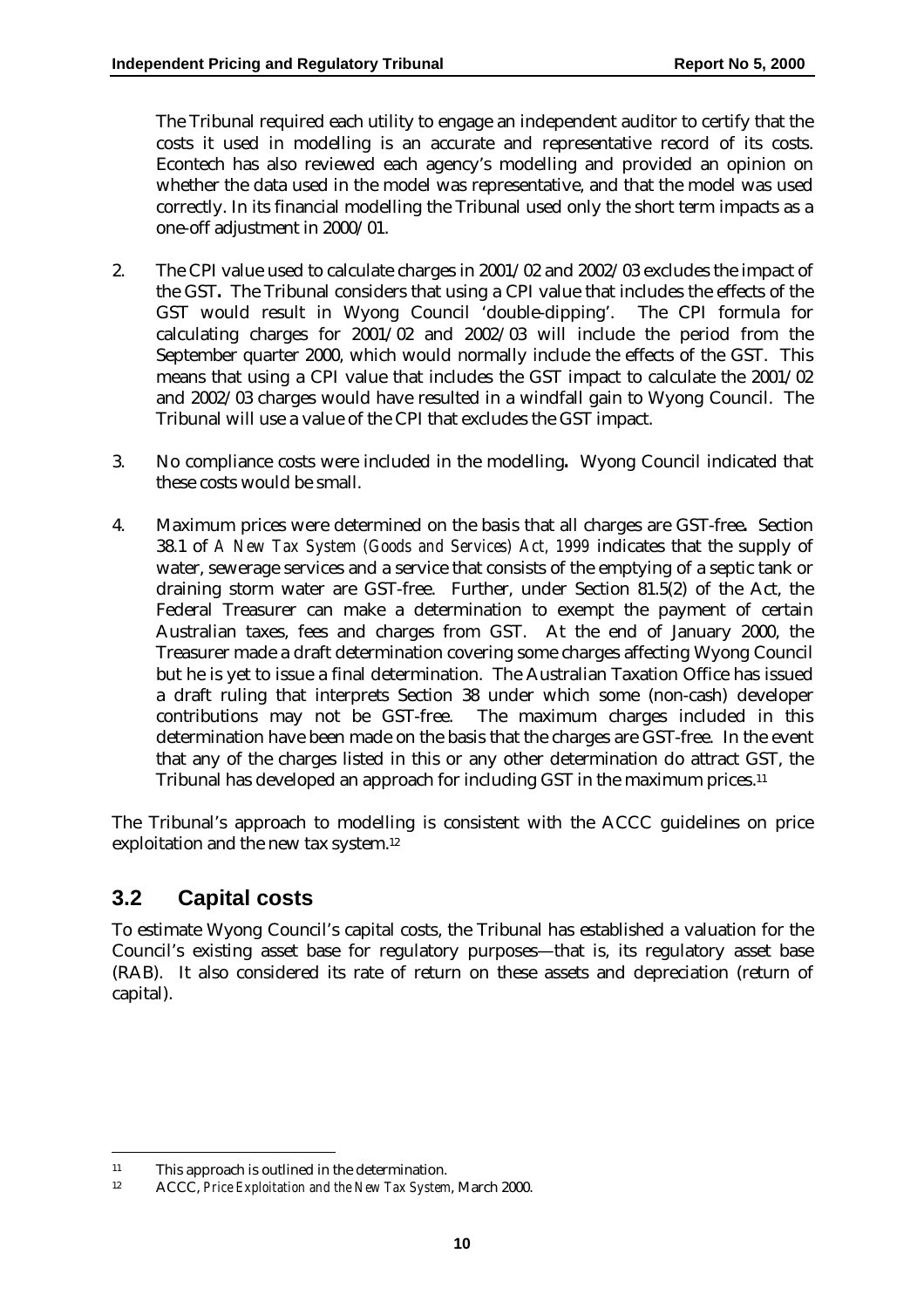The Tribunal required each utility to engage an independent auditor to certify that the costs it used in modelling is an accurate and representative record of its costs. Econtech has also reviewed each agency's modelling and provided an opinion on whether the data used in the model was representative, and that the model was used correctly. In its financial modelling the Tribunal used only the short term impacts as a one-off adjustment in 2000/01.

2. The CPI value used to calculate charges in 2001/02 and 2002/03 excludes the impact of the GST**.** The Tribunal considers that using a CPI value that includes the effects of the GST would result in Wyong Council 'double-dipping'. The CPI formula for calculating charges for 2001/02 and 2002/03 will include the period from the September quarter 2000, which would normally include the effects of the GST. This means that using a CPI value that includes the GST impact to calculate the 2001/02 and 2002/03 charges would have resulted in a windfall gain to Wyong Council. The Tribunal will use a value of the CPI that excludes the GST impact.

3. No compliance costs were included in the modelling**.** Wyong Council indicated that these costs would be small.

4. Maximum prices were determined on the basis that all charges are GST-free**.** Section 38.1 of *A New Tax System (Goods and Services) Act, 1999* indicates that the supply of water, sewerage services and a service that consists of the emptying of a septic tank or draining storm water are GST-free. Further, under Section 81.5(2) of the Act, the Federal Treasurer can make a determination to exempt the payment of certain Australian taxes, fees and charges from GST. At the end of January 2000, the Treasurer made a draft determination covering some charges affecting Wyong Council but he is yet to issue a final determination. The Australian Taxation Office has issued a draft ruling that interprets Section 38 under which some (non-cash) developer contributions may not be GST-free. The maximum charges included in this determination have been made on the basis that the charges are GST-free. In the event that any of the charges listed in this or any other determination do attract GST, the Tribunal has developed an approach for including GST in the maximum prices.[11]

The Tribunal's approach to modelling is consistent with the ACCC guidelines on price exploitation and the new tax system.[12]

## 3.2 Capital costs

To estimate Wyong Council's capital costs, the Tribunal has established a valuation for the Council's existing asset base for regulatory purposes—that is, its regulatory asset base (RAB). It also considered its rate of return on these assets and depreciation (return of capital).

---

[11] This approach is outlined in the determination.

[12] ACCC, *Price Exploitation and the New Tax System*, March 2000.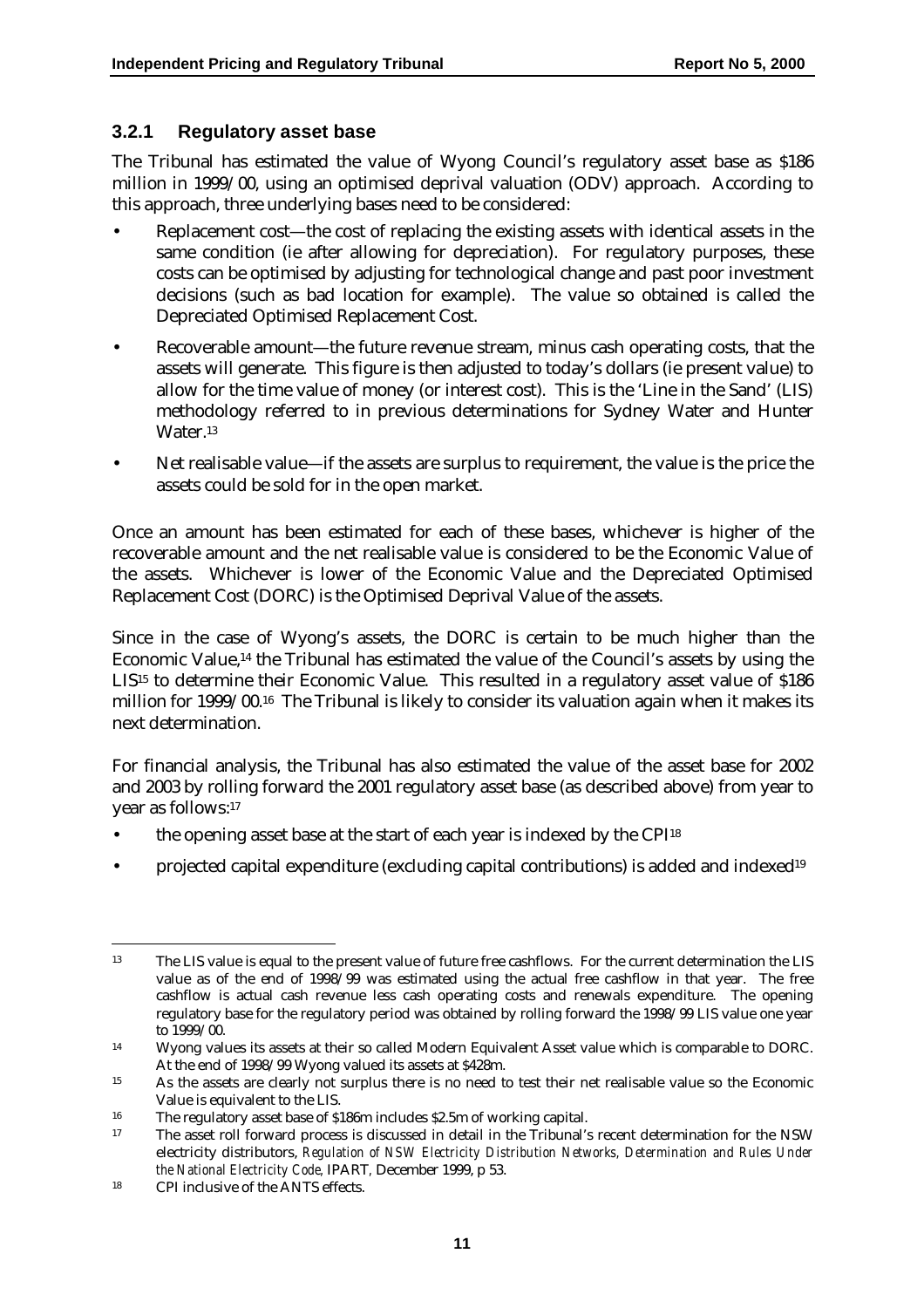### 3.2.1 Regulatory asset base

The Tribunal has estimated the value of Wyong Council's regulatory asset base as $186 million in 1999/00, using an optimised deprival valuation (ODV) approach. According to this approach, three underlying bases need to be considered:

- Replacement cost—the cost of replacing the existing assets with identical assets in the same condition (ie after allowing for depreciation). For regulatory purposes, these costs can be optimised by adjusting for technological change and past poor investment decisions (such as bad location for example). The value so obtained is called the Depreciated Optimised Replacement Cost.
- Recoverable amount—the future revenue stream, minus cash operating costs, that the assets will generate. This figure is then adjusted to today's dollars (ie present value) to allow for the time value of money (or interest cost). This is the 'Line in the Sand' (LIS) methodology referred to in previous determinations for Sydney Water and Hunter Water.[13]
- Net realisable value—if the assets are surplus to requirement, the value is the price the assets could be sold for in the open market.

Once an amount has been estimated for each of these bases, whichever is higher of the recoverable amount and the net realisable value is considered to be the Economic Value of the assets. Whichever is lower of the Economic Value and the Depreciated Optimised Replacement Cost (DORC) is the Optimised Deprival Value of the assets.

Since in the case of Wyong's assets, the DORC is certain to be much higher than the Economic Value,[14] the Tribunal has estimated the value of the Council's assets by using the LIS[15] to determine their Economic Value. This resulted in a regulatory asset value of $186 million for 1999/00.[16] The Tribunal is likely to consider its valuation again when it makes its next determination.

For financial analysis, the Tribunal has also estimated the value of the asset base for 2002 and 2003 by rolling forward the 2001 regulatory asset base (as described above) from year to year as follows:[17]

- the opening asset base at the start of each year is indexed by the CPI[18]
- projected capital expenditure (excluding capital contributions) is added and indexed[19]

---

[13] The LIS value is equal to the present value of future free cashflows. For the current determination the LIS value as of the end of 1998/99 was estimated using the actual free cashflow in that year. The free cashflow is actual cash revenue less cash operating costs and renewals expenditure. The opening regulatory base for the regulatory period was obtained by rolling forward the 1998/99 LIS value one year to 1999/00.

[14] Wyong values its assets at their so called Modern Equivalent Asset value which is comparable to DORC. At the end of 1998/99 Wyong valued its assets at $428m.

[15] As the assets are clearly not surplus there is no need to test their net realisable value so the Economic Value is equivalent to the LIS.

[16] The regulatory asset base of $186m includes $2.5m of working capital.

[17] The asset roll forward process is discussed in detail in the Tribunal's recent determination for the NSW electricity distributors, *Regulation of NSW Electricity Distribution Networks, Determination and Rules Under the National Electricity Code*, IPART, December 1999, p 53.

[18] CPI inclusive of the ANTS effects.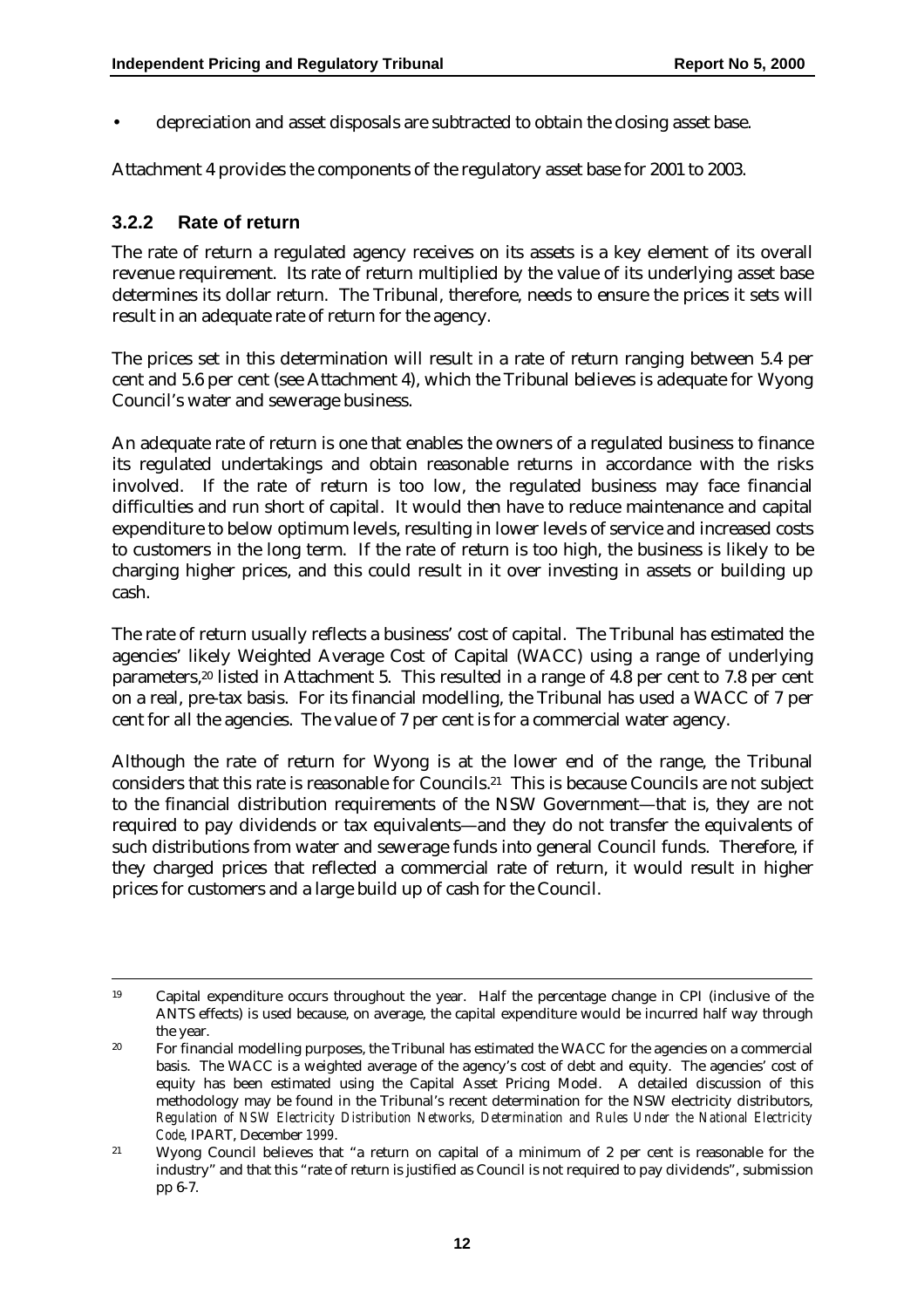- depreciation and asset disposals are subtracted to obtain the closing asset base.

Attachment 4 provides the components of the regulatory asset base for 2001 to 2003.

### 3.2.2 Rate of return

The rate of return a regulated agency receives on its assets is a key element of its overall revenue requirement. Its rate of return multiplied by the value of its underlying asset base determines its dollar return. The Tribunal, therefore, needs to ensure the prices it sets will result in an adequate rate of return for the agency.

The prices set in this determination will result in a rate of return ranging between 5.4 per cent and 5.6 per cent (see Attachment 4), which the Tribunal believes is adequate for Wyong Council's water and sewerage business.

An adequate rate of return is one that enables the owners of a regulated business to finance its regulated undertakings and obtain reasonable returns in accordance with the risks involved. If the rate of return is too low, the regulated business may face financial difficulties and run short of capital. It would then have to reduce maintenance and capital expenditure to below optimum levels, resulting in lower levels of service and increased costs to customers in the long term. If the rate of return is too high, the business is likely to be charging higher prices, and this could result in it over investing in assets or building up cash.

The rate of return usually reflects a business' cost of capital. The Tribunal has estimated the agencies' likely Weighted Average Cost of Capital (WACC) using a range of underlying parameters,[20] listed in Attachment 5. This resulted in a range of 4.8 per cent to 7.8 per cent on a real, pre-tax basis. For its financial modelling, the Tribunal has used a WACC of 7 per cent for all the agencies. The value of 7 per cent is for a commercial water agency.

Although the rate of return for Wyong is at the lower end of the range, the Tribunal considers that this rate is reasonable for Councils.[21] This is because Councils are not subject to the financial distribution requirements of the NSW Government—that is, they are not required to pay dividends or tax equivalents—and they do not transfer the equivalents of such distributions from water and sewerage funds into general Council funds. Therefore, if they charged prices that reflected a commercial rate of return, it would result in higher prices for customers and a large build up of cash for the Council.

---

[19] Capital expenditure occurs throughout the year. Half the percentage change in CPI (inclusive of the ANTS effects) is used because, on average, the capital expenditure would be incurred half way through the year.

[20] For financial modelling purposes, the Tribunal has estimated the WACC for the agencies on a commercial basis. The WACC is a weighted average of the agency's cost of debt and equity. The agencies' cost of equity has been estimated using the Capital Asset Pricing Model. A detailed discussion of this methodology may be found in the Tribunal's recent determination for the NSW electricity distributors, *Regulation of NSW Electricity Distribution Networks, Determination and Rules Under the National Electricity Code*, IPART, December 1999.

[21] Wyong Council believes that "a return on capital of a minimum of 2 per cent is reasonable for the industry" and that this "rate of return is justified as Council is not required to pay dividends", submission pp 6-7.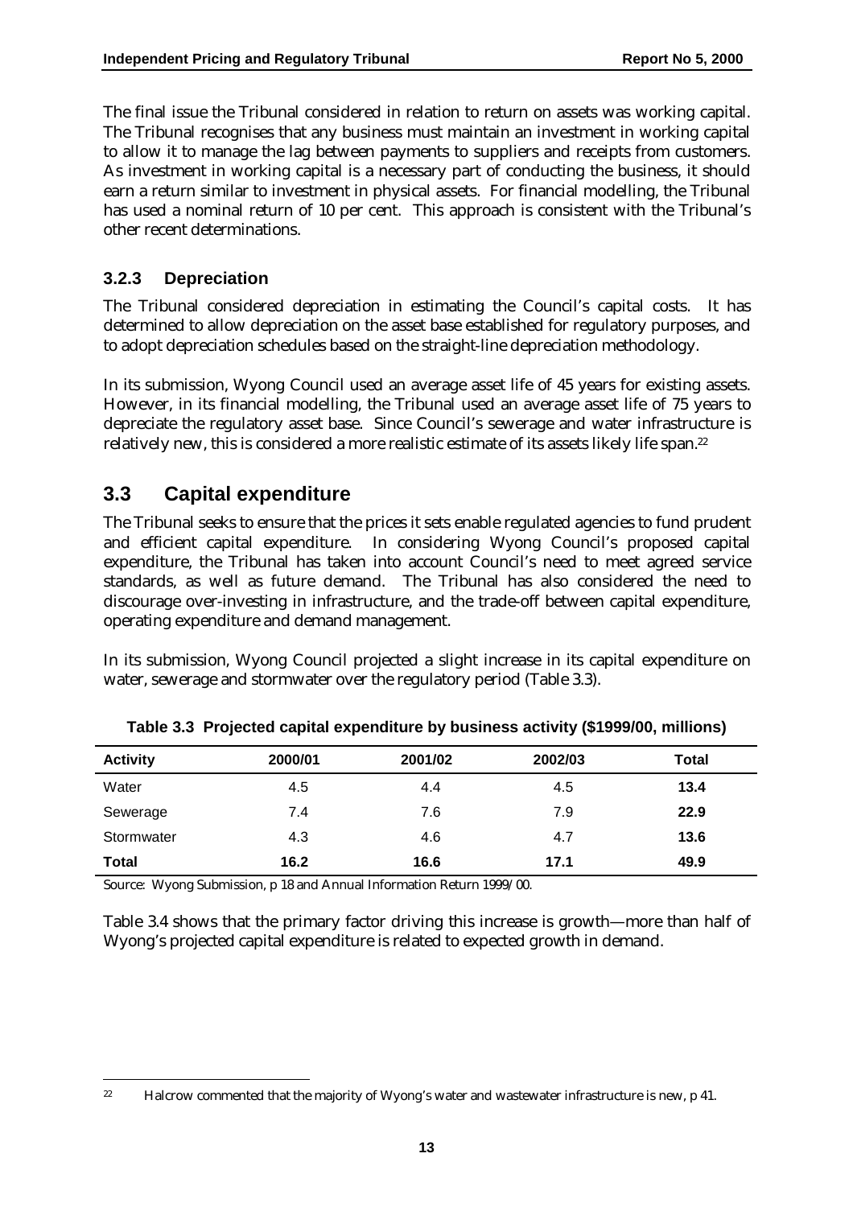The final issue the Tribunal considered in relation to return on assets was working capital. The Tribunal recognises that any business must maintain an investment in working capital to allow it to manage the lag between payments to suppliers and receipts from customers. As investment in working capital is a necessary part of conducting the business, it should earn a return similar to investment in physical assets. For financial modelling, the Tribunal has used a nominal return of 10 per cent. This approach is consistent with the Tribunal's other recent determinations.

### 3.2.3 Depreciation

The Tribunal considered depreciation in estimating the Council's capital costs. It has determined to allow depreciation on the asset base established for regulatory purposes, and to adopt depreciation schedules based on the straight-line depreciation methodology.

In its submission, Wyong Council used an average asset life of 45 years for existing assets. However, in its financial modelling, the Tribunal used an average asset life of 75 years to depreciate the regulatory asset base. Since Council's sewerage and water infrastructure is relatively new, this is considered a more realistic estimate of its assets likely life span.[22]

## 3.3 Capital expenditure

The Tribunal seeks to ensure that the prices it sets enable regulated agencies to fund prudent and efficient capital expenditure. In considering Wyong Council's proposed capital expenditure, the Tribunal has taken into account Council's need to meet agreed service standards, as well as future demand. The Tribunal has also considered the need to discourage over-investing in infrastructure, and the trade-off between capital expenditure, operating expenditure and demand management.

In its submission, Wyong Council projected a slight increase in its capital expenditure on water, sewerage and stormwater over the regulatory period (Table 3.3).

**Table 3.3 Projected capital expenditure by business activity ($1999/00, millions)**

| Activity | 2000/01 | 2001/02 | 2002/03 | Total |
|---|---|---|---|---|
| Water | 4.5 | 4.4 | 4.5 | **13.4** |
| Sewerage | 7.4 | 7.6 | 7.9 | **22.9** |
| Stormwater | 4.3 | 4.6 | 4.7 | **13.6** |
| **Total** | **16.2** | **16.6** | **17.1** | **49.9** |

Source: Wyong Submission, p 18 and Annual Information Return 1999/00.

Table 3.4 shows that the primary factor driving this increase is growth—more than half of Wyong's projected capital expenditure is related to expected growth in demand.

[22] Halcrow commented that the majority of Wyong's water and wastewater infrastructure is new, p 41.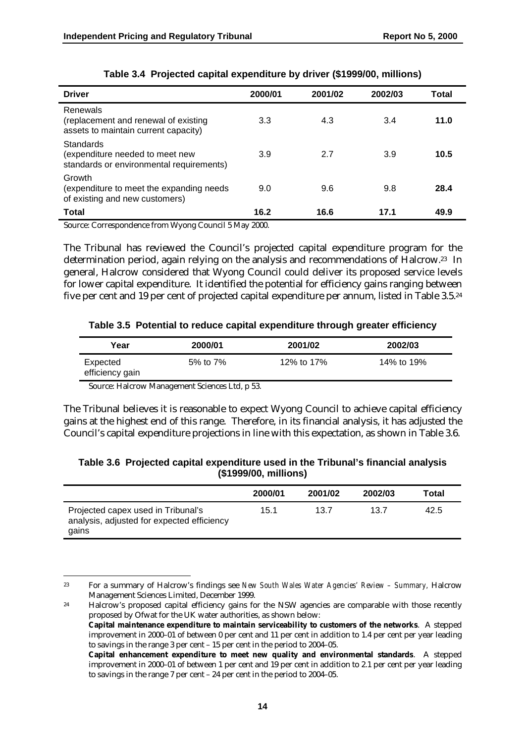**Table 3.4 Projected capital expenditure by driver ($1999/00, millions)**

| Driver | 2000/01 | 2001/02 | 2002/03 | Total |
|---|---|---|---|---|
| Renewals<br>(replacement and renewal of existing assets to maintain current capacity) | 3.3 | 4.3 | 3.4 | **11.0** |
| Standards<br>(expenditure needed to meet new standards or environmental requirements) | 3.9 | 2.7 | 3.9 | **10.5** |
| Growth<br>(expenditure to meet the expanding needs of existing and new customers) | 9.0 | 9.6 | 9.8 | **28.4** |
| **Total** | **16.2** | **16.6** | **17.1** | **49.9** |

Source: Correspondence from Wyong Council 5 May 2000.

The Tribunal has reviewed the Council's projected capital expenditure program for the determination period, again relying on the analysis and recommendations of Halcrow.[23] In general, Halcrow considered that Wyong Council could deliver its proposed service levels for lower capital expenditure. It identified the potential for efficiency gains ranging between five per cent and 19 per cent of projected capital expenditure per annum, listed in Table 3.5.[24]

**Table 3.5 Potential to reduce capital expenditure through greater efficiency**

| Year | 2000/01 | 2001/02 | 2002/03 |
|---|---|---|---|
| Expected efficiency gain | 5% to 7% | 12% to 17% | 14% to 19% |

Source: Halcrow Management Sciences Ltd, p 53.

The Tribunal believes it is reasonable to expect Wyong Council to achieve capital efficiency gains at the highest end of this range. Therefore, in its financial analysis, it has adjusted the Council's capital expenditure projections in line with this expectation, as shown in Table 3.6.

**Table 3.6 Projected capital expenditure used in the Tribunal's financial analysis ($1999/00, millions)**

| | 2000/01 | 2001/02 | 2002/03 | Total |
|---|---|---|---|---|
| Projected capex used in Tribunal's analysis, adjusted for expected efficiency gains | 15.1 | 13.7 | 13.7 | 42.5 |

---

[23] For a summary of Halcrow's findings see *New South Wales Water Agencies' Review – Summary,* Halcrow Management Sciences Limited, December 1999.

[24] Halcrow's proposed capital efficiency gains for the NSW agencies are comparable with those recently proposed by Ofwat for the UK water authorities, as shown below:

**Capital maintenance expenditure to maintain serviceability to customers of the networks**. A stepped improvement in 2000–01 of between 0 per cent and 11 per cent in addition to 1.4 per cent per year leading to savings in the range 3 per cent – 15 per cent in the period to 2004–05.

**Capital enhancement expenditure to meet new quality and environmental standards**. A stepped improvement in 2000–01 of between 1 per cent and 19 per cent in addition to 2.1 per cent per year leading to savings in the range 7 per cent – 24 per cent in the period to 2004–05.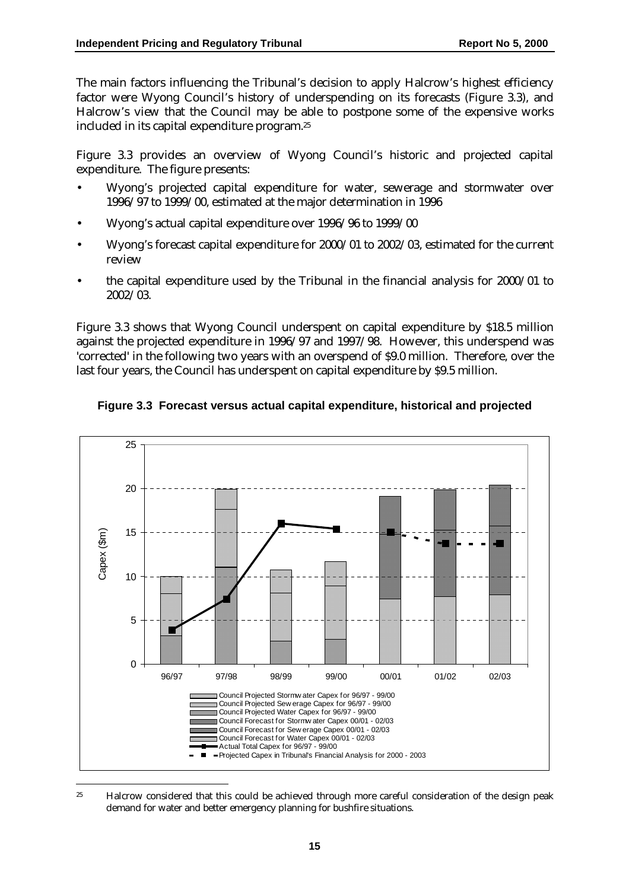The main factors influencing the Tribunal's decision to apply Halcrow's highest efficiency factor were Wyong Council's history of underspending on its forecasts (Figure 3.3), and Halcrow's view that the Council may be able to postpone some of the expensive works included in its capital expenditure program.[25]

Figure 3.3 provides an overview of Wyong Council's historic and projected capital expenditure. The figure presents:

- Wyong's projected capital expenditure for water, sewerage and stormwater over 1996/97 to 1999/00, estimated at the major determination in 1996
- Wyong's actual capital expenditure over 1996/96 to 1999/00
- Wyong's forecast capital expenditure for 2000/01 to 2002/03, estimated for the current review
- the capital expenditure used by the Tribunal in the financial analysis for 2000/01 to 2002/03.

Figure 3.3 shows that Wyong Council underspent on capital expenditure by $18.5 million against the projected expenditure in 1996/97 and 1997/98. However, this underspend was 'corrected' in the following two years with an overspend of $9.0 million. Therefore, over the last four years, the Council has underspent on capital expenditure by $9.5 million.

**Figure 3.3 Forecast versus actual capital expenditure, historical and projected**

[25] Halcrow considered that this could be achieved through more careful consideration of the design peak demand for water and better emergency planning for bushfire situations.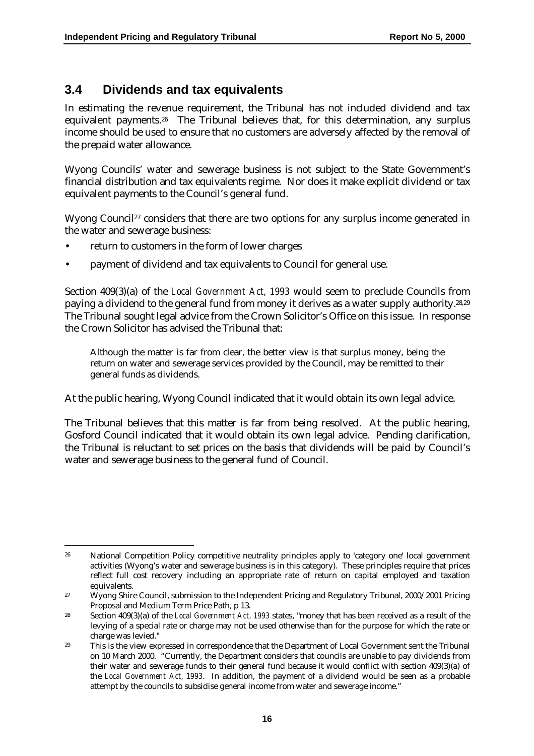## 3.4 Dividends and tax equivalents

In estimating the revenue requirement, the Tribunal has not included dividend and tax equivalent payments.[26] The Tribunal believes that, for this determination, any surplus income should be used to ensure that no customers are adversely affected by the removal of the prepaid water allowance.

Wyong Councils' water and sewerage business is not subject to the State Government's financial distribution and tax equivalents regime. Nor does it make explicit dividend or tax equivalent payments to the Council's general fund.

Wyong Council[27] considers that there are two options for any surplus income generated in the water and sewerage business:

- return to customers in the form of lower charges
- payment of dividend and tax equivalents to Council for general use.

Section 409(3)(a) of the *Local Government Act, 1993* would seem to preclude Councils from paying a dividend to the general fund from money it derives as a water supply authority.[28,29] The Tribunal sought legal advice from the Crown Solicitor's Office on this issue. In response the Crown Solicitor has advised the Tribunal that:

> Although the matter is far from clear, the better view is that surplus money, being the return on water and sewerage services provided by the Council, may be remitted to their general funds as dividends.

At the public hearing, Wyong Council indicated that it would obtain its own legal advice.

The Tribunal believes that this matter is far from being resolved. At the public hearing, Gosford Council indicated that it would obtain its own legal advice. Pending clarification, the Tribunal is reluctant to set prices on the basis that dividends will be paid by Council's water and sewerage business to the general fund of Council.

---

[26] National Competition Policy competitive neutrality principles apply to 'category one' local government activities (Wyong's water and sewerage business is in this category). These principles require that prices reflect full cost recovery including an appropriate rate of return on capital employed and taxation equivalents.

[27] Wyong Shire Council, submission to the Independent Pricing and Regulatory Tribunal, 2000/2001 Pricing Proposal and Medium Term Price Path, p 13.

[28] Section 409(3)(a) of the *Local Government Act, 1993* states, "money that has been received as a result of the levying of a special rate or charge may not be used otherwise than for the purpose for which the rate or charge was levied."

[29] This is the view expressed in correspondence that the Department of Local Government sent the Tribunal on 10 March 2000. "Currently, the Department considers that councils are unable to pay dividends from their water and sewerage funds to their general fund because it would conflict with section 409(3)(a) of the *Local Government Act, 1993*. In addition, the payment of a dividend would be seen as a probable attempt by the councils to subsidise general income from water and sewerage income."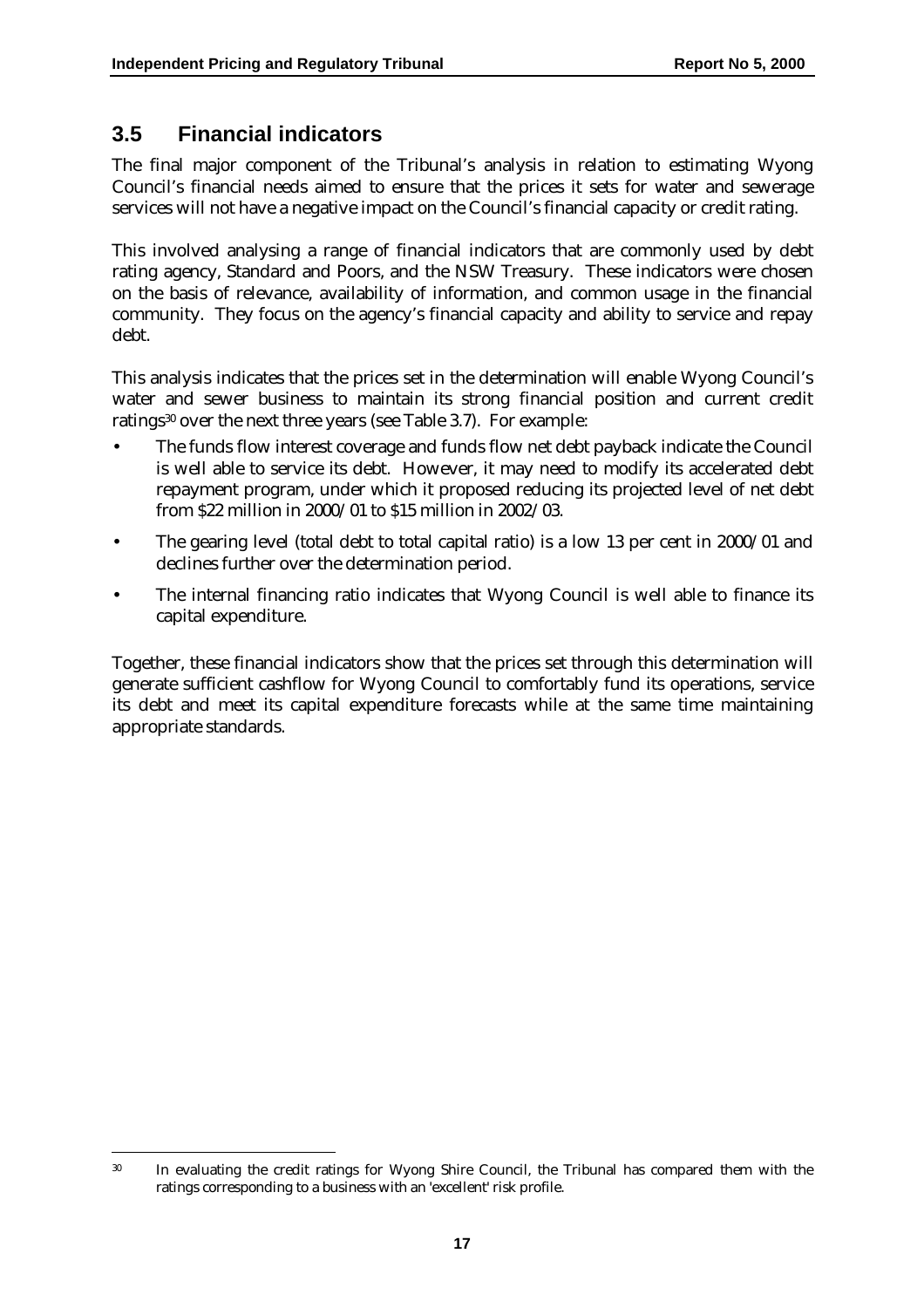## 3.5 Financial indicators

The final major component of the Tribunal's analysis in relation to estimating Wyong Council's financial needs aimed to ensure that the prices it sets for water and sewerage services will not have a negative impact on the Council's financial capacity or credit rating.

This involved analysing a range of financial indicators that are commonly used by debt rating agency, Standard and Poors, and the NSW Treasury. These indicators were chosen on the basis of relevance, availability of information, and common usage in the financial community. They focus on the agency's financial capacity and ability to service and repay debt.

This analysis indicates that the prices set in the determination will enable Wyong Council's water and sewer business to maintain its strong financial position and current credit ratings[30] over the next three years (see Table 3.7). For example:

- The funds flow interest coverage and funds flow net debt payback indicate the Council is well able to service its debt. However, it may need to modify its accelerated debt repayment program, under which it proposed reducing its projected level of net debt from $22 million in 2000/01 to $15 million in 2002/03.
- The gearing level (total debt to total capital ratio) is a low 13 per cent in 2000/01 and declines further over the determination period.
- The internal financing ratio indicates that Wyong Council is well able to finance its capital expenditure.

Together, these financial indicators show that the prices set through this determination will generate sufficient cashflow for Wyong Council to comfortably fund its operations, service its debt and meet its capital expenditure forecasts while at the same time maintaining appropriate standards.

---

[30] In evaluating the credit ratings for Wyong Shire Council, the Tribunal has compared them with the ratings corresponding to a business with an 'excellent' risk profile.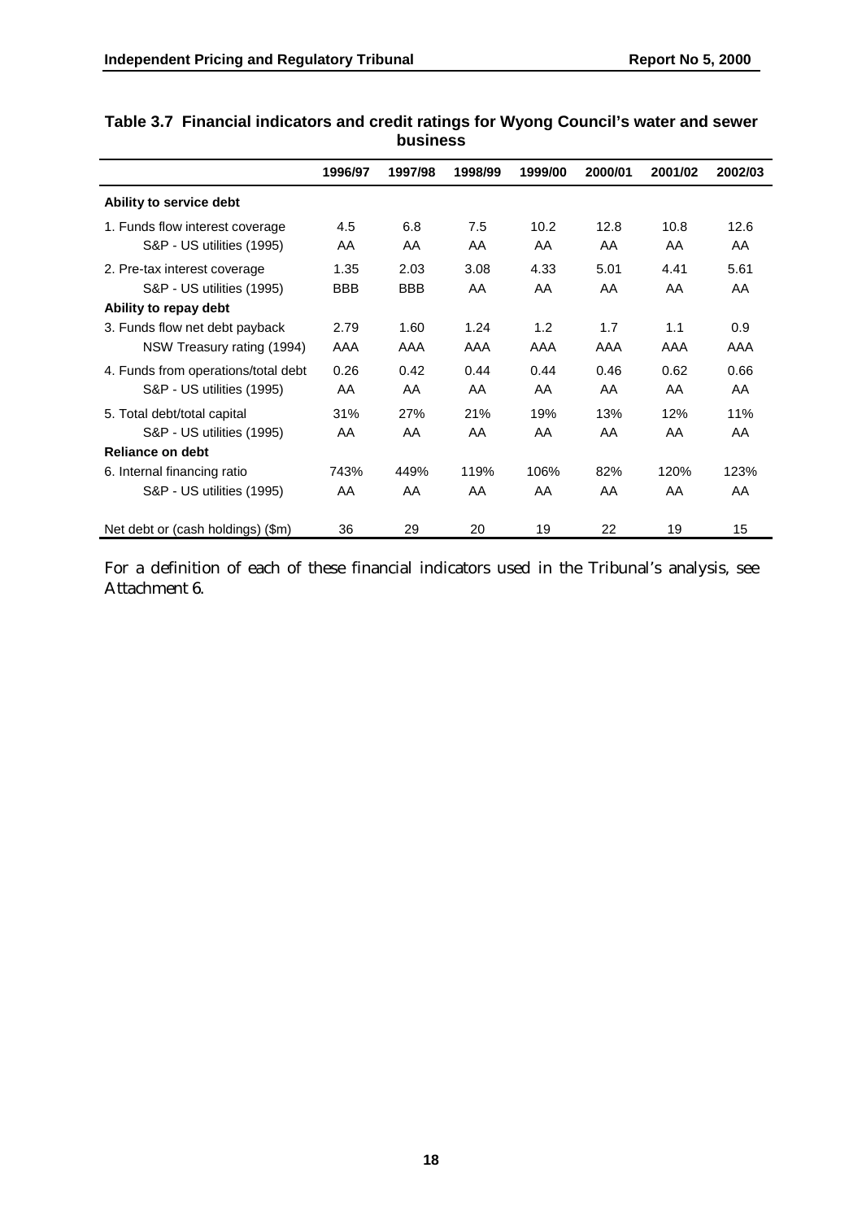**Table 3.7 Financial indicators and credit ratings for Wyong Council's water and sewer business**

| | 1996/97 | 1997/98 | 1998/99 | 1999/00 | 2000/01 | 2001/02 | 2002/03 |
|---|---|---|---|---|---|---|---|
| **Ability to service debt** | | | | | | | |
| 1. Funds flow interest coverage | 4.5 | 6.8 | 7.5 | 10.2 | 12.8 | 10.8 | 12.6 |
| S&P - US utilities (1995) | AA | AA | AA | AA | AA | AA | AA |
| 2. Pre-tax interest coverage | 1.35 | 2.03 | 3.08 | 4.33 | 5.01 | 4.41 | 5.61 |
| S&P - US utilities (1995) | BBB | BBB | AA | AA | AA | AA | AA |
| **Ability to repay debt** | | | | | | | |
| 3. Funds flow net debt payback | 2.79 | 1.60 | 1.24 | 1.2 | 1.7 | 1.1 | 0.9 |
| NSW Treasury rating (1994) | AAA | AAA | AAA | AAA | AAA | AAA | AAA |
| 4. Funds from operations/total debt | 0.26 | 0.42 | 0.44 | 0.44 | 0.46 | 0.62 | 0.66 |
| S&P - US utilities (1995) | AA | AA | AA | AA | AA | AA | AA |
| 5. Total debt/total capital | 31% | 27% | 21% | 19% | 13% | 12% | 11% |
| S&P - US utilities (1995) | AA | AA | AA | AA | AA | AA | AA |
| **Reliance on debt** | | | | | | | |
| 6. Internal financing ratio | 743% | 449% | 119% | 106% | 82% | 120% | 123% |
| S&P - US utilities (1995) | AA | AA | AA | AA | AA | AA | AA |
| Net debt or (cash holdings) ($m) | 36 | 29 | 20 | 19 | 22 | 19 | 15 |

For a definition of each of these financial indicators used in the Tribunal's analysis, see Attachment 6.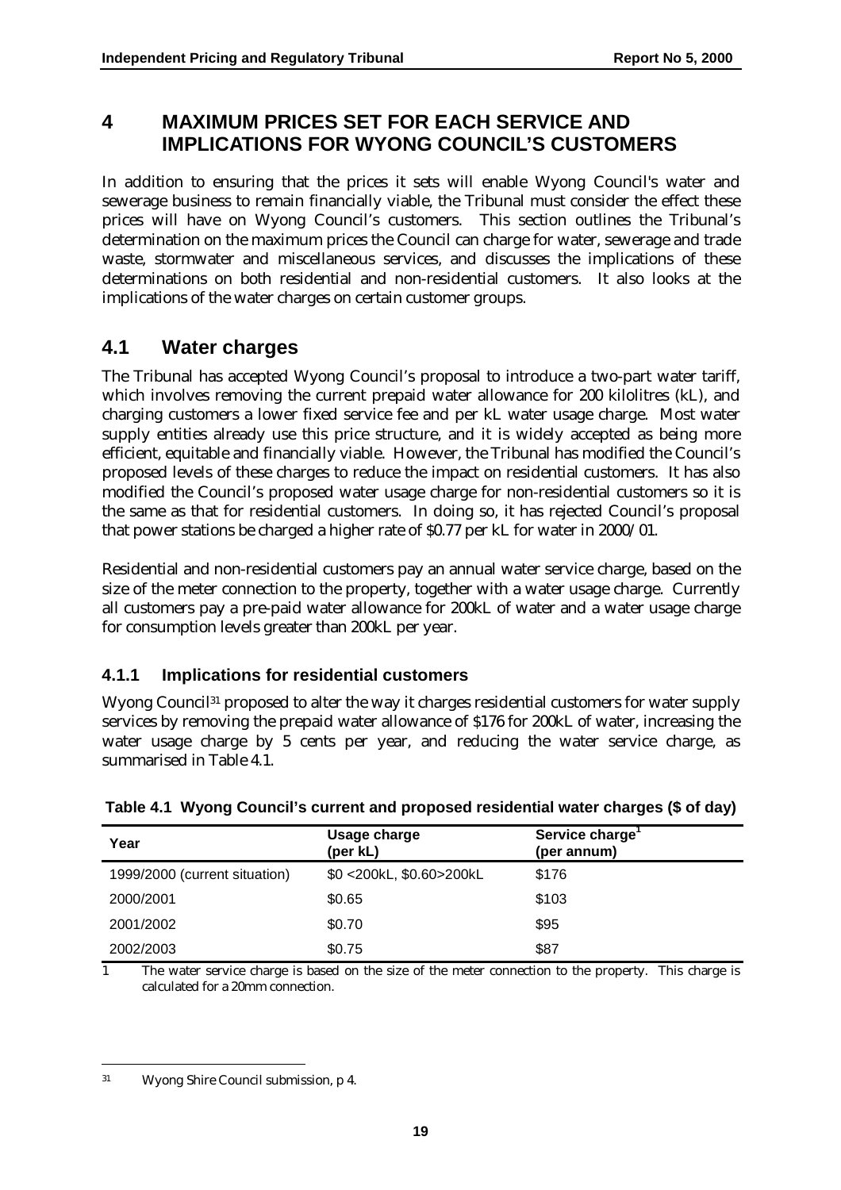# 4 MAXIMUM PRICES SET FOR EACH SERVICE AND IMPLICATIONS FOR WYONG COUNCIL'S CUSTOMERS

In addition to ensuring that the prices it sets will enable Wyong Council's water and sewerage business to remain financially viable, the Tribunal must consider the effect these prices will have on Wyong Council's customers. This section outlines the Tribunal's determination on the maximum prices the Council can charge for water, sewerage and trade waste, stormwater and miscellaneous services, and discusses the implications of these determinations on both residential and non-residential customers. It also looks at the implications of the water charges on certain customer groups.

## 4.1 Water charges

The Tribunal has accepted Wyong Council's proposal to introduce a two-part water tariff, which involves removing the current prepaid water allowance for 200 kilolitres (kL), and charging customers a lower fixed service fee and per kL water usage charge. Most water supply entities already use this price structure, and it is widely accepted as being more efficient, equitable and financially viable. However, the Tribunal has modified the Council's proposed levels of these charges to reduce the impact on residential customers. It has also modified the Council's proposed water usage charge for non-residential customers so it is the same as that for residential customers. In doing so, it has rejected Council's proposal that power stations be charged a higher rate of $0.77 per kL for water in 2000/01.

Residential and non-residential customers pay an annual water service charge, based on the size of the meter connection to the property, together with a water usage charge. Currently all customers pay a pre-paid water allowance for 200kL of water and a water usage charge for consumption levels greater than 200kL per year.

### 4.1.1 Implications for residential customers

Wyong Council[31] proposed to alter the way it charges residential customers for water supply services by removing the prepaid water allowance of $176 for 200kL of water, increasing the water usage charge by 5 cents per year, and reducing the water service charge, as summarised in Table 4.1.

**Table 4.1 Wyong Council's current and proposed residential water charges ($ of day)**

| Year | Usage charge (per kL) | Service charge[1] (per annum) |
|---|---|---|
| 1999/2000 (current situation) | $0 <200kL, $0.60>200kL | $176 |
| 2000/2001 | $0.65 | $103 |
| 2001/2002 | $0.70 | $95 |
| 2002/2003 | $0.75 | $87 |

1 The water service charge is based on the size of the meter connection to the property. This charge is calculated for a 20mm connection.

---

31 Wyong Shire Council submission, p 4.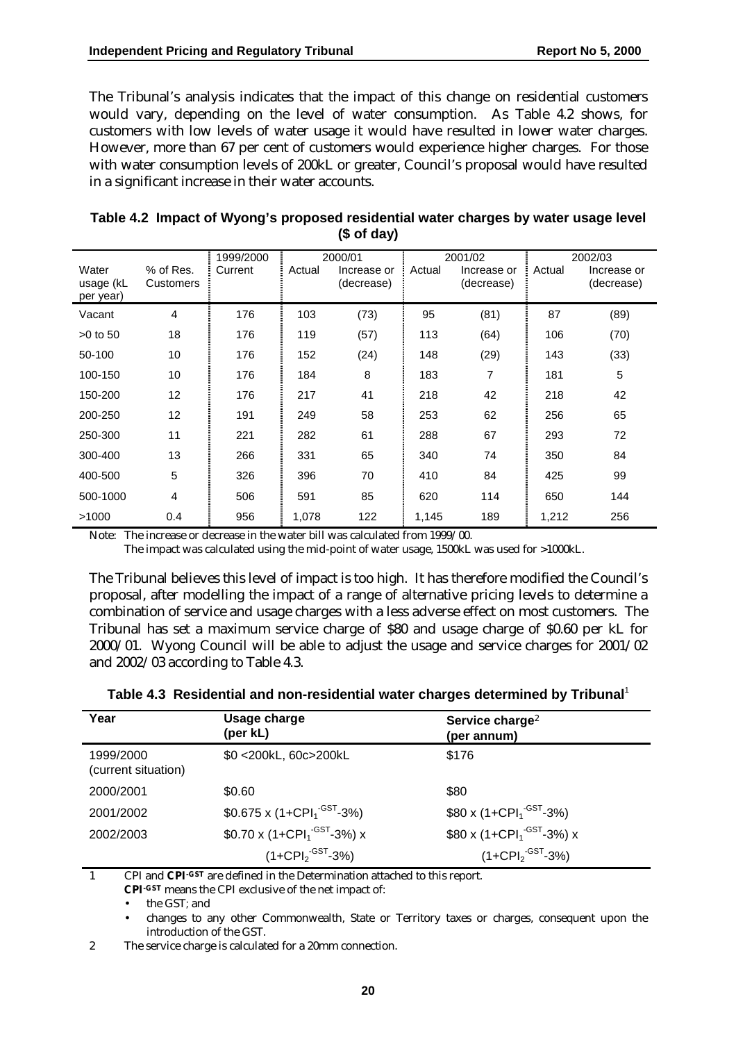The Tribunal's analysis indicates that the impact of this change on residential customers would vary, depending on the level of water consumption. As Table 4.2 shows, for customers with low levels of water usage it would have resulted in lower water charges. However, more than 67 per cent of customers would experience higher charges. For those with water consumption levels of 200kL or greater, Council's proposal would have resulted in a significant increase in their water accounts.

**Table 4.2 Impact of Wyong's proposed residential water charges by water usage level ($ of day)**

| Water usage (kL per year) | % of Res. Customers | 1999/2000 | 2000/01 | | 2001/02 | | 2002/03 | |
|---|---|---|---|---|---|---|---|---|
| | | Current | Actual | Increase or (decrease) | Actual | Increase or (decrease) | Actual | Increase or (decrease) |
| Vacant | 4 | 176 | 103 | (73) | 95 | (81) | 87 | (89) |
| >0 to 50 | 18 | 176 | 119 | (57) | 113 | (64) | 106 | (70) |
| 50-100 | 10 | 176 | 152 | (24) | 148 | (29) | 143 | (33) |
| 100-150 | 10 | 176 | 184 | 8 | 183 | 7 | 181 | 5 |
| 150-200 | 12 | 176 | 217 | 41 | 218 | 42 | 218 | 42 |
| 200-250 | 12 | 191 | 249 | 58 | 253 | 62 | 256 | 65 |
| 250-300 | 11 | 221 | 282 | 61 | 288 | 67 | 293 | 72 |
| 300-400 | 13 | 266 | 331 | 65 | 340 | 74 | 350 | 84 |
| 400-500 | 5 | 326 | 396 | 70 | 410 | 84 | 425 | 99 |
| 500-1000 | 4 | 506 | 591 | 85 | 620 | 114 | 650 | 144 |
| >1000 | 0.4 | 956 | 1,078 | 122 | 1,145 | 189 | 1,212 | 256 |

Note: The increase or decrease in the water bill was calculated from 1999/00.
The impact was calculated using the mid-point of water usage, 1500kL was used for >1000kL.

The Tribunal believes this level of impact is too high. It has therefore modified the Council's proposal, after modelling the impact of a range of alternative pricing levels to determine a combination of service and usage charges with a less adverse effect on most customers. The Tribunal has set a maximum service charge of $80 and usage charge of $0.60 per kL for 2000/01. Wyong Council will be able to adjust the usage and service charges for 2001/02 and 2002/03 according to Table 4.3.

**Table 4.3 Residential and non-residential water charges determined by Tribunal**[1]

| Year | Usage charge (per kL) | Service charge[2] (per annum) |
|---|---|---|
| 1999/2000 (current situation) | $0 <200kL, 60c>200kL | $176 |
| 2000/2001 | $0.60 | $80 |
| 2001/2002 | $0.675 x $(1+CPI_1^{-GST}-3\%)$ | $80 x $(1+CPI_1^{-GST}-3\%)$ |
| 2002/2003 | $0.70 x $(1+CPI_1^{-GST}-3\%)$ x $(1+CPI_2^{-GST}-3\%)$ | $80 x $(1+CPI_1^{-GST}-3\%)$ x $(1+CPI_2^{-GST}-3\%)$ |

1 CPI and **$CPI^{-GST}$** are defined in the Determination attached to this report.
**$CPI^{-GST}$** means the CPI exclusive of the net impact of:
- the GST; and
- changes to any other Commonwealth, State or Territory taxes or charges, consequent upon the introduction of the GST.

2 The service charge is calculated for a 20mm connection.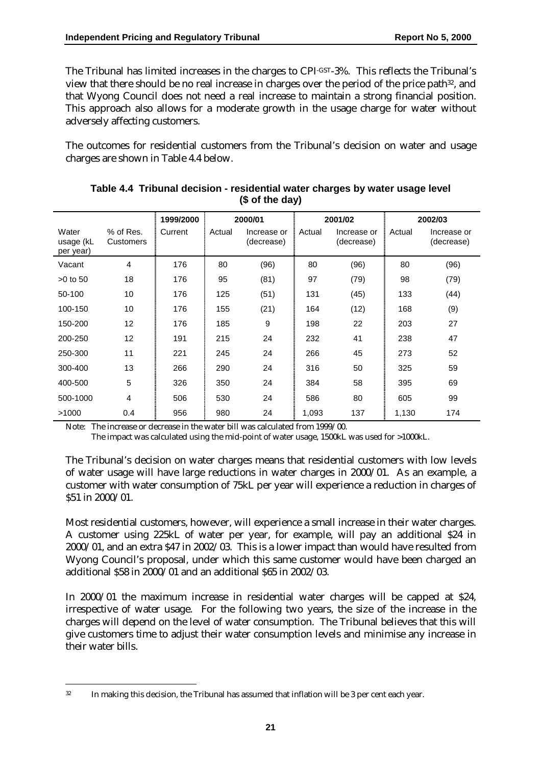The Tribunal has limited increases in the charges to CPI[-GST]-3%. This reflects the Tribunal's view that there should be no real increase in charges over the period of the price path[32], and that Wyong Council does not need a real increase to maintain a strong financial position. This approach also allows for a moderate growth in the usage charge for water without adversely affecting customers.

The outcomes for residential customers from the Tribunal's decision on water and usage charges are shown in Table 4.4 below.

**Table 4.4 Tribunal decision - residential water charges by water usage level ($ of the day)**

| | | 1999/2000 | 2000/01 | | 2001/02 | | 2002/03 | |
|---|---|---|---|---|---|---|---|---|
| Water usage (kL per year) | % of Res. Customers | Current | Actual | Increase or (decrease) | Actual | Increase or (decrease) | Actual | Increase or (decrease) |
| Vacant | 4 | 176 | 80 | (96) | 80 | (96) | 80 | (96) |
| >0 to 50 | 18 | 176 | 95 | (81) | 97 | (79) | 98 | (79) |
| 50-100 | 10 | 176 | 125 | (51) | 131 | (45) | 133 | (44) |
| 100-150 | 10 | 176 | 155 | (21) | 164 | (12) | 168 | (9) |
| 150-200 | 12 | 176 | 185 | 9 | 198 | 22 | 203 | 27 |
| 200-250 | 12 | 191 | 215 | 24 | 232 | 41 | 238 | 47 |
| 250-300 | 11 | 221 | 245 | 24 | 266 | 45 | 273 | 52 |
| 300-400 | 13 | 266 | 290 | 24 | 316 | 50 | 325 | 59 |
| 400-500 | 5 | 326 | 350 | 24 | 384 | 58 | 395 | 69 |
| 500-1000 | 4 | 506 | 530 | 24 | 586 | 80 | 605 | 99 |
| >1000 | 0.4 | 956 | 980 | 24 | 1,093 | 137 | 1,130 | 174 |

Note: The increase or decrease in the water bill was calculated from 1999/00.
The impact was calculated using the mid-point of water usage, 1500kL was used for >1000kL.

The Tribunal's decision on water charges means that residential customers with low levels of water usage will have large reductions in water charges in 2000/01. As an example, a customer with water consumption of 75kL per year will experience a reduction in charges of $51 in 2000/01.

Most residential customers, however, will experience a small increase in their water charges. A customer using 225kL of water per year, for example, will pay an additional $24 in 2000/01, and an extra $47 in 2002/03. This is a lower impact than would have resulted from Wyong Council's proposal, under which this same customer would have been charged an additional $58 in 2000/01 and an additional $65 in 2002/03.

In 2000/01 the maximum increase in residential water charges will be capped at $24, irrespective of water usage. For the following two years, the size of the increase in the charges will depend on the level of water consumption. The Tribunal believes that this will give customers time to adjust their water consumption levels and minimise any increase in their water bills.

[32] In making this decision, the Tribunal has assumed that inflation will be 3 per cent each year.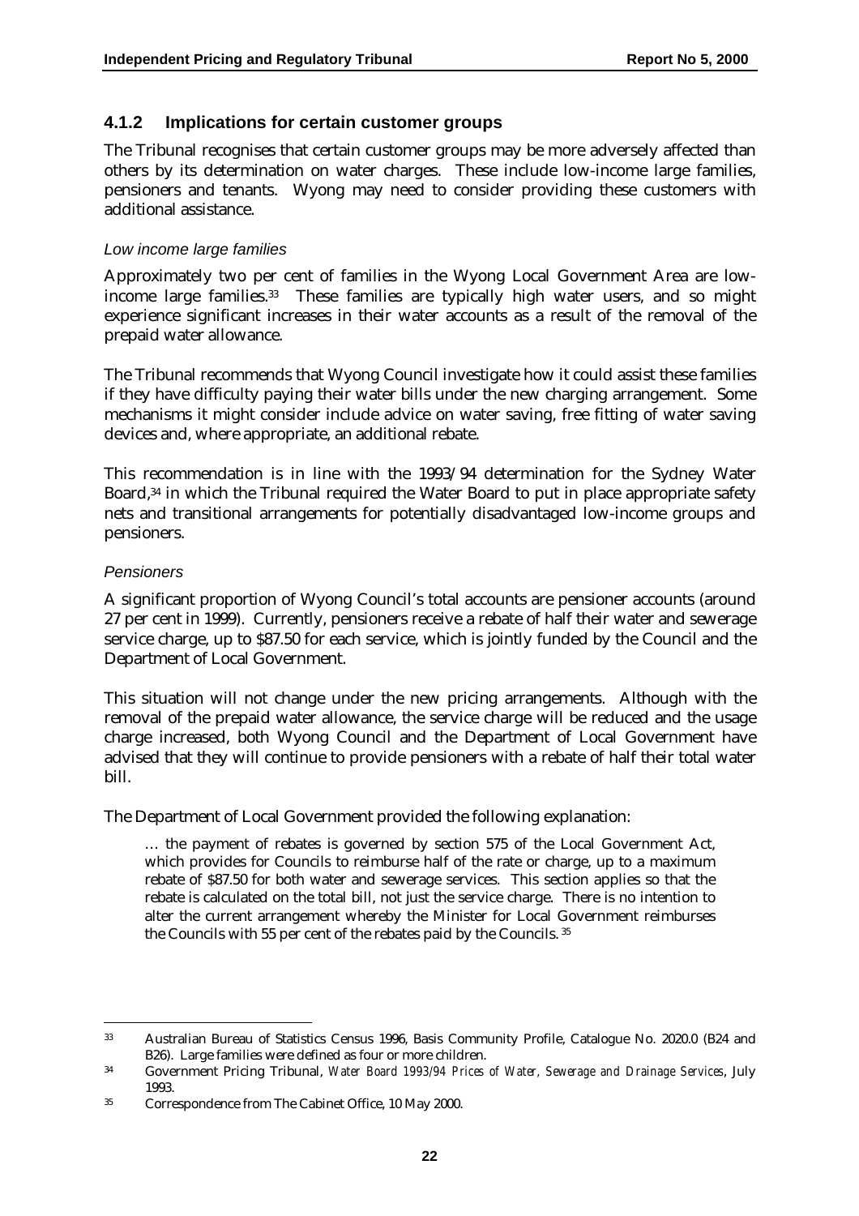### 4.1.2 Implications for certain customer groups

The Tribunal recognises that certain customer groups may be more adversely affected than others by its determination on water charges. These include low-income large families, pensioners and tenants. Wyong may need to consider providing these customers with additional assistance.

*Low income large families*

Approximately two per cent of families in the Wyong Local Government Area are low-income large families.[33] These families are typically high water users, and so might experience significant increases in their water accounts as a result of the removal of the prepaid water allowance.

The Tribunal recommends that Wyong Council investigate how it could assist these families if they have difficulty paying their water bills under the new charging arrangement. Some mechanisms it might consider include advice on water saving, free fitting of water saving devices and, where appropriate, an additional rebate.

This recommendation is in line with the 1993/94 determination for the Sydney Water Board,[34] in which the Tribunal required the Water Board to put in place appropriate safety nets and transitional arrangements for potentially disadvantaged low-income groups and pensioners.

*Pensioners*

A significant proportion of Wyong Council's total accounts are pensioner accounts (around 27 per cent in 1999). Currently, pensioners receive a rebate of half their water and sewerage service charge, up to $87.50 for each service, which is jointly funded by the Council and the Department of Local Government.

This situation will not change under the new pricing arrangements. Although with the removal of the prepaid water allowance, the service charge will be reduced and the usage charge increased, both Wyong Council and the Department of Local Government have advised that they will continue to provide pensioners with a rebate of half their total water bill.

The Department of Local Government provided the following explanation:

> … the payment of rebates is governed by section 575 of the Local Government Act, which provides for Councils to reimburse half of the rate or charge, up to a maximum rebate of $87.50 for both water and sewerage services. This section applies so that the rebate is calculated on the total bill, not just the service charge. There is no intention to alter the current arrangement whereby the Minister for Local Government reimburses the Councils with 55 per cent of the rebates paid by the Councils.[35]

---

[33] Australian Bureau of Statistics Census 1996, Basis Community Profile, Catalogue No. 2020.0 (B24 and B26). Large families were defined as four or more children.

[34] Government Pricing Tribunal, *Water Board 1993/94 Prices of Water, Sewerage and Drainage Services*, July 1993.

[35] Correspondence from The Cabinet Office, 10 May 2000.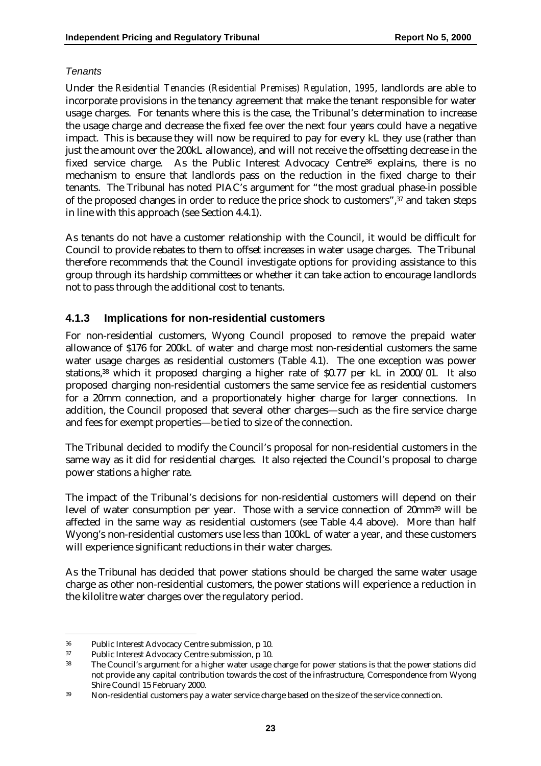*Tenants*

Under the *Residential Tenancies (Residential Premises) Regulation, 1995*, landlords are able to incorporate provisions in the tenancy agreement that make the tenant responsible for water usage charges. For tenants where this is the case, the Tribunal's determination to increase the usage charge and decrease the fixed fee over the next four years could have a negative impact. This is because they will now be required to pay for every kL they use (rather than just the amount over the 200kL allowance), and will not receive the offsetting decrease in the fixed service charge. As the Public Interest Advocacy Centre[36] explains, there is no mechanism to ensure that landlords pass on the reduction in the fixed charge to their tenants. The Tribunal has noted PIAC's argument for "the most gradual phase-in possible of the proposed changes in order to reduce the price shock to customers",[37] and taken steps in line with this approach (see Section 4.4.1).

As tenants do not have a customer relationship with the Council, it would be difficult for Council to provide rebates to them to offset increases in water usage charges. The Tribunal therefore recommends that the Council investigate options for providing assistance to this group through its hardship committees or whether it can take action to encourage landlords not to pass through the additional cost to tenants.

### 4.1.3 Implications for non-residential customers

For non-residential customers, Wyong Council proposed to remove the prepaid water allowance of $176 for 200kL of water and charge most non-residential customers the same water usage charges as residential customers (Table 4.1). The one exception was power stations,[38] which it proposed charging a higher rate of $0.77 per kL in 2000/01. It also proposed charging non-residential customers the same service fee as residential customers for a 20mm connection, and a proportionately higher charge for larger connections. In addition, the Council proposed that several other charges—such as the fire service charge and fees for exempt properties—be tied to size of the connection.

The Tribunal decided to modify the Council's proposal for non-residential customers in the same way as it did for residential charges. It also rejected the Council's proposal to charge power stations a higher rate.

The impact of the Tribunal's decisions for non-residential customers will depend on their level of water consumption per year. Those with a service connection of 20mm[39] will be affected in the same way as residential customers (see Table 4.4 above). More than half Wyong's non-residential customers use less than 100kL of water a year, and these customers will experience significant reductions in their water charges.

As the Tribunal has decided that power stations should be charged the same water usage charge as other non-residential customers, the power stations will experience a reduction in the kilolitre water charges over the regulatory period.

---

[36] Public Interest Advocacy Centre submission, p 10.

[37] Public Interest Advocacy Centre submission, p 10.

[38] The Council's argument for a higher water usage charge for power stations is that the power stations did not provide any capital contribution towards the cost of the infrastructure, Correspondence from Wyong Shire Council 15 February 2000.

[39] Non-residential customers pay a water service charge based on the size of the service connection.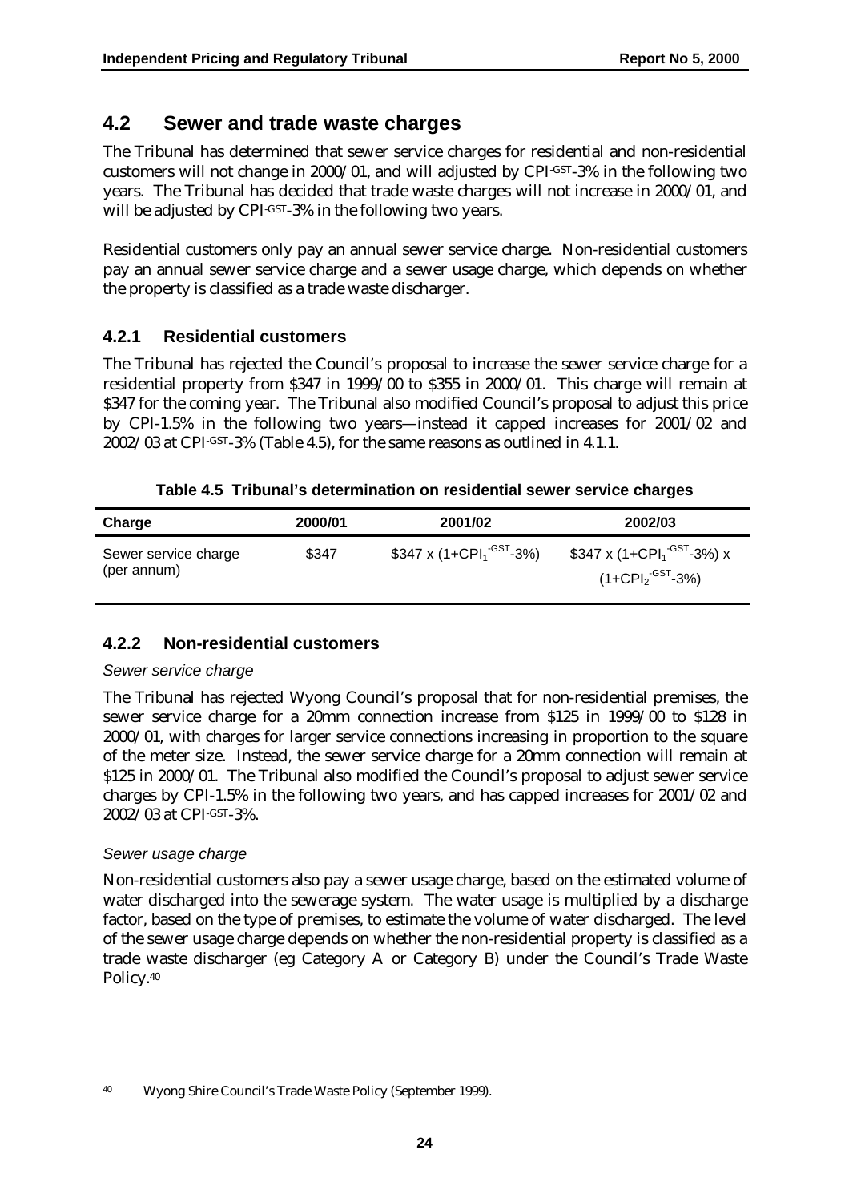## 4.2 Sewer and trade waste charges

The Tribunal has determined that sewer service charges for residential and non-residential customers will not change in 2000/01, and will adjusted by $CPI^{-GST}$-3% in the following two years. The Tribunal has decided that trade waste charges will not increase in 2000/01, and will be adjusted by $CPI^{-GST}$-3% in the following two years.

Residential customers only pay an annual sewer service charge. Non-residential customers pay an annual sewer service charge and a sewer usage charge, which depends on whether the property is classified as a trade waste discharger.

### 4.2.1 Residential customers

The Tribunal has rejected the Council's proposal to increase the sewer service charge for a residential property from $347 in 1999/00 to $355 in 2000/01. This charge will remain at $347 for the coming year. The Tribunal also modified Council's proposal to adjust this price by CPI-1.5% in the following two years—instead it capped increases for 2001/02 and 2002/03 at $CPI^{-GST}$-3% (Table 4.5), for the same reasons as outlined in 4.1.1.

**Table 4.5 Tribunal's determination on residential sewer service charges**

| Charge | 2000/01 | 2001/02 | 2002/03 |
|---|---|---|---|
| Sewer service charge (per annum) | $347 | $347 x (1+$CPI_1^{-GST}$-3%) | $347 x (1+$CPI_1^{-GST}$-3%) x (1+$CPI_2^{-GST}$-3%) |

### 4.2.2 Non-residential customers

*Sewer service charge*

The Tribunal has rejected Wyong Council's proposal that for non-residential premises, the sewer service charge for a 20mm connection increase from $125 in 1999/00 to $128 in 2000/01, with charges for larger service connections increasing in proportion to the square of the meter size. Instead, the sewer service charge for a 20mm connection will remain at $125 in 2000/01. The Tribunal also modified the Council's proposal to adjust sewer service charges by CPI-1.5% in the following two years, and has capped increases for 2001/02 and 2002/03 at $CPI^{-GST}$-3%.

*Sewer usage charge*

Non-residential customers also pay a sewer usage charge, based on the estimated volume of water discharged into the sewerage system. The water usage is multiplied by a discharge factor, based on the type of premises, to estimate the volume of water discharged. The level of the sewer usage charge depends on whether the non-residential property is classified as a trade waste discharger (eg Category A or Category B) under the Council's Trade Waste Policy.[40]

[40] Wyong Shire Council's Trade Waste Policy (September 1999).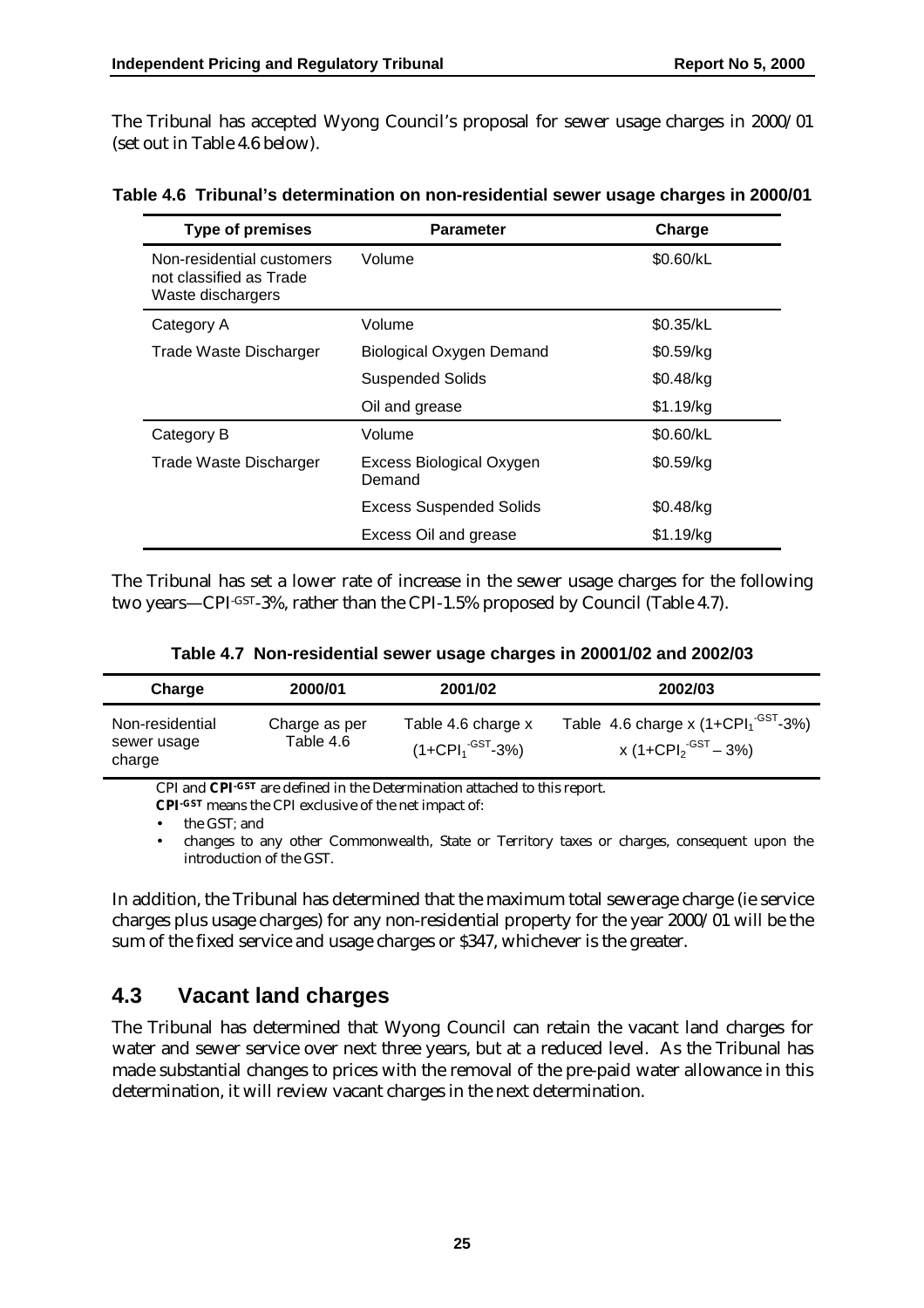The Tribunal has accepted Wyong Council's proposal for sewer usage charges in 2000/01 (set out in Table 4.6 below).

**Table 4.6 Tribunal's determination on non-residential sewer usage charges in 2000/01**

| Type of premises | Parameter | Charge |
|---|---|---|
| Non-residential customers not classified as Trade Waste dischargers | Volume | \$0.60/kL |
| Category A | Volume | \$0.35/kL |
| Trade Waste Discharger | Biological Oxygen Demand | \$0.59/kg |
| | Suspended Solids | \$0.48/kg |
| | Oil and grease | \$1.19/kg |
| Category B | Volume | \$0.60/kL |
| Trade Waste Discharger | Excess Biological Oxygen Demand | \$0.59/kg |
| | Excess Suspended Solids | \$0.48/kg |
| | Excess Oil and grease | \$1.19/kg |

The Tribunal has set a lower rate of increase in the sewer usage charges for the following two years—$CPI^{-GST}$-3%, rather than the CPI-1.5% proposed by Council (Table 4.7).

**Table 4.7 Non-residential sewer usage charges in 20001/02 and 2002/03**

| Charge | 2000/01 | 2001/02 | 2002/03 |
|---|---|---|---|
| Non-residential sewer usage charge | Charge as per Table 4.6 | Table 4.6 charge x $(1+CPI_1^{-GST}-3\%)$ | Table 4.6 charge x $(1+CPI_1^{-GST}-3\%)$ x $(1+CPI_2^{-GST}-3\%)$ |

CPI and $CPI^{-GST}$ are defined in the Determination attached to this report.

$CPI^{-GST}$ means the CPI exclusive of the net impact of:

- the GST; and
- changes to any other Commonwealth, State or Territory taxes or charges, consequent upon the introduction of the GST.

In addition, the Tribunal has determined that the maximum total sewerage charge (ie service charges plus usage charges) for any non-residential property for the year 2000/01 will be the sum of the fixed service and usage charges or \$347, whichever is the greater.

## 4.3 Vacant land charges

The Tribunal has determined that Wyong Council can retain the vacant land charges for water and sewer service over next three years, but at a reduced level. As the Tribunal has made substantial changes to prices with the removal of the pre-paid water allowance in this determination, it will review vacant charges in the next determination.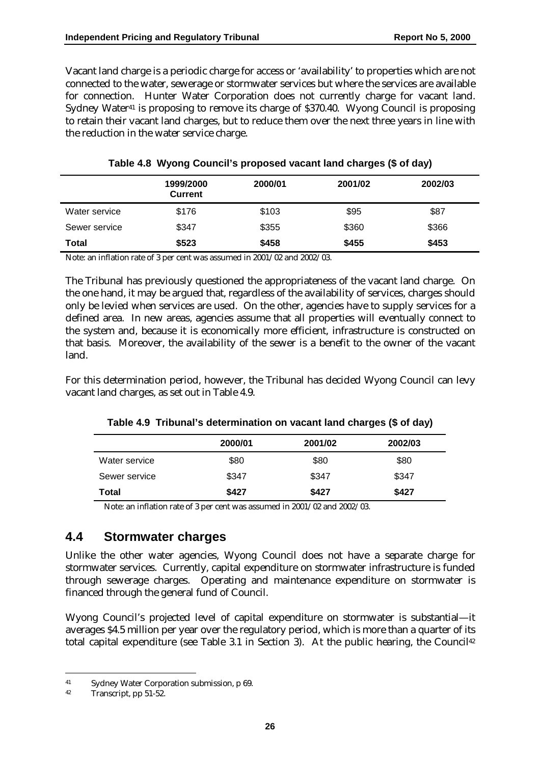Vacant land charge is a periodic charge for access or 'availability' to properties which are not connected to the water, sewerage or stormwater services but where the services are available for connection. Hunter Water Corporation does not currently charge for vacant land. Sydney Water[41] is proposing to remove its charge of $370.40. Wyong Council is proposing to retain their vacant land charges, but to reduce them over the next three years in line with the reduction in the water service charge.

**Table 4.8 Wyong Council's proposed vacant land charges ($ of day)**

| | 1999/2000 Current | 2000/01 | 2001/02 | 2002/03 |
|---|---|---|---|---|
| Water service | $176 | $103 | $95 | $87 |
| Sewer service | $347 | $355 | $360 | $366 |
| **Total** | **$523** | **$458** | **$455** | **$453** |

Note: an inflation rate of 3 per cent was assumed in 2001/02 and 2002/03.

The Tribunal has previously questioned the appropriateness of the vacant land charge. On the one hand, it may be argued that, regardless of the availability of services, charges should only be levied when services are used. On the other, agencies have to supply services for a defined area. In new areas, agencies assume that all properties will eventually connect to the system and, because it is economically more efficient, infrastructure is constructed on that basis. Moreover, the availability of the sewer is a benefit to the owner of the vacant land.

For this determination period, however, the Tribunal has decided Wyong Council can levy vacant land charges, as set out in Table 4.9.

**Table 4.9 Tribunal's determination on vacant land charges ($ of day)**

| | 2000/01 | 2001/02 | 2002/03 |
|---|---|---|---|
| Water service | $80 | $80 | $80 |
| Sewer service | $347 | $347 | $347 |
| **Total** | **$427** | **$427** | **$427** |

Note: an inflation rate of 3 per cent was assumed in 2001/02 and 2002/03.

## 4.4 Stormwater charges

Unlike the other water agencies, Wyong Council does not have a separate charge for stormwater services. Currently, capital expenditure on stormwater infrastructure is funded through sewerage charges. Operating and maintenance expenditure on stormwater is financed through the general fund of Council.

Wyong Council's projected level of capital expenditure on stormwater is substantial—it averages $4.5 million per year over the regulatory period, which is more than a quarter of its total capital expenditure (see Table 3.1 in Section 3). At the public hearing, the Council[42]

[41] Sydney Water Corporation submission, p 69.

[42] Transcript, pp 51-52.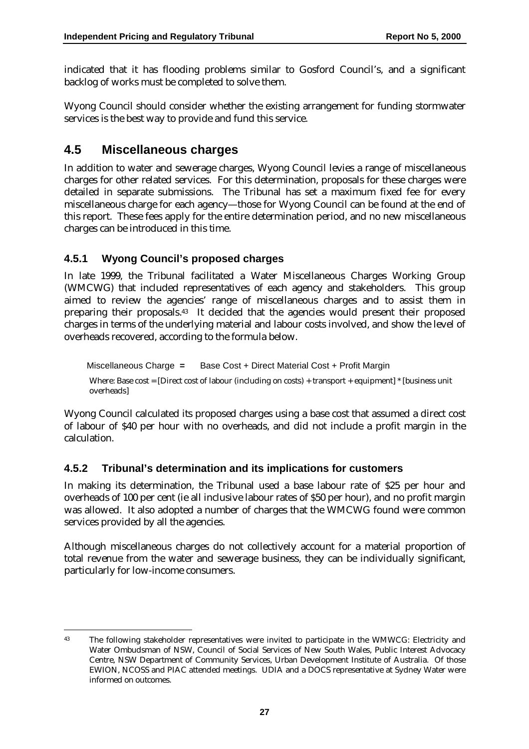indicated that it has flooding problems similar to Gosford Council's, and a significant backlog of works must be completed to solve them.

Wyong Council should consider whether the existing arrangement for funding stormwater services is the best way to provide and fund this service.

## 4.5 Miscellaneous charges

In addition to water and sewerage charges, Wyong Council levies a range of miscellaneous charges for other related services. For this determination, proposals for these charges were detailed in separate submissions. The Tribunal has set a maximum fixed fee for every miscellaneous charge for each agency—those for Wyong Council can be found at the end of this report. These fees apply for the entire determination period, and no new miscellaneous charges can be introduced in this time.

### 4.5.1 Wyong Council's proposed charges

In late 1999, the Tribunal facilitated a Water Miscellaneous Charges Working Group (WMCWG) that included representatives of each agency and stakeholders. This group aimed to review the agencies' range of miscellaneous charges and to assist them in preparing their proposals.[43] It decided that the agencies would present their proposed charges in terms of the underlying material and labour costs involved, and show the level of overheads recovered, according to the formula below.

Miscellaneous Charge **=** Base Cost + Direct Material Cost + Profit Margin

Where: Base cost = [Direct cost of labour (including on costs) + transport + equipment] * [business unit overheads]

Wyong Council calculated its proposed charges using a base cost that assumed a direct cost of labour of $40 per hour with no overheads, and did not include a profit margin in the calculation.

### 4.5.2 Tribunal's determination and its implications for customers

In making its determination, the Tribunal used a base labour rate of $25 per hour and overheads of 100 per cent (ie all inclusive labour rates of $50 per hour), and no profit margin was allowed. It also adopted a number of charges that the WMCWG found were common services provided by all the agencies.

Although miscellaneous charges do not collectively account for a material proportion of total revenue from the water and sewerage business, they can be individually significant, particularly for low-income consumers.

---

[43] The following stakeholder representatives were invited to participate in the WMWCG: Electricity and Water Ombudsman of NSW, Council of Social Services of New South Wales, Public Interest Advocacy Centre, NSW Department of Community Services, Urban Development Institute of Australia. Of those EWION, NCOSS and PIAC attended meetings. UDIA and a DOCS representative at Sydney Water were informed on outcomes.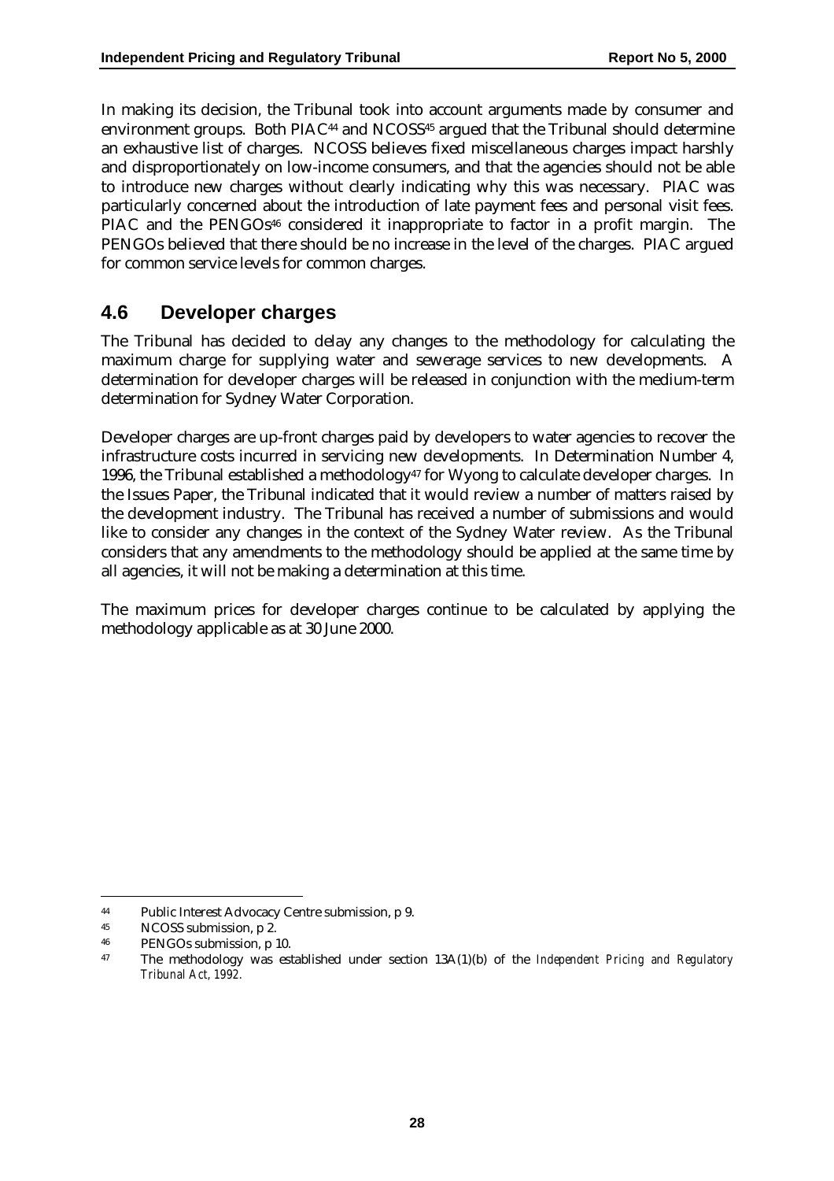In making its decision, the Tribunal took into account arguments made by consumer and environment groups. Both PIAC[44] and NCOSS[45] argued that the Tribunal should determine an exhaustive list of charges. NCOSS believes fixed miscellaneous charges impact harshly and disproportionately on low-income consumers, and that the agencies should not be able to introduce new charges without clearly indicating why this was necessary. PIAC was particularly concerned about the introduction of late payment fees and personal visit fees. PIAC and the PENGOs[46] considered it inappropriate to factor in a profit margin. The PENGOs believed that there should be no increase in the level of the charges. PIAC argued for common service levels for common charges.

## 4.6 Developer charges

The Tribunal has decided to delay any changes to the methodology for calculating the maximum charge for supplying water and sewerage services to new developments. A determination for developer charges will be released in conjunction with the medium-term determination for Sydney Water Corporation.

Developer charges are up-front charges paid by developers to water agencies to recover the infrastructure costs incurred in servicing new developments. In Determination Number 4, 1996, the Tribunal established a methodology[47] for Wyong to calculate developer charges. In the Issues Paper, the Tribunal indicated that it would review a number of matters raised by the development industry. The Tribunal has received a number of submissions and would like to consider any changes in the context of the Sydney Water review. As the Tribunal considers that any amendments to the methodology should be applied at the same time by all agencies, it will not be making a determination at this time.

The maximum prices for developer charges continue to be calculated by applying the methodology applicable as at 30 June 2000.

---

44 Public Interest Advocacy Centre submission, p 9.

45 NCOSS submission, p 2.

46 PENGOs submission, p 10.

47 The methodology was established under section 13A(1)(b) of the *Independent Pricing and Regulatory Tribunal Act, 1992.*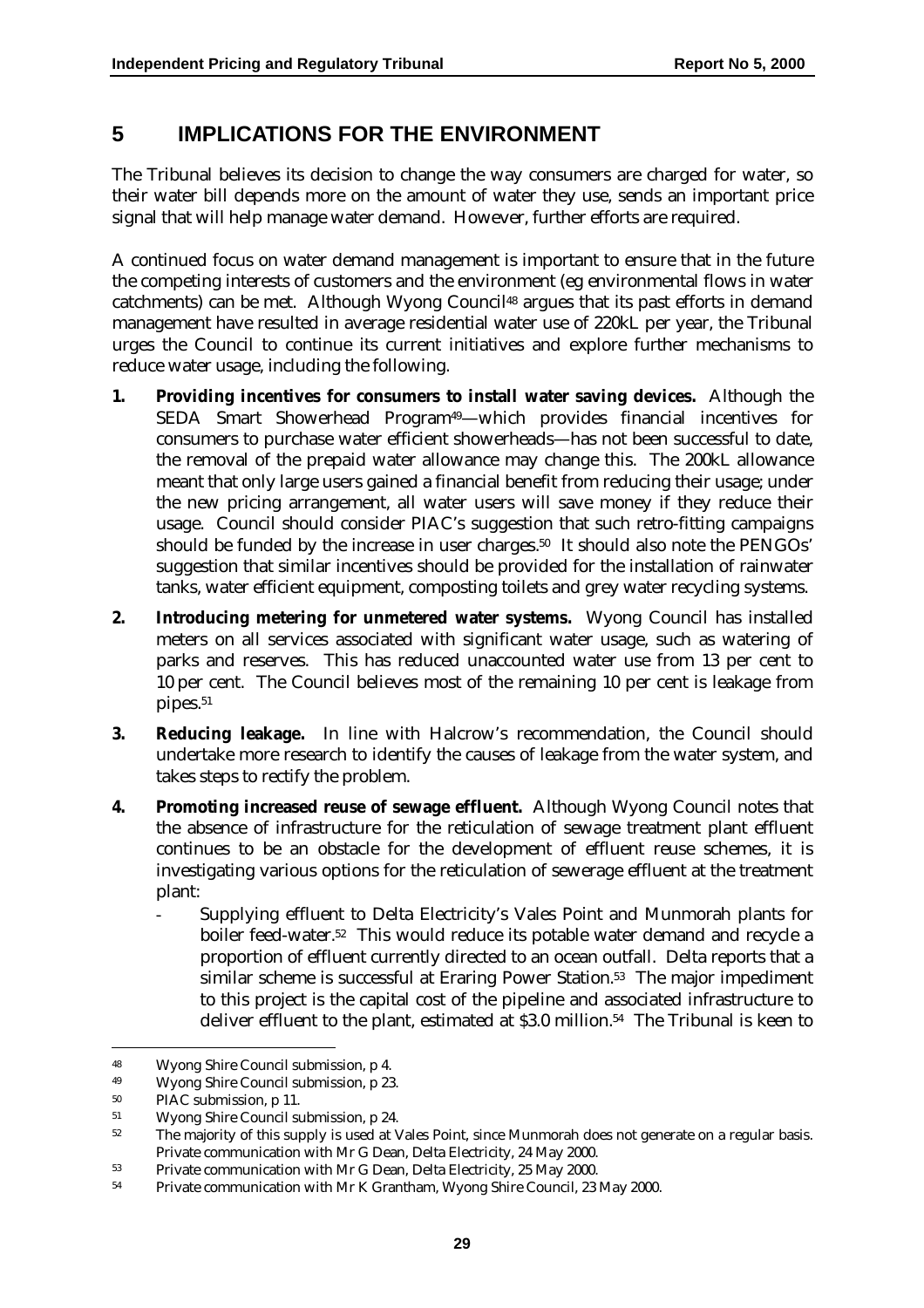# 5 IMPLICATIONS FOR THE ENVIRONMENT

The Tribunal believes its decision to change the way consumers are charged for water, so their water bill depends more on the amount of water they use, sends an important price signal that will help manage water demand. However, further efforts are required.

A continued focus on water demand management is important to ensure that in the future the competing interests of customers and the environment (eg environmental flows in water catchments) can be met. Although Wyong Council[48] argues that its past efforts in demand management have resulted in average residential water use of 220kL per year, the Tribunal urges the Council to continue its current initiatives and explore further mechanisms to reduce water usage, including the following.

1. **Providing incentives for consumers to install water saving devices.** Although the SEDA Smart Showerhead Program[49]—which provides financial incentives for consumers to purchase water efficient showerheads—has not been successful to date, the removal of the prepaid water allowance may change this. The 200kL allowance meant that only large users gained a financial benefit from reducing their usage; under the new pricing arrangement, all water users will save money if they reduce their usage. Council should consider PIAC's suggestion that such retro-fitting campaigns should be funded by the increase in user charges.[50] It should also note the PENGOs' suggestion that similar incentives should be provided for the installation of rainwater tanks, water efficient equipment, composting toilets and grey water recycling systems.

2. **Introducing metering for unmetered water systems.** Wyong Council has installed meters on all services associated with significant water usage, such as watering of parks and reserves. This has reduced unaccounted water use from 13 per cent to 10 per cent. The Council believes most of the remaining 10 per cent is leakage from pipes.[51]

3. **Reducing leakage.** In line with Halcrow's recommendation, the Council should undertake more research to identify the causes of leakage from the water system, and takes steps to rectify the problem.

4. **Promoting increased reuse of sewage effluent.** Although Wyong Council notes that the absence of infrastructure for the reticulation of sewage treatment plant effluent continues to be an obstacle for the development of effluent reuse schemes, it is investigating various options for the reticulation of sewerage effluent at the treatment plant:
   - Supplying effluent to Delta Electricity's Vales Point and Munmorah plants for boiler feed-water.[52] This would reduce its potable water demand and recycle a proportion of effluent currently directed to an ocean outfall. Delta reports that a similar scheme is successful at Eraring Power Station.[53] The major impediment to this project is the capital cost of the pipeline and associated infrastructure to deliver effluent to the plant, estimated at $3.0 million.[54] The Tribunal is keen to

---

48 Wyong Shire Council submission, p 4.

49 Wyong Shire Council submission, p 23.

50 PIAC submission, p 11.

51 Wyong Shire Council submission, p 24.

52 The majority of this supply is used at Vales Point, since Munmorah does not generate on a regular basis. Private communication with Mr G Dean, Delta Electricity, 24 May 2000.

53 Private communication with Mr G Dean, Delta Electricity, 25 May 2000.

54 Private communication with Mr K Grantham, Wyong Shire Council, 23 May 2000.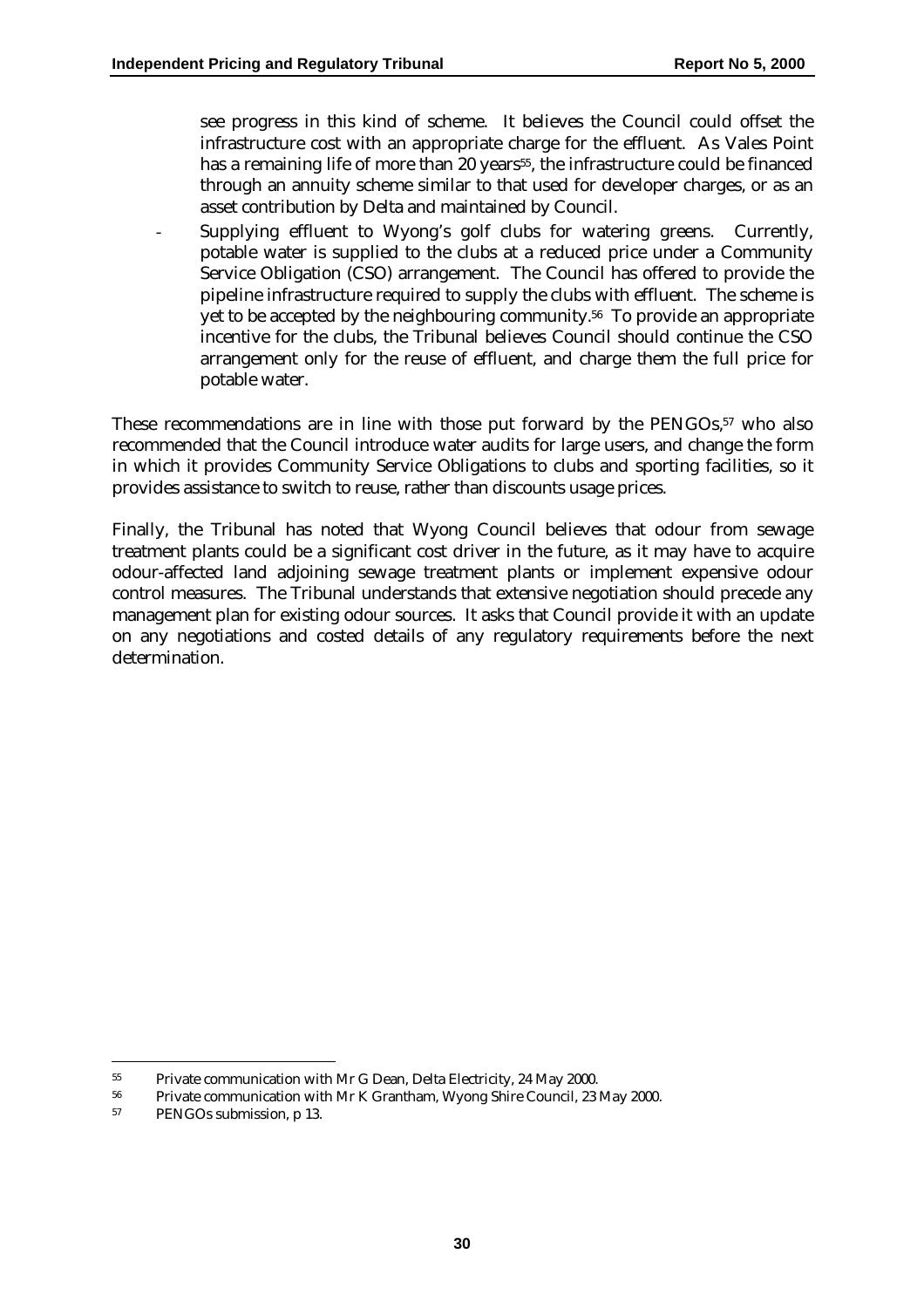see progress in this kind of scheme. It believes the Council could offset the infrastructure cost with an appropriate charge for the effluent. As Vales Point has a remaining life of more than 20 years[55], the infrastructure could be financed through an annuity scheme similar to that used for developer charges, or as an asset contribution by Delta and maintained by Council.

- Supplying effluent to Wyong's golf clubs for watering greens. Currently, potable water is supplied to the clubs at a reduced price under a Community Service Obligation (CSO) arrangement. The Council has offered to provide the pipeline infrastructure required to supply the clubs with effluent. The scheme is yet to be accepted by the neighbouring community.[56] To provide an appropriate incentive for the clubs, the Tribunal believes Council should continue the CSO arrangement only for the reuse of effluent, and charge them the full price for potable water.

These recommendations are in line with those put forward by the PENGOs,[57] who also recommended that the Council introduce water audits for large users, and change the form in which it provides Community Service Obligations to clubs and sporting facilities, so it provides assistance to switch to reuse, rather than discounts usage prices.

Finally, the Tribunal has noted that Wyong Council believes that odour from sewage treatment plants could be a significant cost driver in the future, as it may have to acquire odour-affected land adjoining sewage treatment plants or implement expensive odour control measures. The Tribunal understands that extensive negotiation should precede any management plan for existing odour sources. It asks that Council provide it with an update on any negotiations and costed details of any regulatory requirements before the next determination.

---

55 Private communication with Mr G Dean, Delta Electricity, 24 May 2000.

56 Private communication with Mr K Grantham, Wyong Shire Council, 23 May 2000.

57 PENGOs submission, p 13.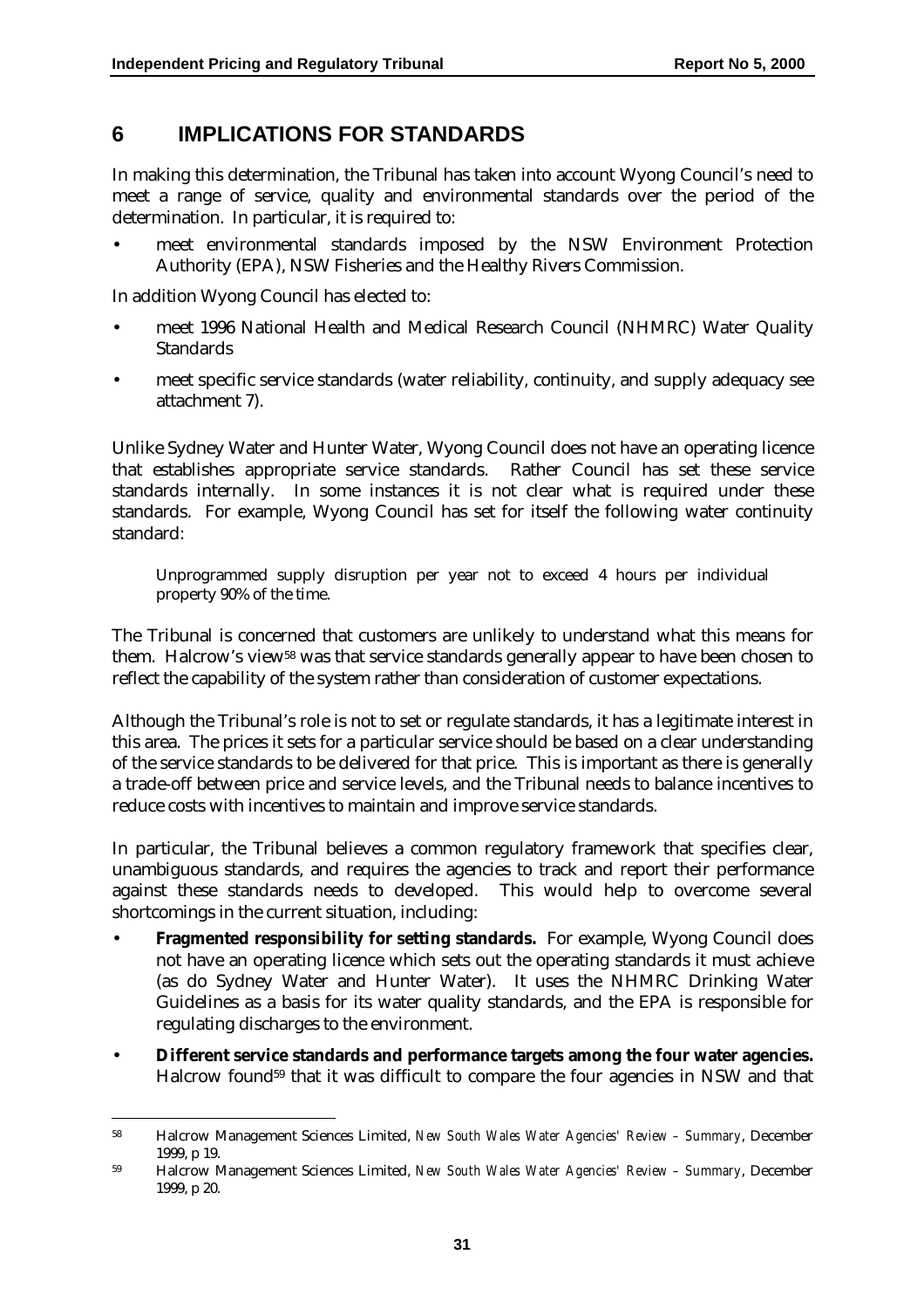# 6 IMPLICATIONS FOR STANDARDS

In making this determination, the Tribunal has taken into account Wyong Council's need to meet a range of service, quality and environmental standards over the period of the determination. In particular, it is required to:

- meet environmental standards imposed by the NSW Environment Protection Authority (EPA), NSW Fisheries and the Healthy Rivers Commission.

In addition Wyong Council has elected to:

- meet 1996 National Health and Medical Research Council (NHMRC) Water Quality Standards
- meet specific service standards (water reliability, continuity, and supply adequacy see attachment 7).

Unlike Sydney Water and Hunter Water, Wyong Council does not have an operating licence that establishes appropriate service standards. Rather Council has set these service standards internally. In some instances it is not clear what is required under these standards. For example, Wyong Council has set for itself the following water continuity standard:

> Unprogrammed supply disruption per year not to exceed 4 hours per individual property 90% of the time.

The Tribunal is concerned that customers are unlikely to understand what this means for them. Halcrow's view[58] was that service standards generally appear to have been chosen to reflect the capability of the system rather than consideration of customer expectations.

Although the Tribunal's role is not to set or regulate standards, it has a legitimate interest in this area. The prices it sets for a particular service should be based on a clear understanding of the service standards to be delivered for that price. This is important as there is generally a trade-off between price and service levels, and the Tribunal needs to balance incentives to reduce costs with incentives to maintain and improve service standards.

In particular, the Tribunal believes a common regulatory framework that specifies clear, unambiguous standards, and requires the agencies to track and report their performance against these standards needs to developed. This would help to overcome several shortcomings in the current situation, including:

- **Fragmented responsibility for setting standards.** For example, Wyong Council does not have an operating licence which sets out the operating standards it must achieve (as do Sydney Water and Hunter Water). It uses the NHMRC Drinking Water Guidelines as a basis for its water quality standards, and the EPA is responsible for regulating discharges to the environment.
- **Different service standards and performance targets among the four water agencies.** Halcrow found[59] that it was difficult to compare the four agencies in NSW and that

---

[58] Halcrow Management Sciences Limited, *New South Wales Water Agencies' Review – Summary*, December 1999, p 19.

[59] Halcrow Management Sciences Limited, *New South Wales Water Agencies' Review – Summary*, December 1999, p 20.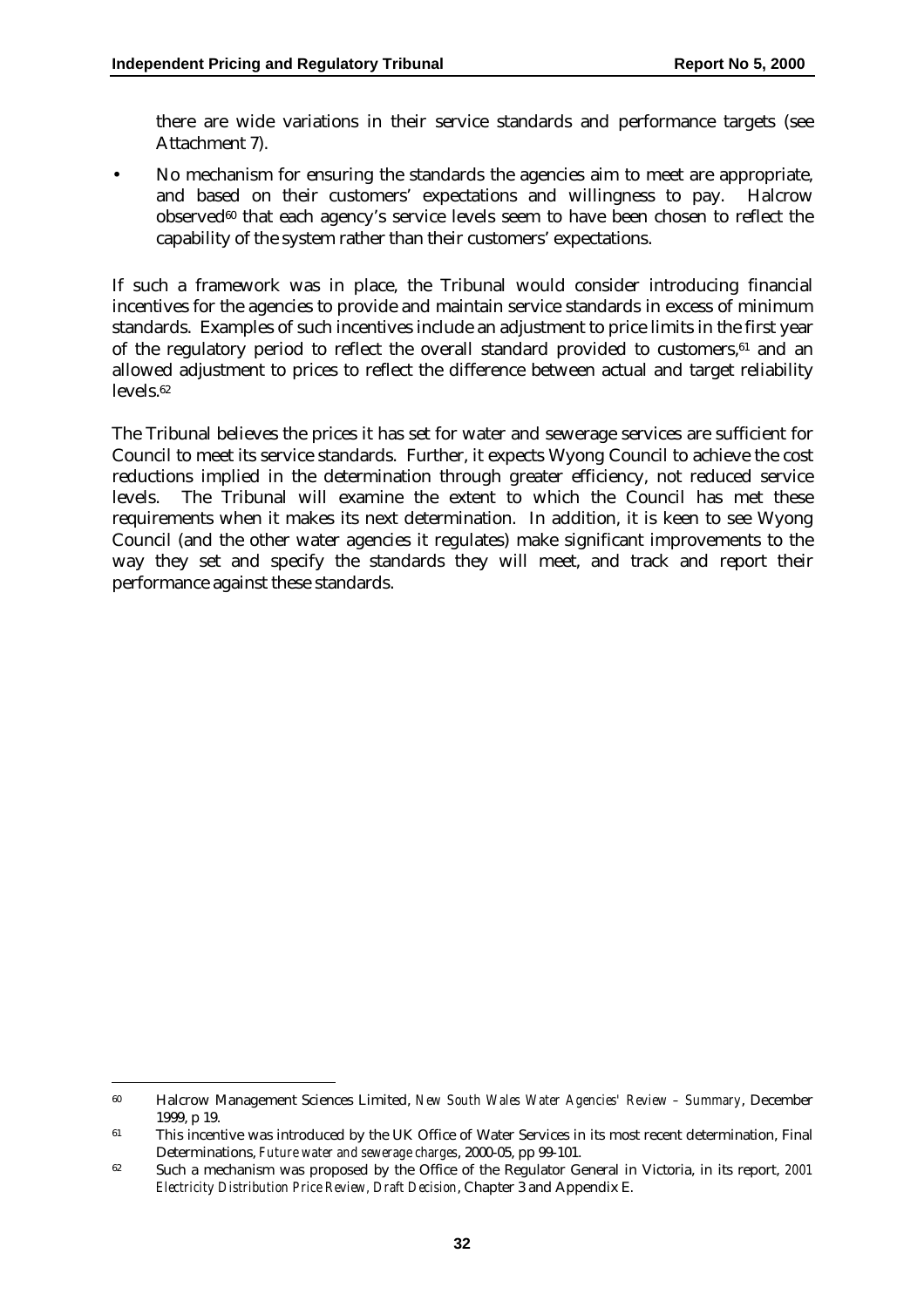there are wide variations in their service standards and performance targets (see Attachment 7).

- No mechanism for ensuring the standards the agencies aim to meet are appropriate, and based on their customers' expectations and willingness to pay. Halcrow observed[60] that each agency's service levels seem to have been chosen to reflect the capability of the system rather than their customers' expectations.

If such a framework was in place, the Tribunal would consider introducing financial incentives for the agencies to provide and maintain service standards in excess of minimum standards. Examples of such incentives include an adjustment to price limits in the first year of the regulatory period to reflect the overall standard provided to customers,[61] and an allowed adjustment to prices to reflect the difference between actual and target reliability levels.[62]

The Tribunal believes the prices it has set for water and sewerage services are sufficient for Council to meet its service standards. Further, it expects Wyong Council to achieve the cost reductions implied in the determination through greater efficiency, not reduced service levels. The Tribunal will examine the extent to which the Council has met these requirements when it makes its next determination. In addition, it is keen to see Wyong Council (and the other water agencies it regulates) make significant improvements to the way they set and specify the standards they will meet, and track and report their performance against these standards.

---

[60] Halcrow Management Sciences Limited, *New South Wales Water Agencies' Review – Summary*, December 1999, p 19.

[61] This incentive was introduced by the UK Office of Water Services in its most recent determination, Final Determinations, *Future water and sewerage charges*, 2000-05, pp 99-101.

[62] Such a mechanism was proposed by the Office of the Regulator General in Victoria, in its report, *2001 Electricity Distribution Price Review, Draft Decision*, Chapter 3 and Appendix E.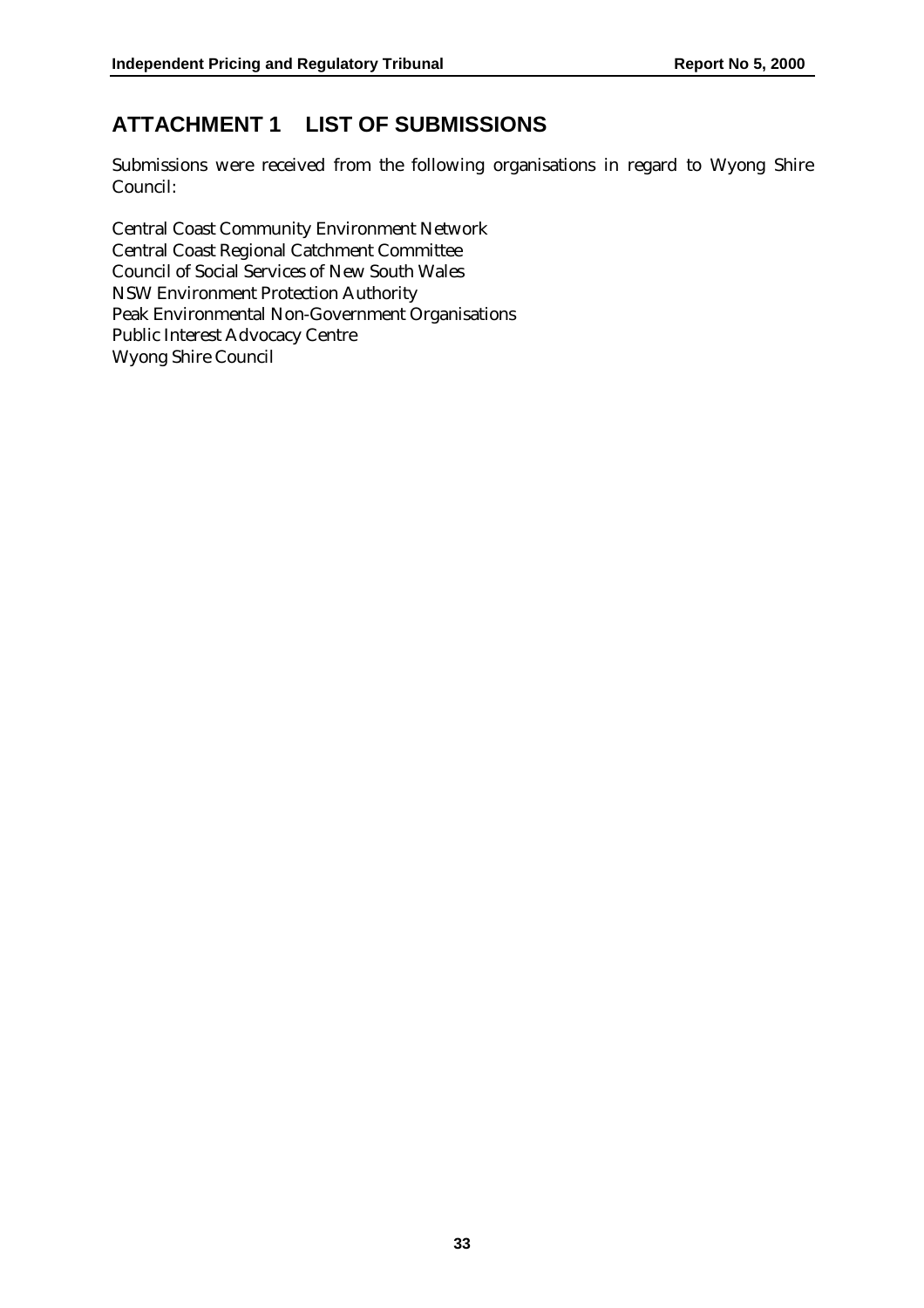# ATTACHMENT 1 LIST OF SUBMISSIONS

Submissions were received from the following organisations in regard to Wyong Shire Council:

Central Coast Community Environment Network
Central Coast Regional Catchment Committee
Council of Social Services of New South Wales
NSW Environment Protection Authority
Peak Environmental Non-Government Organisations
Public Interest Advocacy Centre
Wyong Shire Council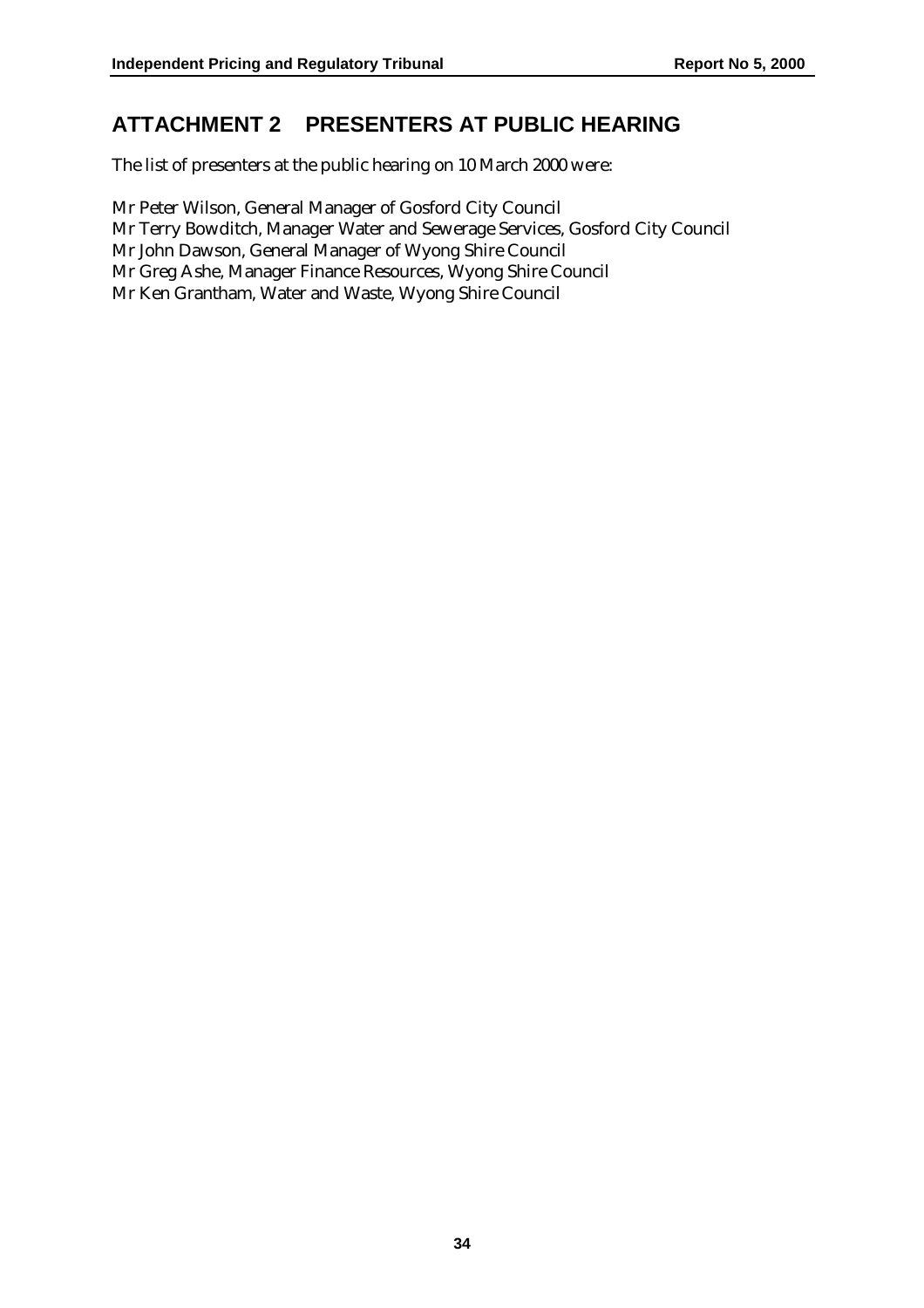# ATTACHMENT 2 PRESENTERS AT PUBLIC HEARING

The list of presenters at the public hearing on 10 March 2000 were:

Mr Peter Wilson, General Manager of Gosford City Council
Mr Terry Bowditch, Manager Water and Sewerage Services, Gosford City Council
Mr John Dawson, General Manager of Wyong Shire Council
Mr Greg Ashe, Manager Finance Resources, Wyong Shire Council
Mr Ken Grantham, Water and Waste, Wyong Shire Council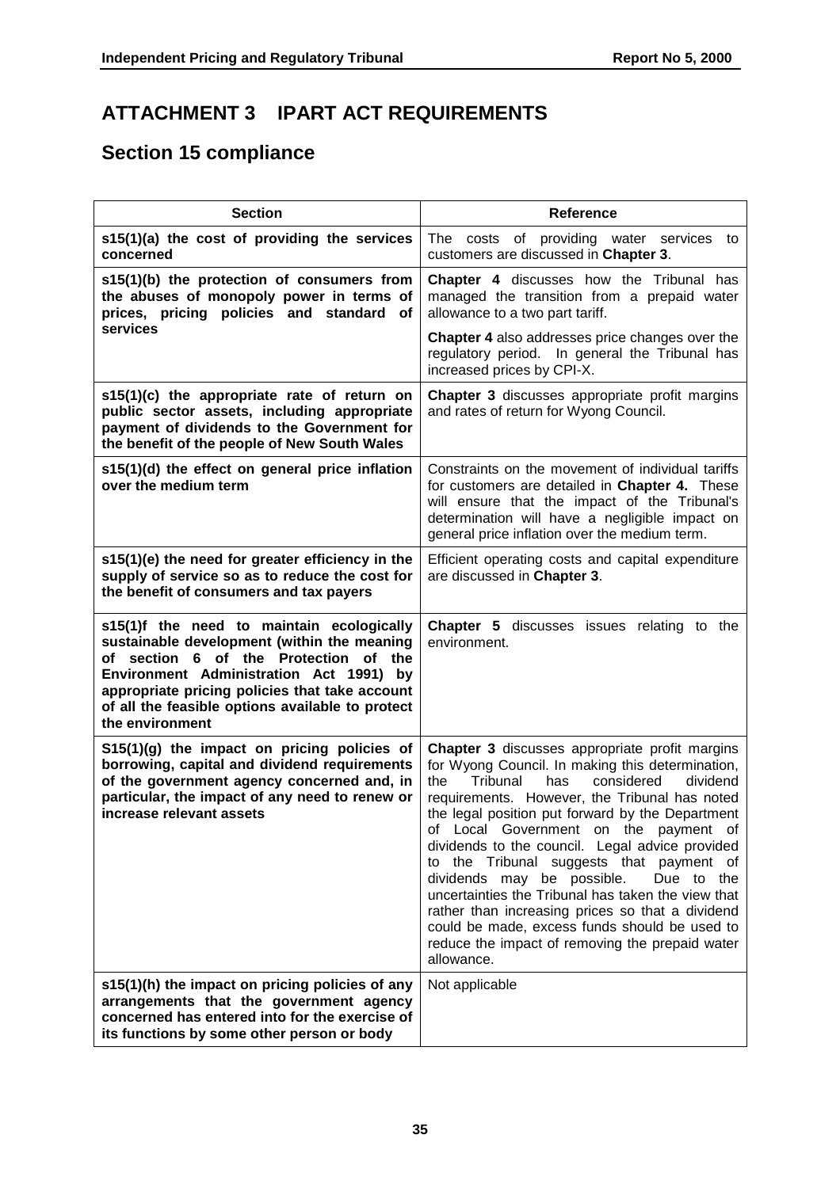# ATTACHMENT 3 IPART ACT REQUIREMENTS

## Section 15 compliance

| Section | Reference |
|---|---|
| **s15(1)(a) the cost of providing the services concerned** | The costs of providing water services to customers are discussed in **Chapter 3**. |
| **s15(1)(b) the protection of consumers from the abuses of monopoly power in terms of prices, pricing policies and standard of services** | **Chapter 4** discusses how the Tribunal has managed the transition from a prepaid water allowance to a two part tariff.<br><br>**Chapter 4** also addresses price changes over the regulatory period. In general the Tribunal has increased prices by CPI-X. |
| **s15(1)(c) the appropriate rate of return on public sector assets, including appropriate payment of dividends to the Government for the benefit of the people of New South Wales** | **Chapter 3** discusses appropriate profit margins and rates of return for Wyong Council. |
| **s15(1)(d) the effect on general price inflation over the medium term** | Constraints on the movement of individual tariffs for customers are detailed in **Chapter 4.** These will ensure that the impact of the Tribunal's determination will have a negligible impact on general price inflation over the medium term. |
| **s15(1)(e) the need for greater efficiency in the supply of service so as to reduce the cost for the benefit of consumers and tax payers** | Efficient operating costs and capital expenditure are discussed in **Chapter 3**. |
| **s15(1)f the need to maintain ecologically sustainable development (within the meaning of section 6 of the Protection of the Environment Administration Act 1991) by appropriate pricing policies that take account of all the feasible options available to protect the environment** | **Chapter 5** discusses issues relating to the environment. |
| **S15(1)(g) the impact on pricing policies of borrowing, capital and dividend requirements of the government agency concerned and, in particular, the impact of any need to renew or increase relevant assets** | **Chapter 3** discusses appropriate profit margins for Wyong Council. In making this determination, the Tribunal has considered dividend requirements. However, the Tribunal has noted the legal position put forward by the Department of Local Government on the payment of dividends to the council. Legal advice provided to the Tribunal suggests that payment of dividends may be possible. Due to the uncertainties the Tribunal has taken the view that rather than increasing prices so that a dividend could be made, excess funds should be used to reduce the impact of removing the prepaid water allowance. |
| **s15(1)(h) the impact on pricing policies of any arrangements that the government agency concerned has entered into for the exercise of its functions by some other person or body** | Not applicable |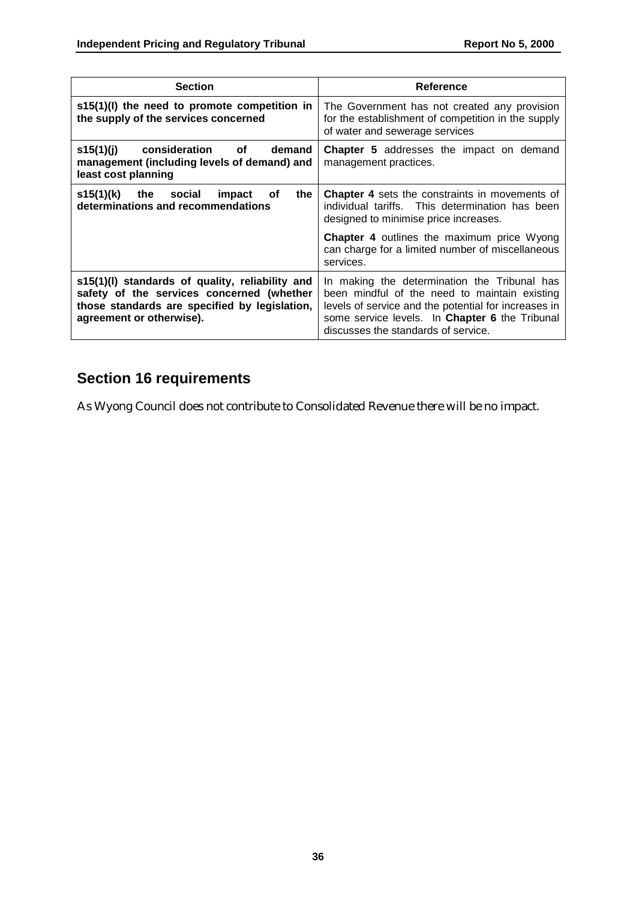| Section | Reference |
| --- | --- |
| **s15(1)(I) the need to promote competition in the supply of the services concerned** | The Government has not created any provision for the establishment of competition in the supply of water and sewerage services |
| **s15(1)(j) consideration of demand management (including levels of demand) and least cost planning** | **Chapter 5** addresses the impact on demand management practices. |
| **s15(1)(k) the social impact of the determinations and recommendations** | **Chapter 4** sets the constraints in movements of individual tariffs. This determination has been designed to minimise price increases.<br><br>**Chapter 4** outlines the maximum price Wyong can charge for a limited number of miscellaneous services. |
| **s15(1)(l) standards of quality, reliability and safety of the services concerned (whether those standards are specified by legislation, agreement or otherwise).** | In making the determination the Tribunal has been mindful of the need to maintain existing levels of service and the potential for increases in some service levels. In **Chapter 6** the Tribunal discusses the standards of service. |

## Section 16 requirements

As Wyong Council does not contribute to Consolidated Revenue there will be no impact.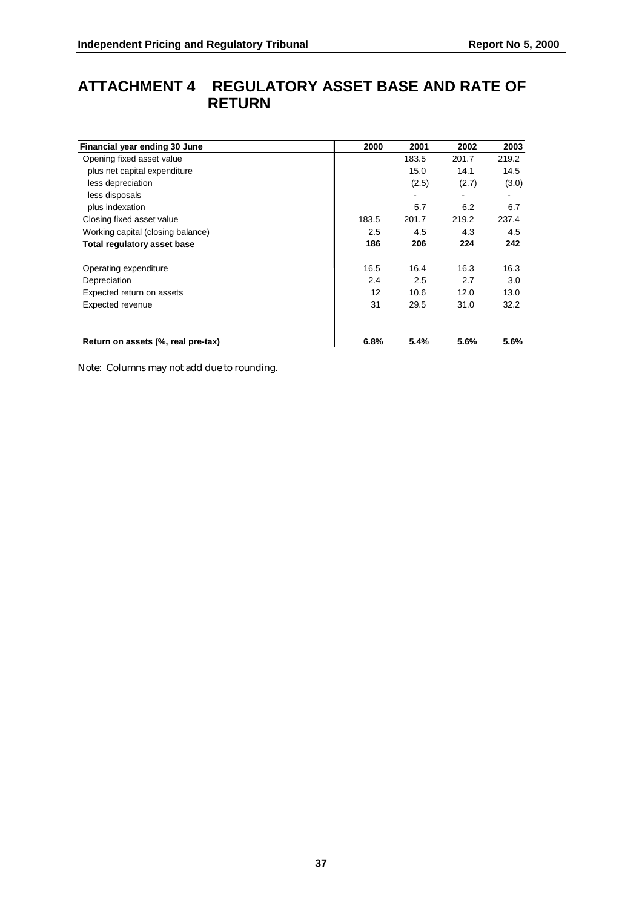# ATTACHMENT 4 REGULATORY ASSET BASE AND RATE OF RETURN

| Financial year ending 30 June | 2000 | 2001 | 2002 | 2003 |
|---|---|---|---|---|
| Opening fixed asset value | | 183.5 | 201.7 | 219.2 |
| plus net capital expenditure | | 15.0 | 14.1 | 14.5 |
| less depreciation | | (2.5) | (2.7) | (3.0) |
| less disposals | | - | - | - |
| plus indexation | | 5.7 | 6.2 | 6.7 |
| Closing fixed asset value | 183.5 | 201.7 | 219.2 | 237.4 |
| Working capital (closing balance) | 2.5 | 4.5 | 4.3 | 4.5 |
| **Total regulatory asset base** | **186** | **206** | **224** | **242** |
| Operating expenditure | 16.5 | 16.4 | 16.3 | 16.3 |
| Depreciation | 2.4 | 2.5 | 2.7 | 3.0 |
| Expected return on assets | 12 | 10.6 | 12.0 | 13.0 |
| Expected revenue | 31 | 29.5 | 31.0 | 32.2 |
| **Return on assets (%, real pre-tax)** | **6.8%** | **5.4%** | **5.6%** | **5.6%** |

Note: Columns may not add due to rounding.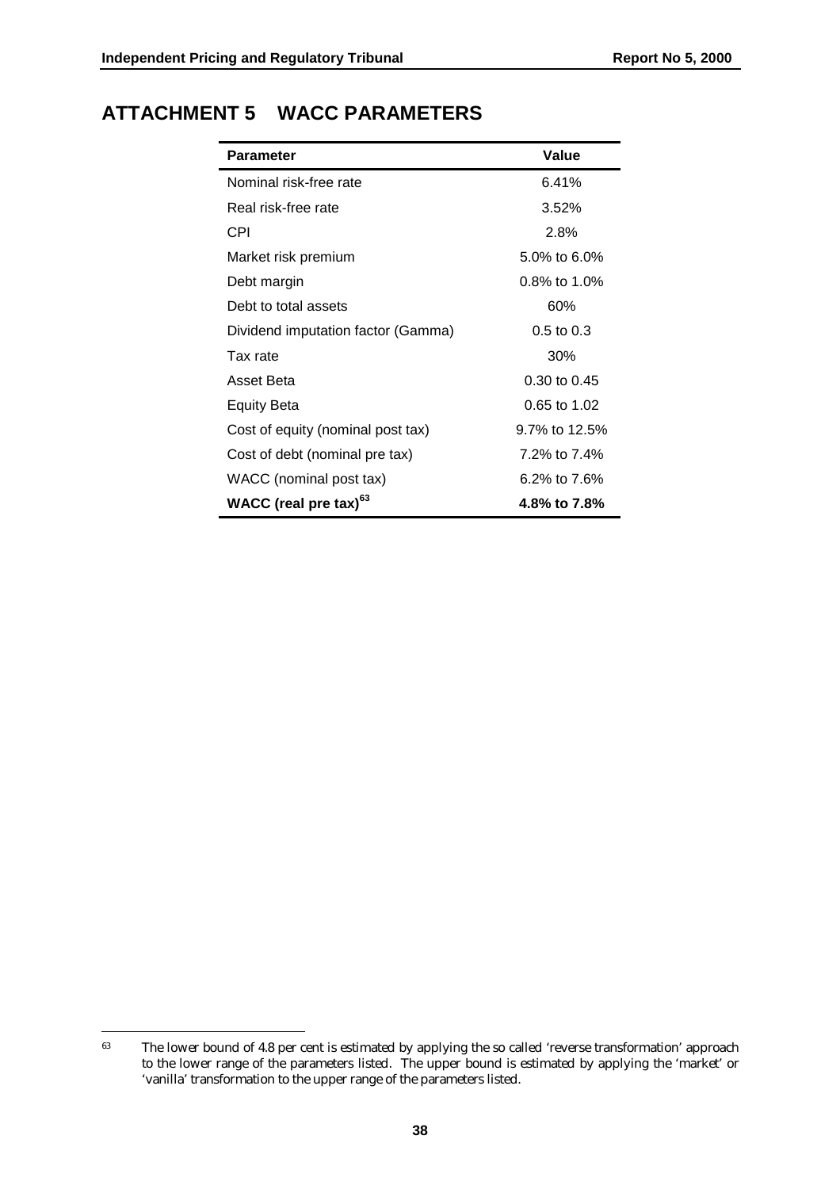# ATTACHMENT 5 WACC PARAMETERS

| **Parameter** | **Value** |
|---|---|
| Nominal risk-free rate | 6.41% |
| Real risk-free rate | 3.52% |
| CPI | 2.8% |
| Market risk premium | 5.0% to 6.0% |
| Debt margin | 0.8% to 1.0% |
| Debt to total assets | 60% |
| Dividend imputation factor (Gamma) | 0.5 to 0.3 |
| Tax rate | 30% |
| Asset Beta | 0.30 to 0.45 |
| Equity Beta | 0.65 to 1.02 |
| Cost of equity (nominal post tax) | 9.7% to 12.5% |
| Cost of debt (nominal pre tax) | 7.2% to 7.4% |
| WACC (nominal post tax) | 6.2% to 7.6% |
| **WACC (real pre tax)[63]** | **4.8% to 7.8%** |

[63] The lower bound of 4.8 per cent is estimated by applying the so called 'reverse transformation' approach to the lower range of the parameters listed. The upper bound is estimated by applying the 'market' or 'vanilla' transformation to the upper range of the parameters listed.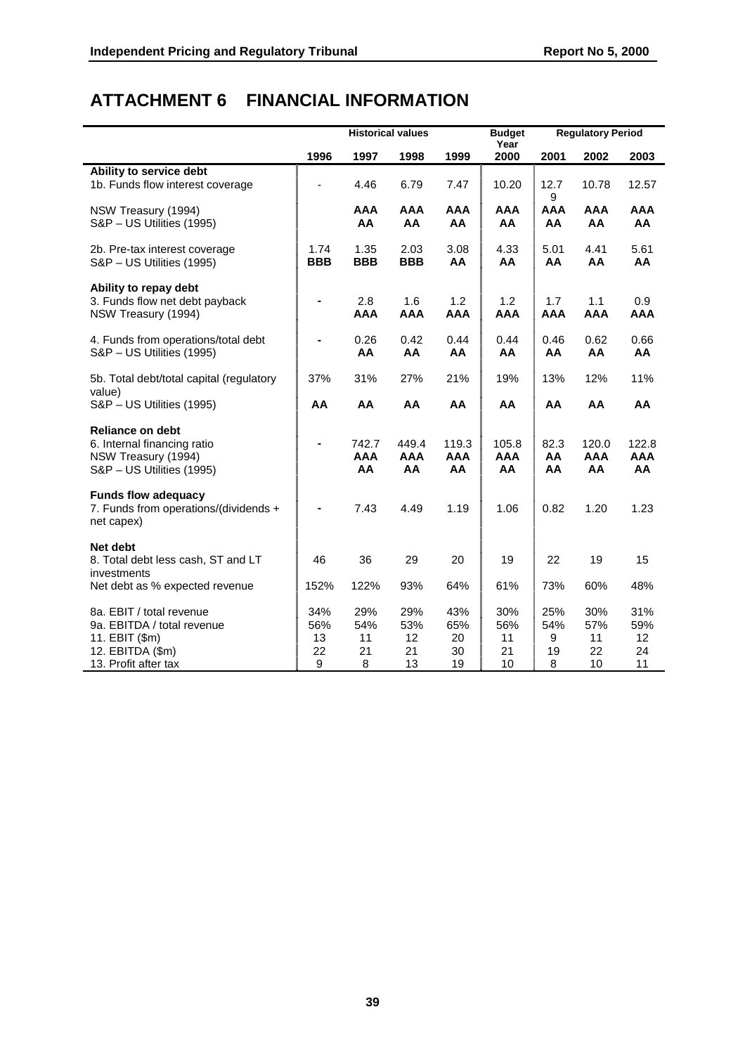# ATTACHMENT 6 FINANCIAL INFORMATION

| | Historical values | | | | Budget Year | Regulatory Period | | |
|---|---|---|---|---|---|---|---|---|
| | 1996 | 1997 | 1998 | 1999 | 2000 | 2001 | 2002 | 2003 |
| **Ability to service debt** | | | | | | | | |
| 1b. Funds flow interest coverage | - | 4.46 | 6.79 | 7.47 | 10.20 | 12.79 | 10.78 | 12.57 |
| NSW Treasury (1994) | | **AAA** | **AAA** | **AAA** | **AAA** | **AAA** | **AAA** | **AAA** |
| S&P – US Utilities (1995) | | **AA** | **AA** | **AA** | **AA** | **AA** | **AA** | **AA** |
| 2b. Pre-tax interest coverage | 1.74 | 1.35 | 2.03 | 3.08 | 4.33 | 5.01 | 4.41 | 5.61 |
| S&P – US Utilities (1995) | **BBB** | **BBB** | **BBB** | **AA** | **AA** | **AA** | **AA** | **AA** |
| **Ability to repay debt** | | | | | | | | |
| 3. Funds flow net debt payback | - | 2.8 | 1.6 | 1.2 | 1.2 | 1.7 | 1.1 | 0.9 |
| NSW Treasury (1994) | | **AAA** | **AAA** | **AAA** | **AAA** | **AAA** | **AAA** | **AAA** |
| 4. Funds from operations/total debt | - | 0.26 | 0.42 | 0.44 | 0.44 | 0.46 | 0.62 | 0.66 |
| S&P – US Utilities (1995) | | **AA** | **AA** | **AA** | **AA** | **AA** | **AA** | **AA** |
| 5b. Total debt/total capital (regulatory value) | 37% | 31% | 27% | 21% | 19% | 13% | 12% | 11% |
| S&P – US Utilities (1995) | **AA** | **AA** | **AA** | **AA** | **AA** | **AA** | **AA** | **AA** |
| **Reliance on debt** | | | | | | | | |
| 6. Internal financing ratio | - | 742.7 | 449.4 | 119.3 | 105.8 | 82.3 | 120.0 | 122.8 |
| NSW Treasury (1994) | | **AAA** | **AAA** | **AAA** | **AAA** | **AA** | **AAA** | **AAA** |
| S&P – US Utilities (1995) | | **AA** | **AA** | **AA** | **AA** | **AA** | **AA** | **AA** |
| **Funds flow adequacy** | | | | | | | | |
| 7. Funds from operations/(dividends + net capex) | - | 7.43 | 4.49 | 1.19 | 1.06 | 0.82 | 1.20 | 1.23 |
| **Net debt** | | | | | | | | |
| 8. Total debt less cash, ST and LT investments | 46 | 36 | 29 | 20 | 19 | 22 | 19 | 15 |
| Net debt as % expected revenue | 152% | 122% | 93% | 64% | 61% | 73% | 60% | 48% |
| 8a. EBIT / total revenue | 34% | 29% | 29% | 43% | 30% | 25% | 30% | 31% |
| 9a. EBITDA / total revenue | 56% | 54% | 53% | 65% | 56% | 54% | 57% | 59% |
| 11. EBIT ($m) | 13 | 11 | 12 | 20 | 11 | 9 | 11 | 12 |
| 12. EBITDA ($m) | 22 | 21 | 21 | 30 | 21 | 19 | 22 | 24 |
| 13. Profit after tax | 9 | 8 | 13 | 19 | 10 | 8 | 10 | 11 |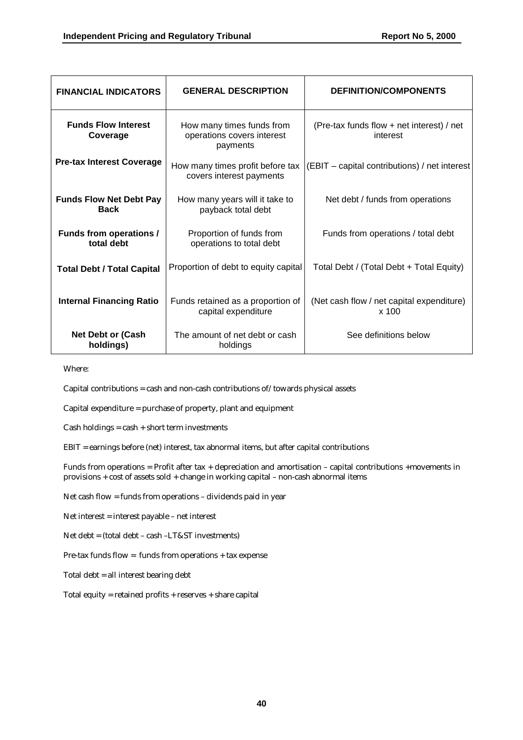| FINANCIAL INDICATORS | GENERAL DESCRIPTION | DEFINITION/COMPONENTS |
|---|---|---|
| **Funds Flow Interest Coverage** | How many times funds from operations covers interest payments | (Pre-tax funds flow + net interest) / net interest |
| **Pre-tax Interest Coverage** | How many times profit before tax covers interest payments | (EBIT – capital contributions) / net interest |
| **Funds Flow Net Debt Pay Back** | How many years will it take to payback total debt | Net debt / funds from operations |
| **Funds from operations / total debt** | Proportion of funds from operations to total debt | Funds from operations / total debt |
| **Total Debt / Total Capital** | Proportion of debt to equity capital | Total Debt / (Total Debt + Total Equity) |
| **Internal Financing Ratio** | Funds retained as a proportion of capital expenditure | (Net cash flow / net capital expenditure) x 100 |
| **Net Debt or (Cash holdings)** | The amount of net debt or cash holdings | See definitions below |

Where:

Capital contributions = cash and non-cash contributions of/ towards physical assets

Capital expenditure = purchase of property, plant and equipment

Cash holdings = cash + short term investments

EBIT = earnings before (net) interest, tax abnormal items, but after capital contributions

Funds from operations = Profit after tax + depreciation and amortisation – capital contributions +movements in provisions + cost of assets sold + change in working capital – non-cash abnormal items

Net cash flow = funds from operations – dividends paid in year

Net interest = interest payable – net interest

Net debt = (total debt – cash –LT&ST investments)

Pre-tax funds flow = funds from operations + tax expense

Total debt = all interest bearing debt

Total equity = retained profits + reserves + share capital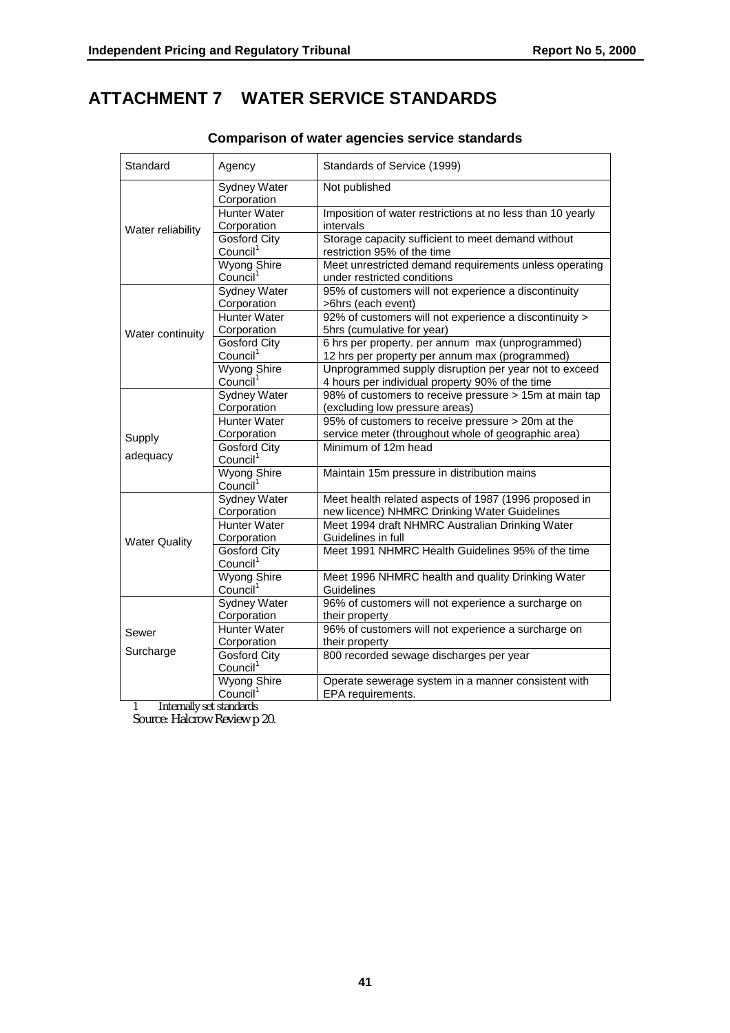# ATTACHMENT 7 WATER SERVICE STANDARDS

### Comparison of water agencies service standards

| Standard | Agency | Standards of Service (1999) |
|---|---|---|
| Water reliability | Sydney Water Corporation | Not published |
| | Hunter Water Corporation | Imposition of water restrictions at no less than 10 yearly intervals |
| | Gosford City Council[1] | Storage capacity sufficient to meet demand without restriction 95% of the time |
| | Wyong Shire Council[1] | Meet unrestricted demand requirements unless operating under restricted conditions |
| Water continuity | Sydney Water Corporation | 95% of customers will not experience a discontinuity >6hrs (each event) |
| | Hunter Water Corporation | 92% of customers will not experience a discontinuity > 5hrs (cumulative for year) |
| | Gosford City Council[1] | 6 hrs per property. per annum max (unprogrammed) 12 hrs per property per annum max (programmed) |
| | Wyong Shire Council[1] | Unprogrammed supply disruption per year not to exceed 4 hours per individual property 90% of the time |
| Supply adequacy | Sydney Water Corporation | 98% of customers to receive pressure > 15m at main tap (excluding low pressure areas) |
| | Hunter Water Corporation | 95% of customers to receive pressure > 20m at the service meter (throughout whole of geographic area) |
| | Gosford City Council[1] | Minimum of 12m head |
| | Wyong Shire Council[1] | Maintain 15m pressure in distribution mains |
| Water Quality | Sydney Water Corporation | Meet health related aspects of 1987 (1996 proposed in new licence) NHMRC Drinking Water Guidelines |
| | Hunter Water Corporation | Meet 1994 draft NHMRC Australian Drinking Water Guidelines in full |
| | Gosford City Council[1] | Meet 1991 NHMRC Health Guidelines 95% of the time |
| | Wyong Shire Council[1] | Meet 1996 NHMRC health and quality Drinking Water Guidelines |
| Sewer Surcharge | Sydney Water Corporation | 96% of customers will not experience a surcharge on their property |
| | Hunter Water Corporation | 96% of customers will not experience a surcharge on their property |
| | Gosford City Council[1] | 800 recorded sewage discharges per year |
| | Wyong Shire Council[1] | Operate sewerage system in a manner consistent with EPA requirements. |

1 Internally set standards

Source: Halcrow Review p 20.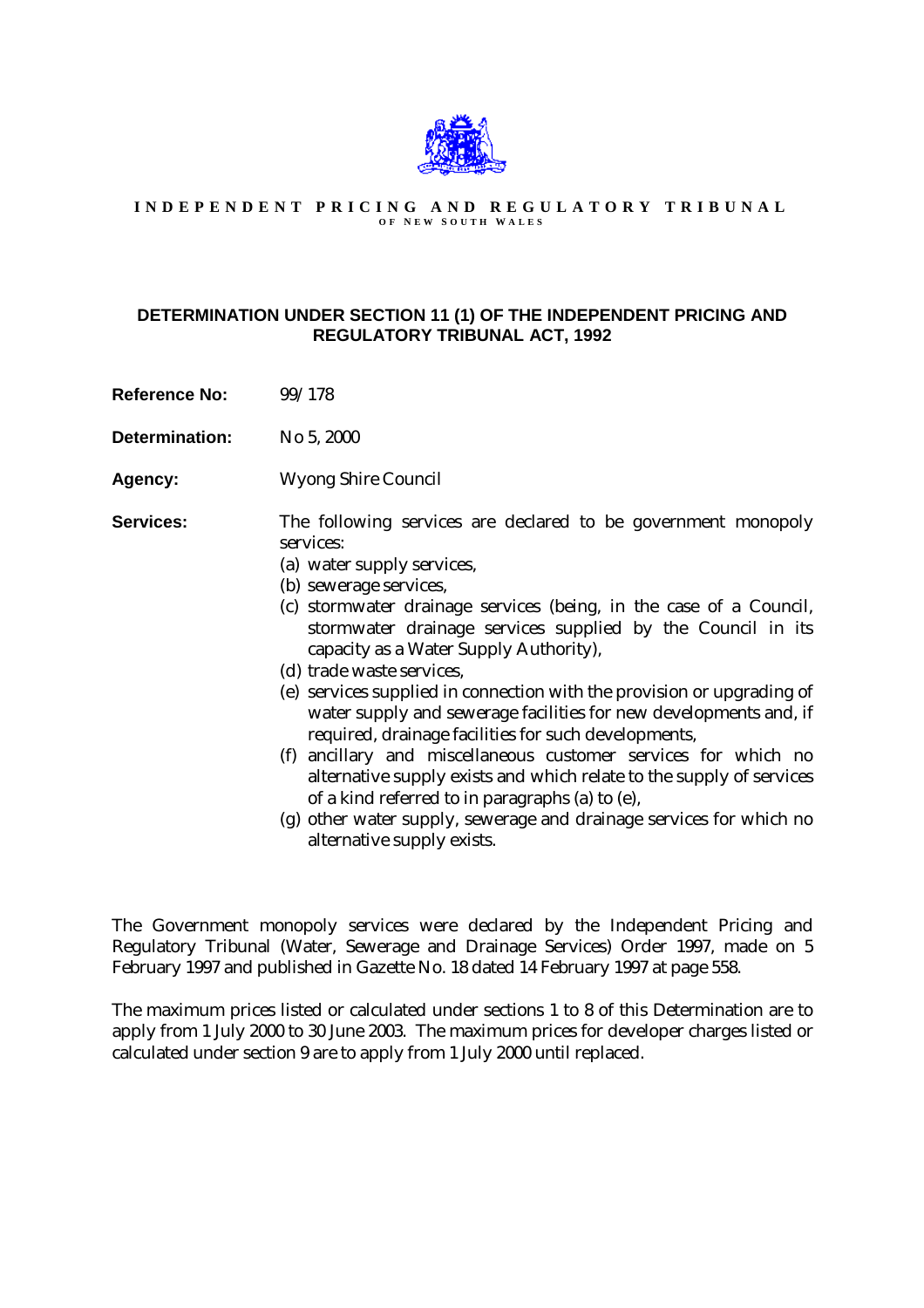**INDEPENDENT PRICING AND REGULATORY TRIBUNAL**
**OF NEW SOUTH WALES**

## DETERMINATION UNDER SECTION 11 (1) OF THE INDEPENDENT PRICING AND REGULATORY TRIBUNAL ACT, 1992

**Reference No:** 99/178

**Determination:** No 5, 2000

**Agency:** Wyong Shire Council

**Services:** The following services are declared to be government monopoly services:

(a) water supply services,
(b) sewerage services,
(c) stormwater drainage services (being, in the case of a Council, stormwater drainage services supplied by the Council in its capacity as a Water Supply Authority),
(d) trade waste services,
(e) services supplied in connection with the provision or upgrading of water supply and sewerage facilities for new developments and, if required, drainage facilities for such developments,
(f) ancillary and miscellaneous customer services for which no alternative supply exists and which relate to the supply of services of a kind referred to in paragraphs (a) to (e),
(g) other water supply, sewerage and drainage services for which no alternative supply exists.

The Government monopoly services were declared by the Independent Pricing and Regulatory Tribunal (Water, Sewerage and Drainage Services) Order 1997, made on 5 February 1997 and published in Gazette No. 18 dated 14 February 1997 at page 558.

The maximum prices listed or calculated under sections 1 to 8 of this Determination are to apply from 1 July 2000 to 30 June 2003. The maximum prices for developer charges listed or calculated under section 9 are to apply from 1 July 2000 until replaced.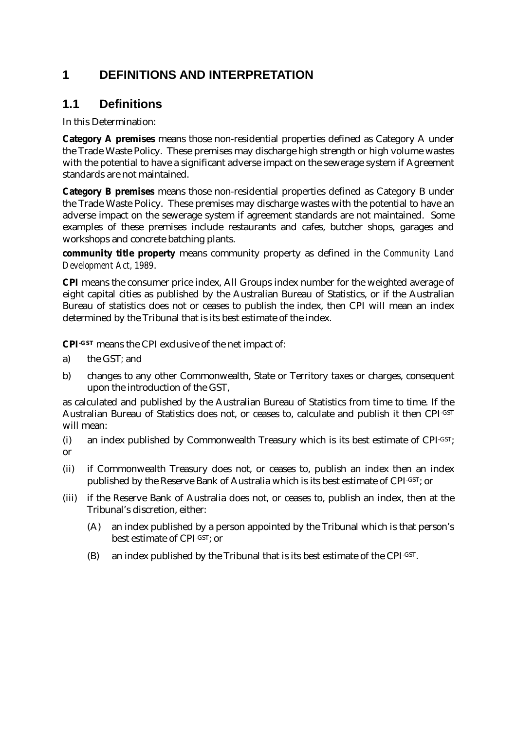# 1 DEFINITIONS AND INTERPRETATION

## 1.1 Definitions

In this Determination:

**Category A premises** means those non-residential properties defined as Category A under the Trade Waste Policy. These premises may discharge high strength or high volume wastes with the potential to have a significant adverse impact on the sewerage system if Agreement standards are not maintained.

**Category B premises** means those non-residential properties defined as Category B under the Trade Waste Policy. These premises may discharge wastes with the potential to have an adverse impact on the sewerage system if agreement standards are not maintained. Some examples of these premises include restaurants and cafes, butcher shops, garages and workshops and concrete batching plants.

**community title property** means community property as defined in the *Community Land Development Act, 1989*.

**CPI** means the consumer price index, All Groups index number for the weighted average of eight capital cities as published by the Australian Bureau of Statistics, or if the Australian Bureau of statistics does not or ceases to publish the index, then CPI will mean an index determined by the Tribunal that is its best estimate of the index.

**CPI$^{-GST}$** means the CPI exclusive of the net impact of:

a) the GST; and

b) changes to any other Commonwealth, State or Territory taxes or charges, consequent upon the introduction of the GST,

as calculated and published by the Australian Bureau of Statistics from time to time. If the Australian Bureau of Statistics does not, or ceases to, calculate and publish it then CPI$^{-GST}$ will mean:

(i) an index published by Commonwealth Treasury which is its best estimate of CPI$^{-GST}$; or

(ii) if Commonwealth Treasury does not, or ceases to, publish an index then an index published by the Reserve Bank of Australia which is its best estimate of CPI$^{-GST}$; or

(iii) if the Reserve Bank of Australia does not, or ceases to, publish an index, then at the Tribunal's discretion, either:

(A) an index published by a person appointed by the Tribunal which is that person's best estimate of CPI$^{-GST}$; or

(B) an index published by the Tribunal that is its best estimate of the CPI$^{-GST}$.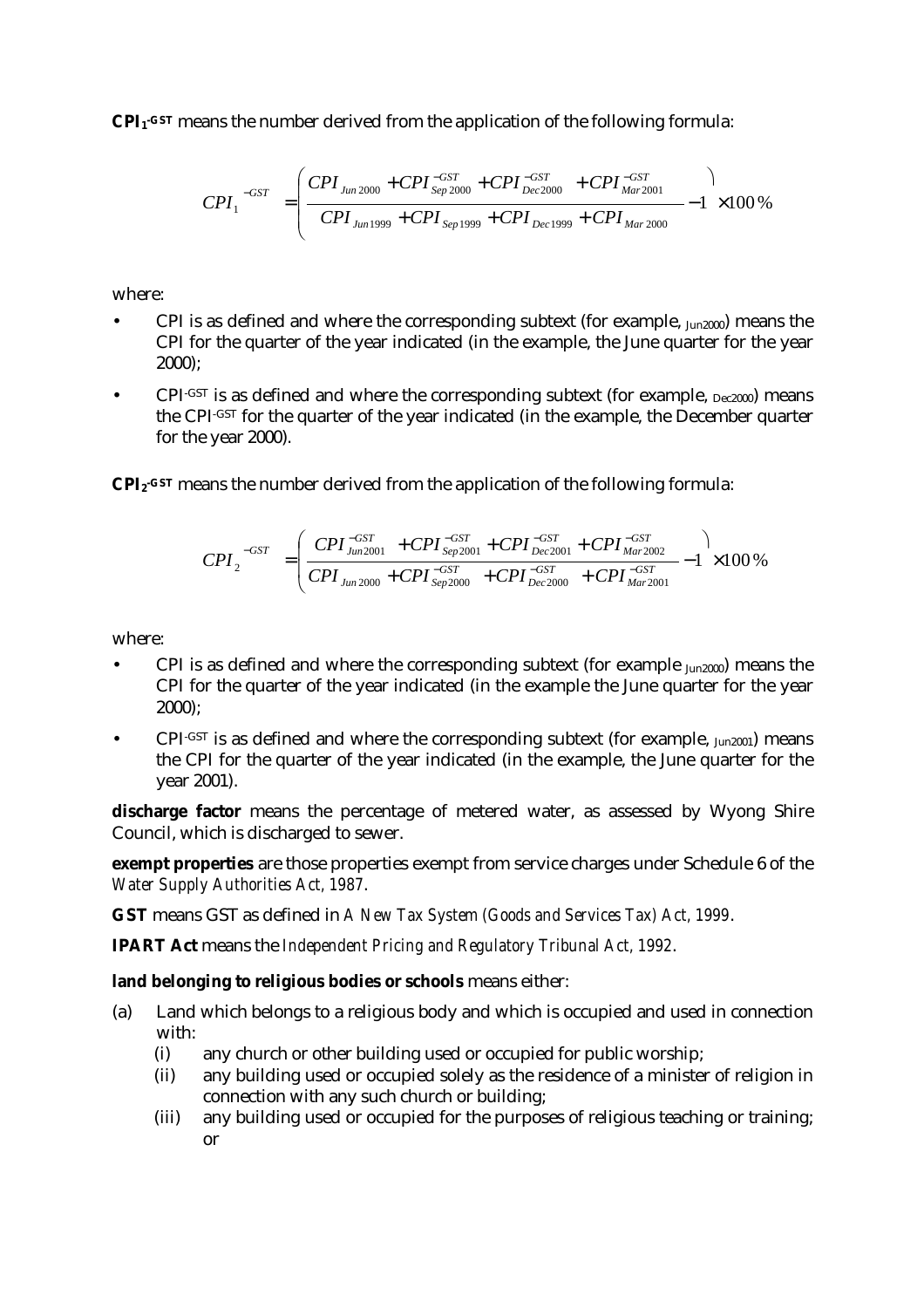**$CPI_1$$^{-GST}$** means the number derived from the application of the following formula:

$$CPI_1^{-GST} = \left( \frac{CPI_{Jun2000} + CPI_{Sep2000}^{-GST} + CPI_{Dec2000}^{-GST} + CPI_{Mar2001}^{-GST}}{CPI_{Jun1999} + CPI_{Sep1999} + CPI_{Dec1999} + CPI_{Mar2000}} - 1 \right) \times 100\%$$

where:

- CPI is as defined and where the corresponding subtext (for example, $_{Jun2000}$) means the CPI for the quarter of the year indicated (in the example, the June quarter for the year 2000);
- $CPI^{-GST}$ is as defined and where the corresponding subtext (for example, $_{Dec2000}$) means the $CPI^{-GST}$ for the quarter of the year indicated (in the example, the December quarter for the year 2000).

**$CPI_2$$^{-GST}$** means the number derived from the application of the following formula:

$$CPI_2^{-GST} = \left( \frac{CPI_{Jun2001}^{-GST} + CPI_{Sep2001}^{-GST} + CPI_{Dec2001}^{-GST} + CPI_{Mar2002}^{-GST}}{CPI_{Jun2000} + CPI_{Sep2000}^{-GST} + CPI_{Dec2000}^{-GST} + CPI_{Mar2001}^{-GST}} - 1 \right) \times 100\%$$

where:

- CPI is as defined and where the corresponding subtext (for example $_{Jun2000}$) means the CPI for the quarter of the year indicated (in the example the June quarter for the year 2000);
- $CPI^{-GST}$ is as defined and where the corresponding subtext (for example, $_{Jun2001}$) means the CPI for the quarter of the year indicated (in the example, the June quarter for the year 2001).

**discharge factor** means the percentage of metered water, as assessed by Wyong Shire Council, which is discharged to sewer.

**exempt properties** are those properties exempt from service charges under Schedule 6 of the *Water Supply Authorities Act, 1987*.

**GST** means GST as defined in *A New Tax System (Goods and Services Tax) Act, 1999*.

**IPART Act** means the *Independent Pricing and Regulatory Tribunal Act, 1992*.

**land belonging to religious bodies or schools** means either:

(a) Land which belongs to a religious body and which is occupied and used in connection with:
  (i) any church or other building used or occupied for public worship;
  (ii) any building used or occupied solely as the residence of a minister of religion in connection with any such church or building;
  (iii) any building used or occupied for the purposes of religious teaching or training; or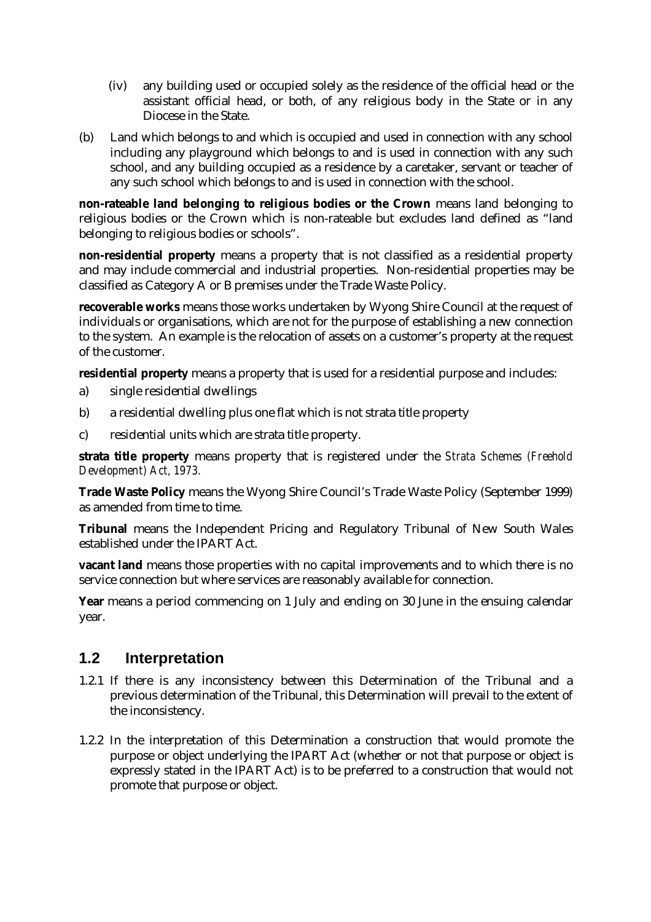(iv) any building used or occupied solely as the residence of the official head or the assistant official head, or both, of any religious body in the State or in any Diocese in the State.

(b) Land which belongs to and which is occupied and used in connection with any school including any playground which belongs to and is used in connection with any such school, and any building occupied as a residence by a caretaker, servant or teacher of any such school which belongs to and is used in connection with the school.

**non-rateable land belonging to religious bodies or the Crown** means land belonging to religious bodies or the Crown which is non-rateable but excludes land defined as "land belonging to religious bodies or schools".

**non-residential property** means a property that is not classified as a residential property and may include commercial and industrial properties. Non-residential properties may be classified as Category A or B premises under the Trade Waste Policy.

**recoverable works** means those works undertaken by Wyong Shire Council at the request of individuals or organisations, which are not for the purpose of establishing a new connection to the system. An example is the relocation of assets on a customer's property at the request of the customer.

**residential property** means a property that is used for a residential purpose and includes:

a) single residential dwellings

b) a residential dwelling plus one flat which is not strata title property

c) residential units which are strata title property.

**strata title property** means property that is registered under the *Strata Schemes (Freehold Development) Act, 1973.*

**Trade Waste Policy** means the Wyong Shire Council's Trade Waste Policy (September 1999) as amended from time to time.

**Tribunal** means the Independent Pricing and Regulatory Tribunal of New South Wales established under the IPART Act.

**vacant land** means those properties with no capital improvements and to which there is no service connection but where services are reasonably available for connection.

**Year** means a period commencing on 1 July and ending on 30 June in the ensuing calendar year.

## 1.2 Interpretation

1.2.1 If there is any inconsistency between this Determination of the Tribunal and a previous determination of the Tribunal, this Determination will prevail to the extent of the inconsistency.

1.2.2 In the interpretation of this Determination a construction that would promote the purpose or object underlying the IPART Act (whether or not that purpose or object is expressly stated in the IPART Act) is to be preferred to a construction that would not promote that purpose or object.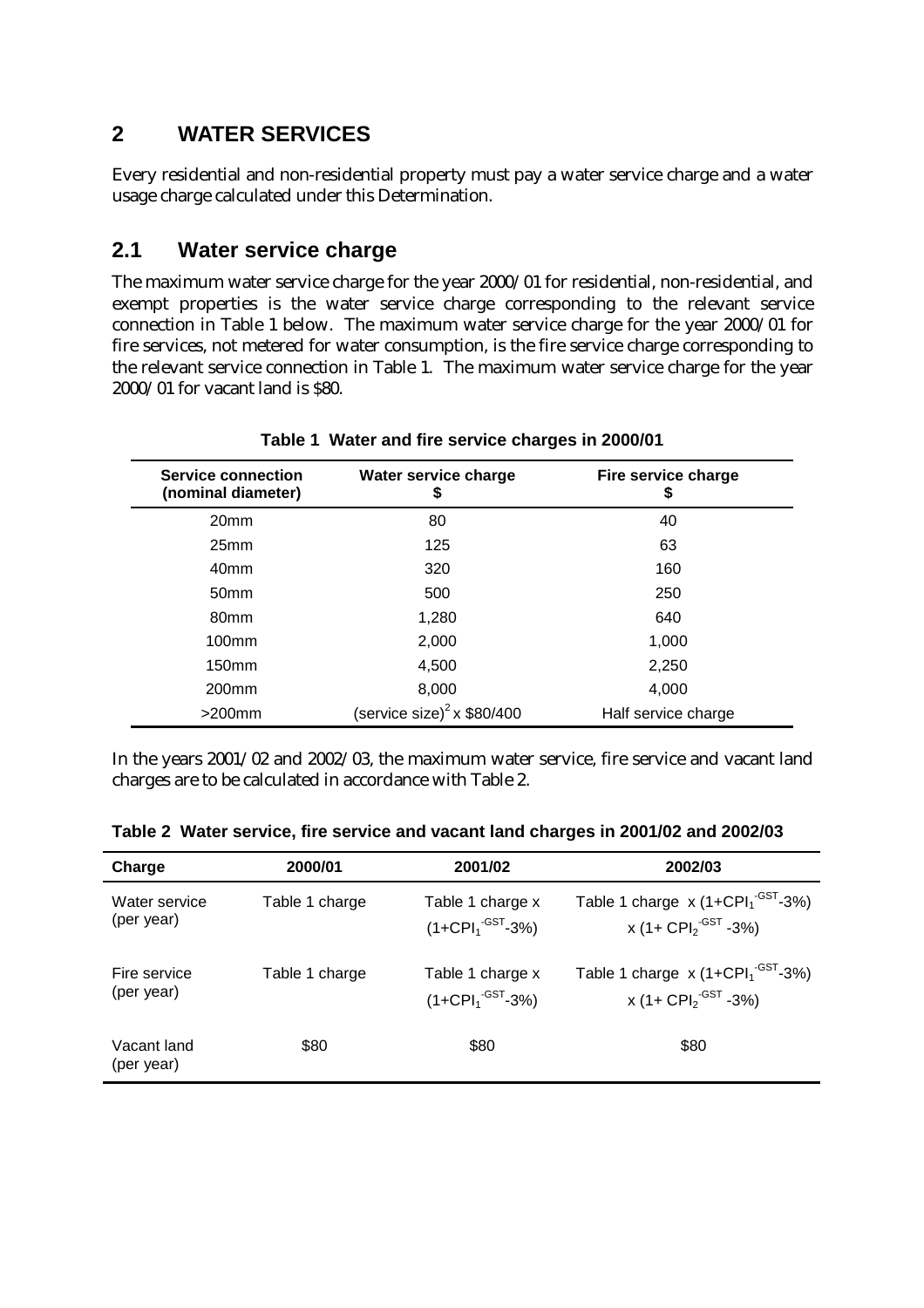# 2 WATER SERVICES

Every residential and non-residential property must pay a water service charge and a water usage charge calculated under this Determination.

## 2.1 Water service charge

The maximum water service charge for the year 2000/01 for residential, non-residential, and exempt properties is the water service charge corresponding to the relevant service connection in Table 1 below. The maximum water service charge for the year 2000/01 for fire services, not metered for water consumption, is the fire service charge corresponding to the relevant service connection in Table 1. The maximum water service charge for the year 2000/01 for vacant land is $80.

**Table 1 Water and fire service charges in 2000/01**

| Service connection (nominal diameter) | Water service charge $ | Fire service charge $ |
|---|---|---|
| 20mm | 80 | 40 |
| 25mm | 125 | 63 |
| 40mm | 320 | 160 |
| 50mm | 500 | 250 |
| 80mm | 1,280 | 640 |
| 100mm | 2,000 | 1,000 |
| 150mm | 4,500 | 2,250 |
| 200mm | 8,000 | 4,000 |
| >200mm | (service size)$^2$ x $80/400 | Half service charge |

In the years 2001/02 and 2002/03, the maximum water service, fire service and vacant land charges are to be calculated in accordance with Table 2.

**Table 2 Water service, fire service and vacant land charges in 2001/02 and 2002/03**

| Charge | 2000/01 | 2001/02 | 2002/03 |
|---|---|---|---|
| Water service (per year) | Table 1 charge | Table 1 charge x $(1+CPI_1^{-GST}-3\%)$ | Table 1 charge x $(1+CPI_1^{-GST}-3\%)$ x $(1+CPI_2^{-GST}-3\%)$ |
| Fire service (per year) | Table 1 charge | Table 1 charge x $(1+CPI_1^{-GST}-3\%)$ | Table 1 charge x $(1+CPI_1^{-GST}-3\%)$ x $(1+CPI_2^{-GST}-3\%)$ |
| Vacant land (per year) | $80 | $80 | $80 |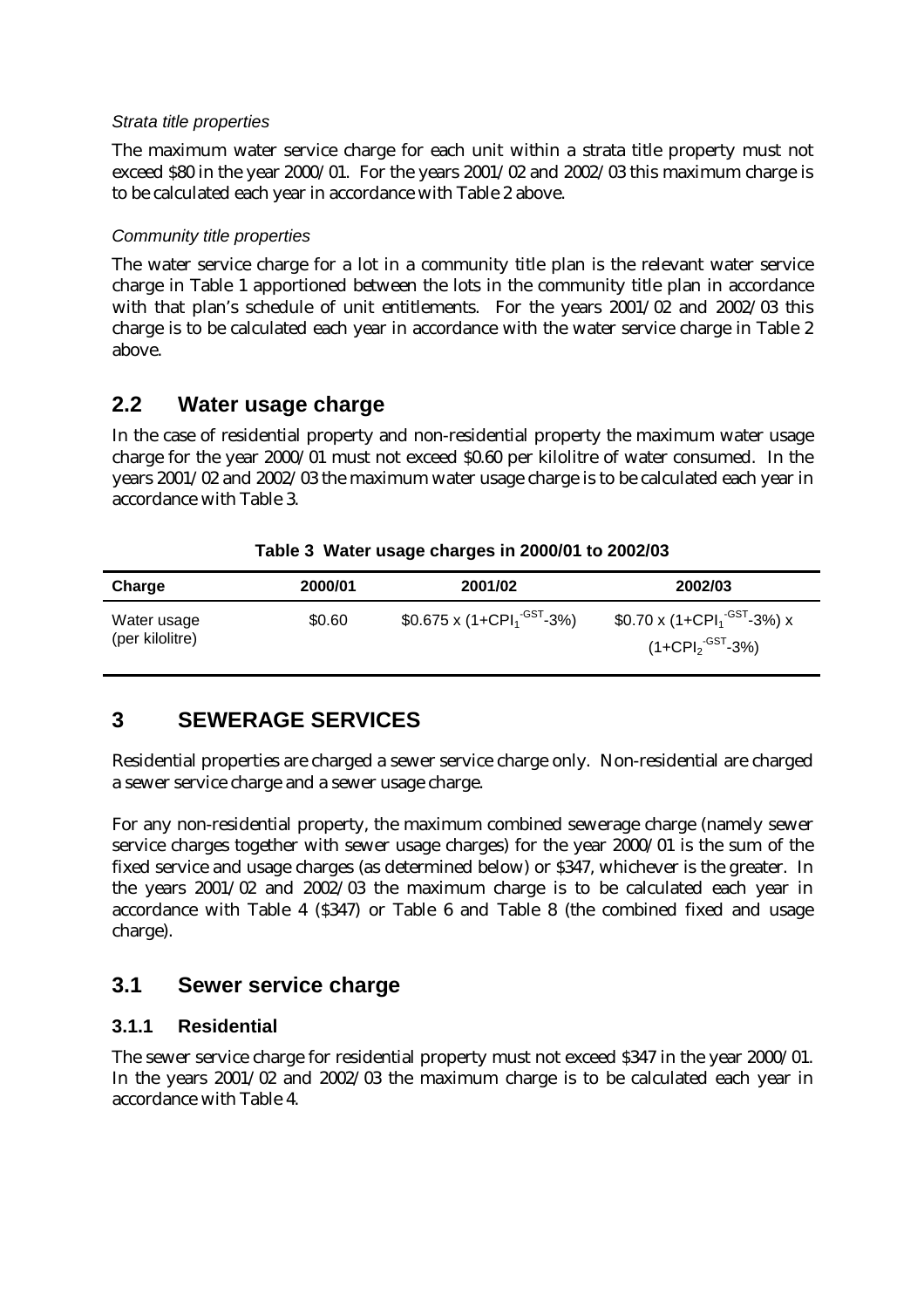*Strata title properties*

The maximum water service charge for each unit within a strata title property must not exceed $80 in the year 2000/01. For the years 2001/02 and 2002/03 this maximum charge is to be calculated each year in accordance with Table 2 above.

*Community title properties*

The water service charge for a lot in a community title plan is the relevant water service charge in Table 1 apportioned between the lots in the community title plan in accordance with that plan's schedule of unit entitlements. For the years 2001/02 and 2002/03 this charge is to be calculated each year in accordance with the water service charge in Table 2 above.

## 2.2 Water usage charge

In the case of residential property and non-residential property the maximum water usage charge for the year 2000/01 must not exceed $0.60 per kilolitre of water consumed. In the years 2001/02 and 2002/03 the maximum water usage charge is to be calculated each year in accordance with Table 3.

**Table 3 Water usage charges in 2000/01 to 2002/03**

| Charge | 2000/01 | 2001/02 | 2002/03 |
|---|---|---|---|
| Water usage (per kilolitre) | $0.60 | $0.675 x $(1+CPI_1^{-GST}-3\%)$ | $0.70 x $(1+CPI_1^{-GST}-3\%)$ x $(1+CPI_2^{-GST}-3\%)$ |

# 3 SEWERAGE SERVICES

Residential properties are charged a sewer service charge only. Non-residential are charged a sewer service charge and a sewer usage charge.

For any non-residential property, the maximum combined sewerage charge (namely sewer service charges together with sewer usage charges) for the year 2000/01 is the sum of the fixed service and usage charges (as determined below) or $347, whichever is the greater. In the years 2001/02 and 2002/03 the maximum charge is to be calculated each year in accordance with Table 4 ($347) or Table 6 and Table 8 (the combined fixed and usage charge).

## 3.1 Sewer service charge

### 3.1.1 Residential

The sewer service charge for residential property must not exceed $347 in the year 2000/01. In the years 2001/02 and 2002/03 the maximum charge is to be calculated each year in accordance with Table 4.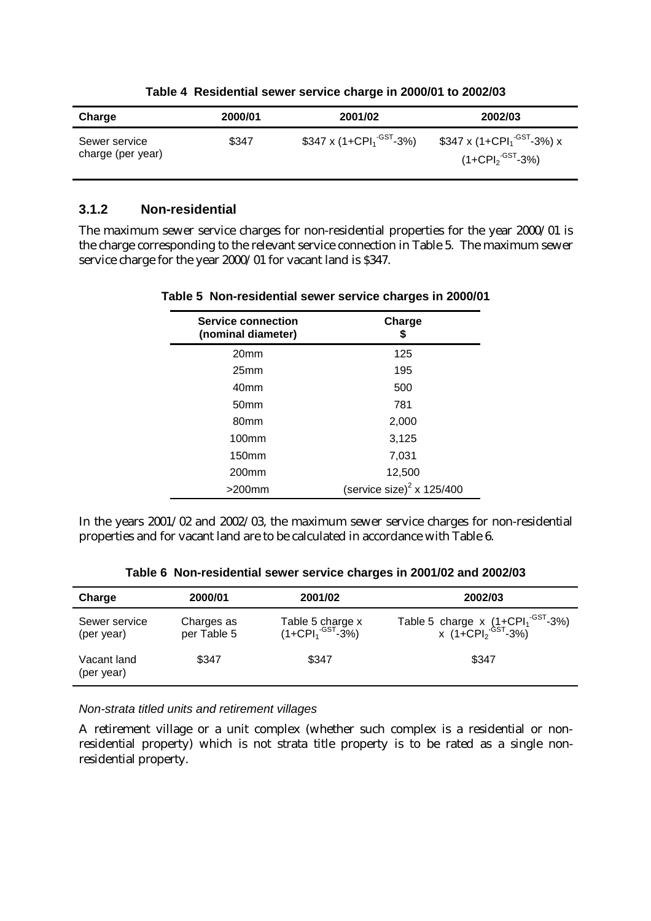**Table 4 Residential sewer service charge in 2000/01 to 2002/03**

| Charge | 2000/01 | 2001/02 | 2002/03 |
|---|---|---|---|
| Sewer service charge (per year) | \$347 | \$347 x $(1+CPI_1^{-GST}-3\%)$ | \$347 x $(1+CPI_1^{-GST}-3\%)$ x $(1+CPI_2^{-GST}-3\%)$ |

### 3.1.2 Non-residential

The maximum sewer service charges for non-residential properties for the year 2000/01 is the charge corresponding to the relevant service connection in Table 5. The maximum sewer service charge for the year 2000/01 for vacant land is \$347.

**Table 5 Non-residential sewer service charges in 2000/01**

| Service connection (nominal diameter) | Charge \$ |
|---|---|
| 20mm | 125 |
| 25mm | 195 |
| 40mm | 500 |
| 50mm | 781 |
| 80mm | 2,000 |
| 100mm | 3,125 |
| 150mm | 7,031 |
| 200mm | 12,500 |
| >200mm | $(\text{service size})^2$ x 125/400 |

In the years 2001/02 and 2002/03, the maximum sewer service charges for non-residential properties and for vacant land are to be calculated in accordance with Table 6.

**Table 6 Non-residential sewer service charges in 2001/02 and 2002/03**

| Charge | 2000/01 | 2001/02 | 2002/03 |
|---|---|---|---|
| Sewer service (per year) | Charges as per Table 5 | Table 5 charge x $(1+CPI_1^{-GST}-3\%)$ | Table 5 charge x $(1+CPI_1^{-GST}-3\%)$ x $(1+CPI_2^{-GST}-3\%)$ |
| Vacant land (per year) | \$347 | \$347 | \$347 |

*Non-strata titled units and retirement villages*

A retirement village or a unit complex (whether such complex is a residential or non-residential property) which is not strata title property is to be rated as a single non-residential property.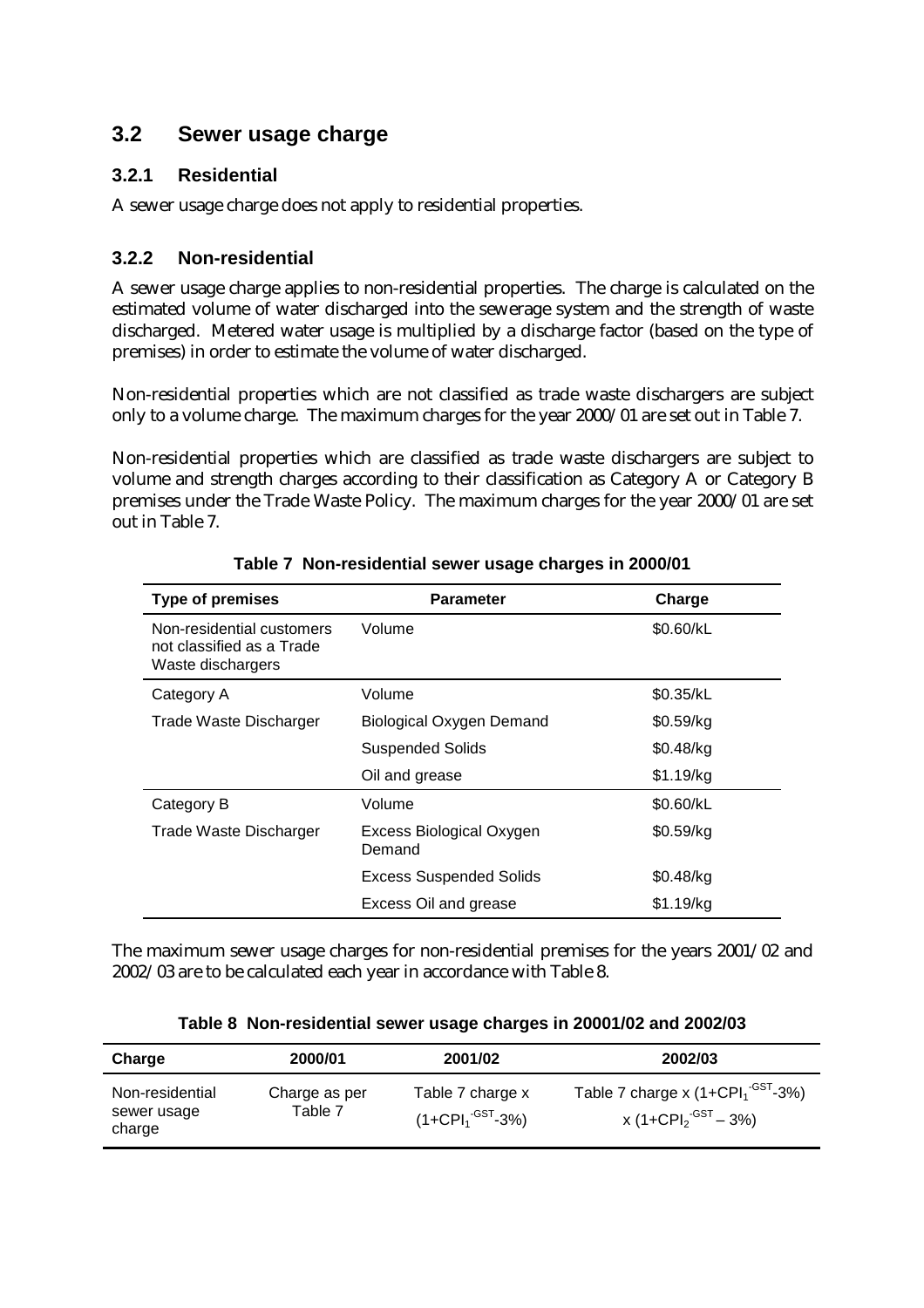## 3.2 Sewer usage charge

### 3.2.1 Residential

A sewer usage charge does not apply to residential properties.

### 3.2.2 Non-residential

A sewer usage charge applies to non-residential properties. The charge is calculated on the estimated volume of water discharged into the sewerage system and the strength of waste discharged. Metered water usage is multiplied by a discharge factor (based on the type of premises) in order to estimate the volume of water discharged.

Non-residential properties which are not classified as trade waste dischargers are subject only to a volume charge. The maximum charges for the year 2000/01 are set out in Table 7.

Non-residential properties which are classified as trade waste dischargers are subject to volume and strength charges according to their classification as Category A or Category B premises under the Trade Waste Policy. The maximum charges for the year 2000/01 are set out in Table 7.

**Table 7 Non-residential sewer usage charges in 2000/01**

| Type of premises | Parameter | Charge |
|---|---|---|
| Non-residential customers not classified as a Trade Waste dischargers | Volume | \$0.60/kL |
| Category A | Volume | \$0.35/kL |
| Trade Waste Discharger | Biological Oxygen Demand | \$0.59/kg |
| | Suspended Solids | \$0.48/kg |
| | Oil and grease | \$1.19/kg |
| Category B | Volume | \$0.60/kL |
| Trade Waste Discharger | Excess Biological Oxygen Demand | \$0.59/kg |
| | Excess Suspended Solids | \$0.48/kg |
| | Excess Oil and grease | \$1.19/kg |

The maximum sewer usage charges for non-residential premises for the years 2001/02 and 2002/03 are to be calculated each year in accordance with Table 8.

**Table 8 Non-residential sewer usage charges in 20001/02 and 2002/03**

| Charge | 2000/01 | 2001/02 | 2002/03 |
|---|---|---|---|
| Non-residential sewer usage charge | Charge as per Table 7 | Table 7 charge x $(1+CPI_1^{-GST}-3\%)$ | Table 7 charge x $(1+CPI_1^{-GST}-3\%)$ x $(1+CPI_2^{-GST}-3\%)$ |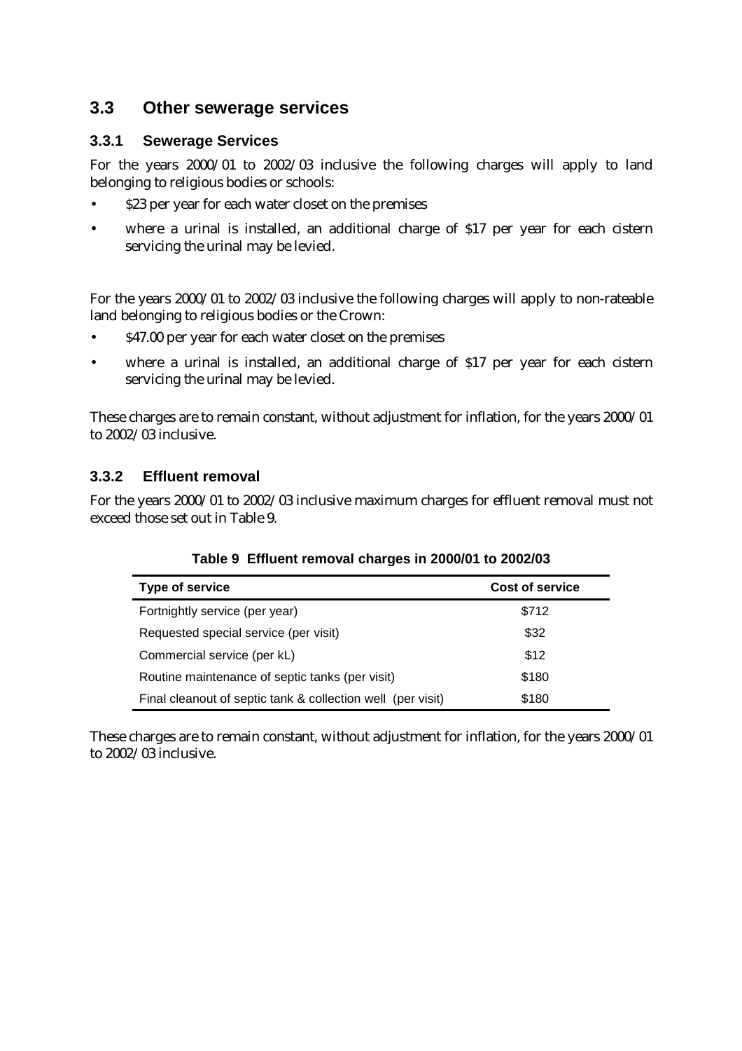## 3.3 Other sewerage services

### 3.3.1 Sewerage Services

For the years 2000/01 to 2002/03 inclusive the following charges will apply to land belonging to religious bodies or schools:

- $23 per year for each water closet on the premises
- where a urinal is installed, an additional charge of $17 per year for each cistern servicing the urinal may be levied.

For the years 2000/01 to 2002/03 inclusive the following charges will apply to non-rateable land belonging to religious bodies or the Crown:

- $47.00 per year for each water closet on the premises
- where a urinal is installed, an additional charge of $17 per year for each cistern servicing the urinal may be levied.

These charges are to remain constant, without adjustment for inflation, for the years 2000/01 to 2002/03 inclusive.

### 3.3.2 Effluent removal

For the years 2000/01 to 2002/03 inclusive maximum charges for effluent removal must not exceed those set out in Table 9.

**Table 9 Effluent removal charges in 2000/01 to 2002/03**

| Type of service | Cost of service |
|---|---|
| Fortnightly service (per year) | $712 |
| Requested special service (per visit) | $32 |
| Commercial service (per kL) | $12 |
| Routine maintenance of septic tanks (per visit) | $180 |
| Final cleanout of septic tank & collection well (per visit) | $180 |

These charges are to remain constant, without adjustment for inflation, for the years 2000/01 to 2002/03 inclusive.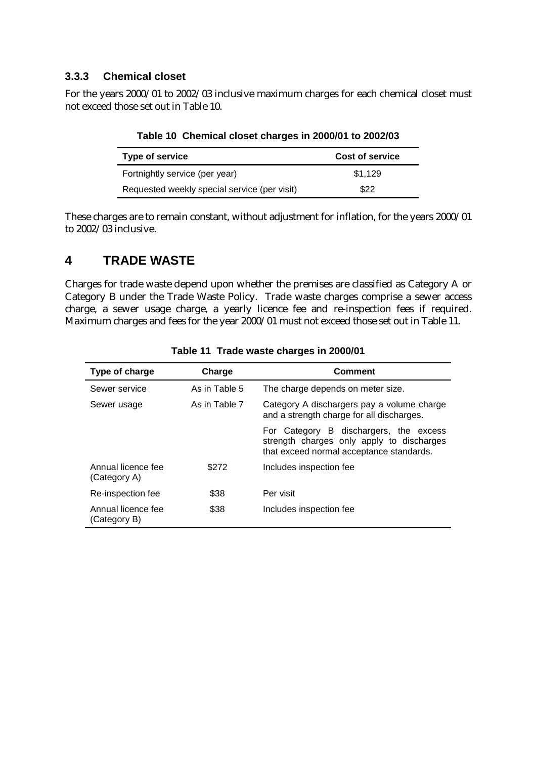### 3.3.3 Chemical closet

For the years 2000/01 to 2002/03 inclusive maximum charges for each chemical closet must not exceed those set out in Table 10.

**Table 10 Chemical closet charges in 2000/01 to 2002/03**

| Type of service | Cost of service |
|---|---|
| Fortnightly service (per year) | $1,129 |
| Requested weekly special service (per visit) | $22 |

These charges are to remain constant, without adjustment for inflation, for the years 2000/01 to 2002/03 inclusive.

## 4 TRADE WASTE

Charges for trade waste depend upon whether the premises are classified as Category A or Category B under the Trade Waste Policy. Trade waste charges comprise a sewer access charge, a sewer usage charge, a yearly licence fee and re-inspection fees if required. Maximum charges and fees for the year 2000/01 must not exceed those set out in Table 11.

**Table 11 Trade waste charges in 2000/01**

| Type of charge | Charge | Comment |
|---|---|---|
| Sewer service | As in Table 5 | The charge depends on meter size. |
| Sewer usage | As in Table 7 | Category A dischargers pay a volume charge and a strength charge for all discharges. |
| | | For Category B dischargers, the excess strength charges only apply to discharges that exceed normal acceptance standards. |
| Annual licence fee (Category A) | $272 | Includes inspection fee |
| Re-inspection fee | $38 | Per visit |
| Annual licence fee (Category B) | $38 | Includes inspection fee |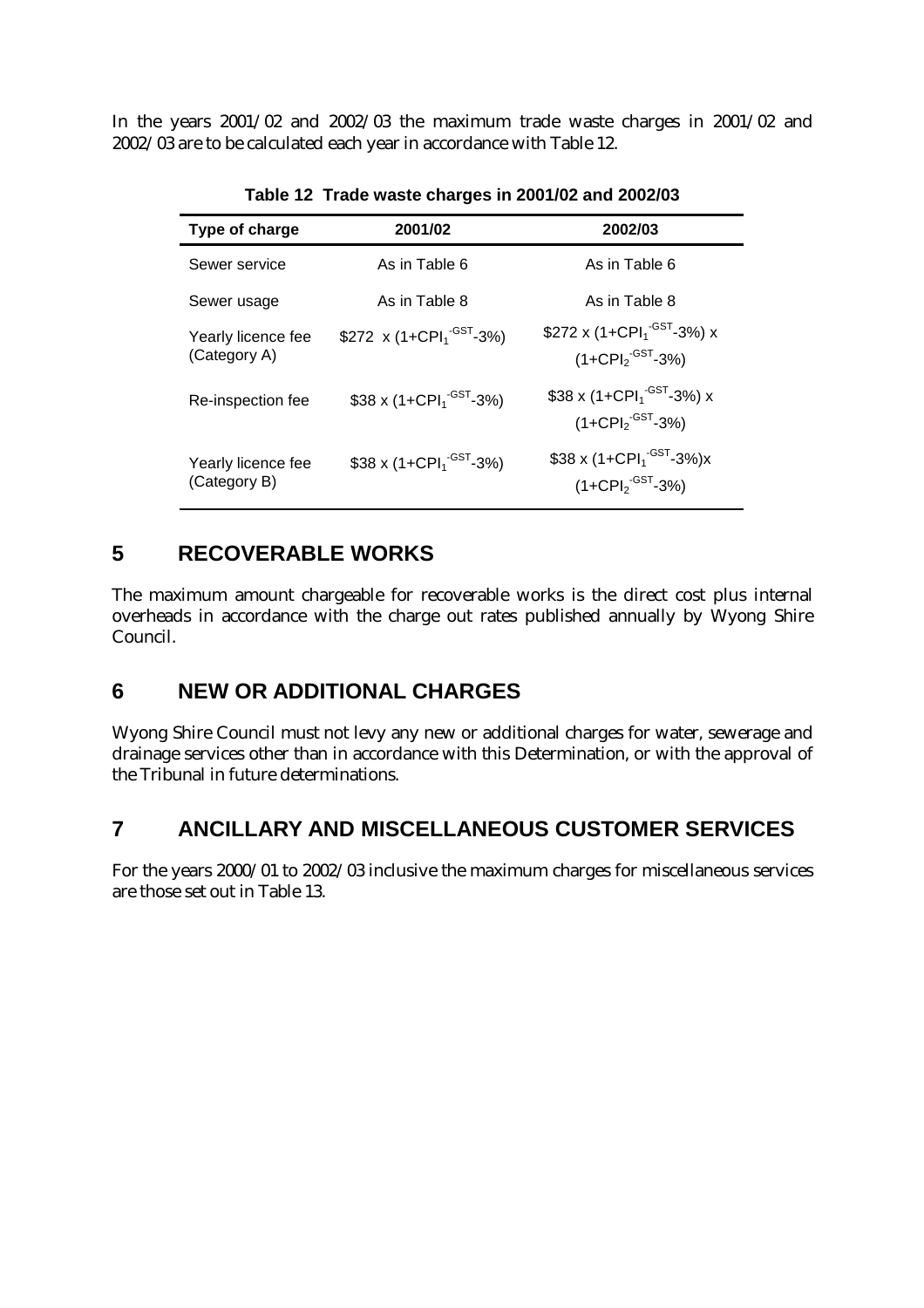In the years 2001/02 and 2002/03 the maximum trade waste charges in 2001/02 and 2002/03 are to be calculated each year in accordance with Table 12.

**Table 12 Trade waste charges in 2001/02 and 2002/03**

| Type of charge | 2001/02 | 2002/03 |
|---|---|---|
| Sewer service | As in Table 6 | As in Table 6 |
| Sewer usage | As in Table 8 | As in Table 8 |
| Yearly licence fee (Category A) | \$272 x $(1+CPI_1^{-GST}-3\%)$ | \$272 x $(1+CPI_1^{-GST}-3\%)$ x $(1+CPI_2^{-GST}-3\%)$ |
| Re-inspection fee | \$38 x $(1+CPI_1^{-GST}-3\%)$ | \$38 x $(1+CPI_1^{-GST}-3\%)$ x $(1+CPI_2^{-GST}-3\%)$ |
| Yearly licence fee (Category B) | \$38 x $(1+CPI_1^{-GST}-3\%)$ | \$38 x $(1+CPI_1^{-GST}-3\%)$x $(1+CPI_2^{-GST}-3\%)$ |

## 5 RECOVERABLE WORKS

The maximum amount chargeable for recoverable works is the direct cost plus internal overheads in accordance with the charge out rates published annually by Wyong Shire Council.

## 6 NEW OR ADDITIONAL CHARGES

Wyong Shire Council must not levy any new or additional charges for water, sewerage and drainage services other than in accordance with this Determination, or with the approval of the Tribunal in future determinations.

## 7 ANCILLARY AND MISCELLANEOUS CUSTOMER SERVICES

For the years 2000/01 to 2002/03 inclusive the maximum charges for miscellaneous services are those set out in Table 13.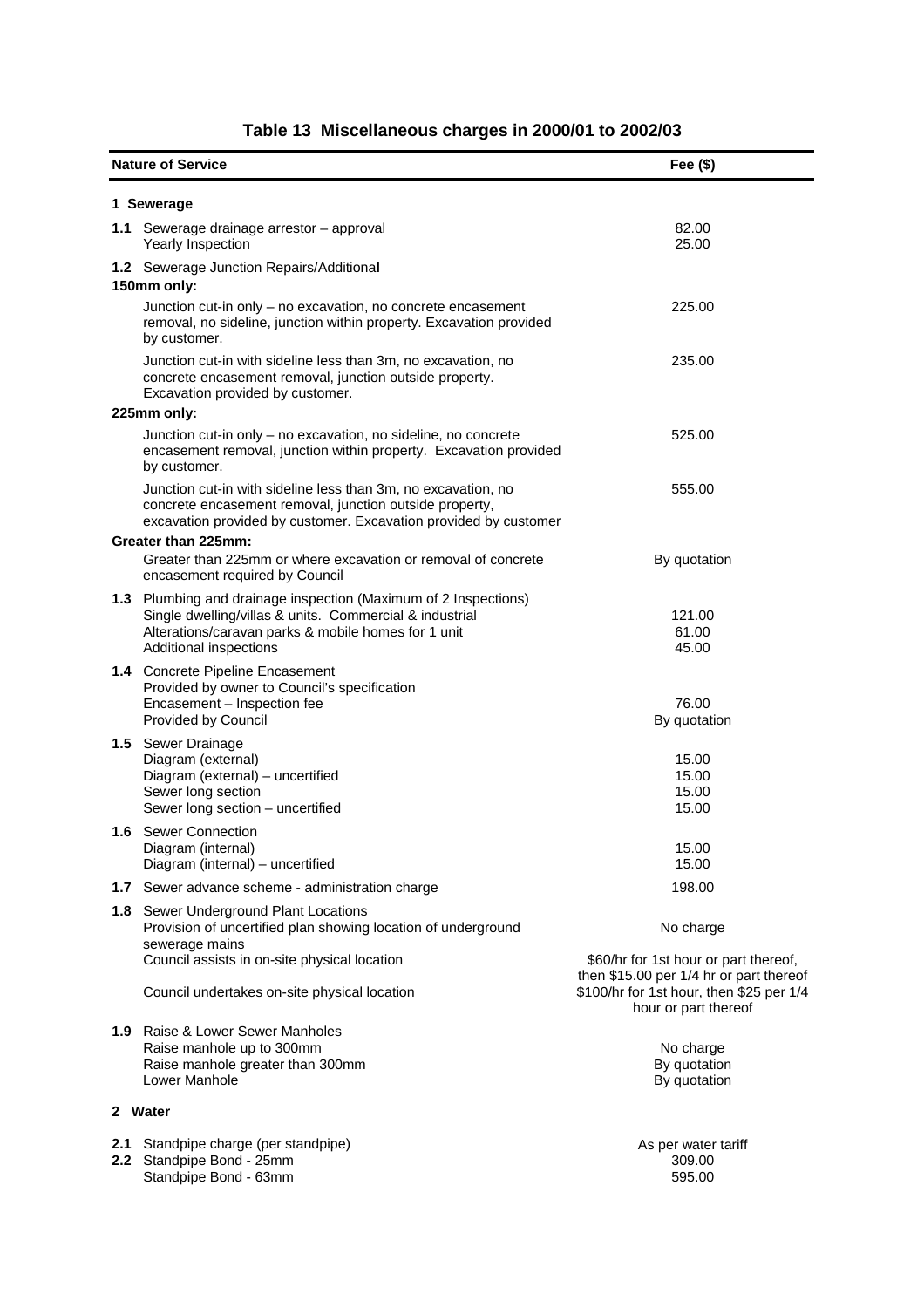## Table 13 Miscellaneous charges in 2000/01 to 2002/03

| Nature of Service | Fee ($) |
|---|---|
| **1 Sewerage** | |
| **1.1** Sewerage drainage arrestor – approval | 82.00 |
| Yearly Inspection | 25.00 |
| **1.2** Sewerage Junction Repairs/Additional | |
| **150mm only:** | |
| Junction cut-in only – no excavation, no concrete encasement removal, no sideline, junction within property. Excavation provided by customer. | 225.00 |
| Junction cut-in with sideline less than 3m, no excavation, no concrete encasement removal, junction outside property. Excavation provided by customer. | 235.00 |
| **225mm only:** | |
| Junction cut-in only – no excavation, no sideline, no concrete encasement removal, junction within property. Excavation provided by customer. | 525.00 |
| Junction cut-in with sideline less than 3m, no excavation, no concrete encasement removal, junction outside property, excavation provided by customer. Excavation provided by customer | 555.00 |
| **Greater than 225mm:** | |
| Greater than 225mm or where excavation or removal of concrete encasement required by Council | By quotation |
| **1.3** Plumbing and drainage inspection (Maximum of 2 Inspections) | |
| Single dwelling/villas & units. Commercial & industrial | 121.00 |
| Alterations/caravan parks & mobile homes for 1 unit | 61.00 |
| Additional inspections | 45.00 |
| **1.4** Concrete Pipeline Encasement | |
| Provided by owner to Council's specification | |
| Encasement – Inspection fee | 76.00 |
| Provided by Council | By quotation |
| **1.5** Sewer Drainage | |
| Diagram (external) | 15.00 |
| Diagram (external) – uncertified | 15.00 |
| Sewer long section | 15.00 |
| Sewer long section – uncertified | 15.00 |
| **1.6** Sewer Connection | |
| Diagram (internal) | 15.00 |
| Diagram (internal) – uncertified | 15.00 |
| **1.7** Sewer advance scheme - administration charge | 198.00 |
| **1.8** Sewer Underground Plant Locations | |
| Provision of uncertified plan showing location of underground sewerage mains | No charge |
| Council assists in on-site physical location | $60/hr for 1st hour or part thereof, then $15.00 per 1/4 hr or part thereof |
| Council undertakes on-site physical location | $100/hr for 1st hour, then $25 per 1/4 hour or part thereof |
| **1.9** Raise & Lower Sewer Manholes | |
| Raise manhole up to 300mm | No charge |
| Raise manhole greater than 300mm | By quotation |
| Lower Manhole | By quotation |
| **2 Water** | |
| **2.1** Standpipe charge (per standpipe) | As per water tariff |
| **2.2** Standpipe Bond - 25mm | 309.00 |
| Standpipe Bond - 63mm | 595.00 |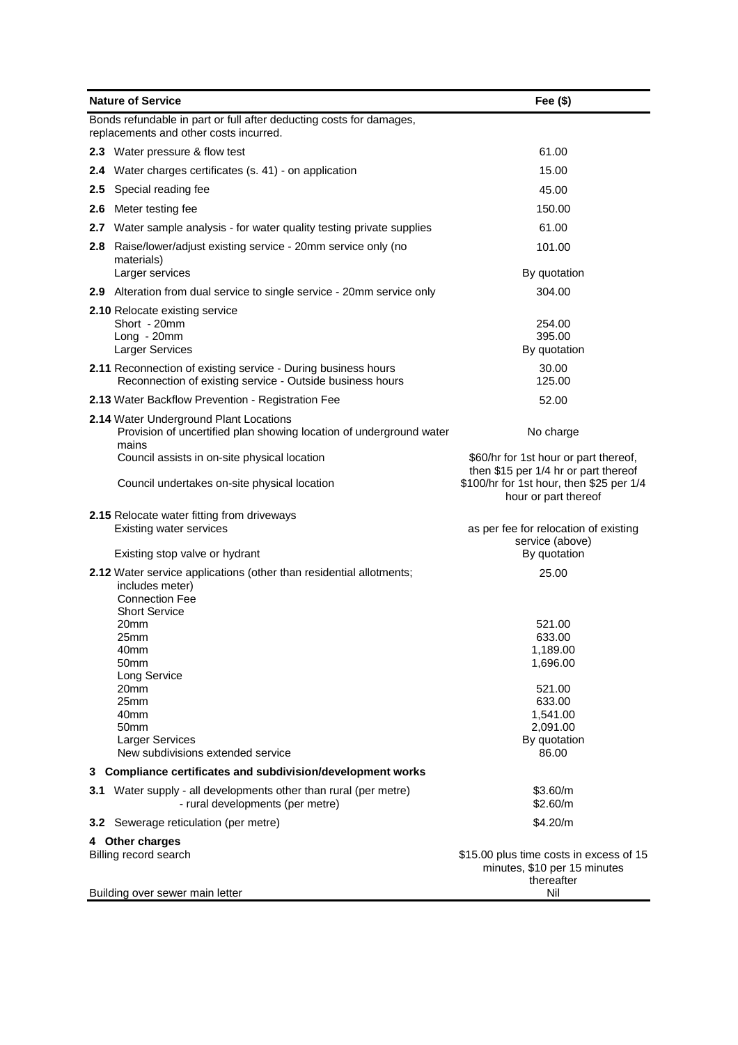| Nature of Service | Fee ($) |
|---|---|
| Bonds refundable in part or full after deducting costs for damages, replacements and other costs incurred. | |
| **2.3** Water pressure & flow test | 61.00 |
| **2.4** Water charges certificates (s. 41) - on application | 15.00 |
| **2.5** Special reading fee | 45.00 |
| **2.6** Meter testing fee | 150.00 |
| **2.7** Water sample analysis - for water quality testing private supplies | 61.00 |
| **2.8** Raise/lower/adjust existing service - 20mm service only (no materials) | 101.00 |
| Larger services | By quotation |
| **2.9** Alteration from dual service to single service - 20mm service only | 304.00 |
| **2.10** Relocate existing service | |
| Short - 20mm | 254.00 |
| Long - 20mm | 395.00 |
| Larger Services | By quotation |
| **2.11** Reconnection of existing service - During business hours | 30.00 |
| Reconnection of existing service - Outside business hours | 125.00 |
| **2.13** Water Backflow Prevention - Registration Fee | 52.00 |
| **2.14** Water Underground Plant Locations | |
| Provision of uncertified plan showing location of underground water mains | No charge |
| Council assists in on-site physical location | $60/hr for 1st hour or part thereof, then $15 per 1/4 hr or part thereof |
| Council undertakes on-site physical location | $100/hr for 1st hour, then $25 per 1/4 hour or part thereof |
| **2.15** Relocate water fitting from driveways | |
| Existing water services | as per fee for relocation of existing service (above) |
| Existing stop valve or hydrant | By quotation |
| **2.12** Water service applications (other than residential allotments; includes meter) | 25.00 |
| Connection Fee | |
| Short Service | |
| 20mm | 521.00 |
| 25mm | 633.00 |
| 40mm | 1,189.00 |
| 50mm | 1,696.00 |
| Long Service | |
| 20mm | 521.00 |
| 25mm | 633.00 |
| 40mm | 1,541.00 |
| 50mm | 2,091.00 |
| Larger Services | By quotation |
| New subdivisions extended service | 86.00 |
| **3 Compliance certificates and subdivision/development works** | |
| **3.1** Water supply - all developments other than rural (per metre) | $3.60/m |
| - rural developments (per metre) | $2.60/m |
| **3.2** Sewerage reticulation (per metre) | $4.20/m |
| **4 Other charges** | |
| Billing record search | $15.00 plus time costs in excess of 15 minutes, $10 per 15 minutes thereafter |
| Building over sewer main letter | Nil |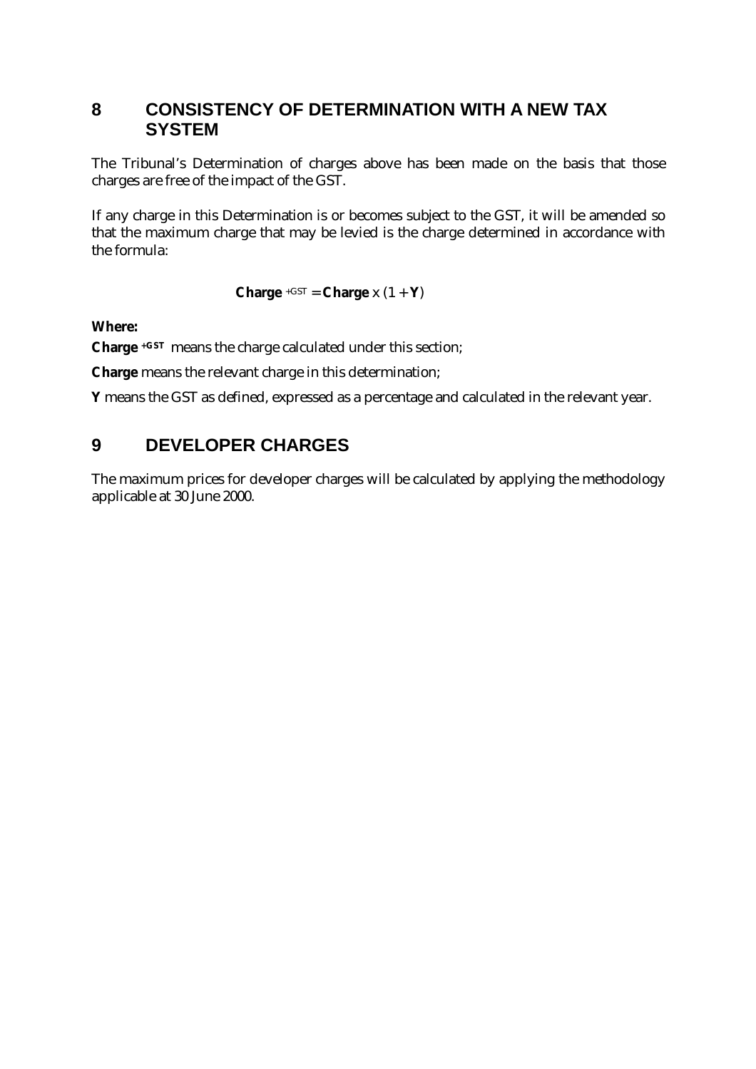## 8 CONSISTENCY OF DETERMINATION WITH A NEW TAX SYSTEM

The Tribunal's Determination of charges above has been made on the basis that those charges are free of the impact of the GST.

If any charge in this Determination is or becomes subject to the GST, it will be amended so that the maximum charge that may be levied is the charge determined in accordance with the formula:

$$\textbf{Charge}^{+GST} = \textbf{Charge} \times (1 + \textbf{Y})$$

**Where:**

**Charge** $^{+GST}$ means the charge calculated under this section;

**Charge** means the relevant charge in this determination;

**Y** means the GST as defined, expressed as a percentage and calculated in the relevant year.

## 9 DEVELOPER CHARGES

The maximum prices for developer charges will be calculated by applying the methodology applicable at 30 June 2000.